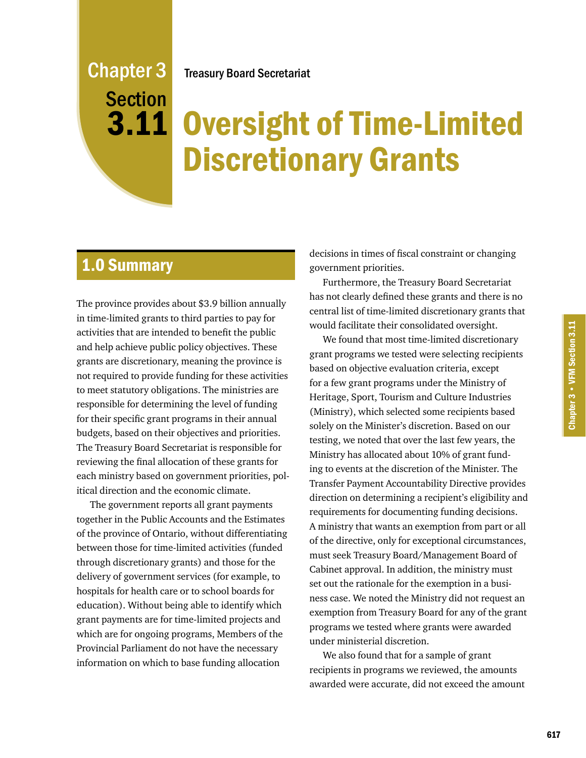# Chapter 3 Section 3.11

Treasury Board Secretariat

# Oversight of Time-Limited Discretionary Grants

## 1.0 Summary

The province provides about $3.9 billion annually in time-limited grants to third parties to pay for activities that are intended to benefit the public and help achieve public policy objectives. These grants are discretionary, meaning the province is not required to provide funding for these activities to meet statutory obligations. The ministries are responsible for determining the level of funding for their specific grant programs in their annual budgets, based on their objectives and priorities. The Treasury Board Secretariat is responsible for reviewing the final allocation of these grants for each ministry based on government priorities, political direction and the economic climate.

The government reports all grant payments together in the Public Accounts and the Estimates of the province of Ontario, without differentiating between those for time-limited activities (funded through discretionary grants) and those for the delivery of government services (for example, to hospitals for health care or to school boards for education). Without being able to identify which grant payments are for time-limited projects and which are for ongoing programs, Members of the Provincial Parliament do not have the necessary information on which to base funding allocation decisions in times of fiscal constraint or changing government priorities.

Furthermore, the Treasury Board Secretariat has not clearly defined these grants and there is no central list of time-limited discretionary grants that would facilitate their consolidated oversight.

We found that most time-limited discretionary grant programs we tested were selecting recipients based on objective evaluation criteria, except for a few grant programs under the Ministry of Heritage, Sport, Tourism and Culture Industries (Ministry), which selected some recipients based solely on the Minister's discretion. Based on our testing, we noted that over the last few years, the Ministry has allocated about 10% of grant funding to events at the discretion of the Minister. The Transfer Payment Accountability Directive provides direction on determining a recipient's eligibility and requirements for documenting funding decisions. A ministry that wants an exemption from part or all of the directive, only for exceptional circumstances, must seek Treasury Board/Management Board of Cabinet approval. In addition, the ministry must set out the rationale for the exemption in a business case. We noted the Ministry did not request an exemption from Treasury Board for any of the grant programs we tested where grants were awarded under ministerial discretion.

We also found that for a sample of grant recipients in programs we reviewed, the amounts awarded were accurate, did not exceed the amount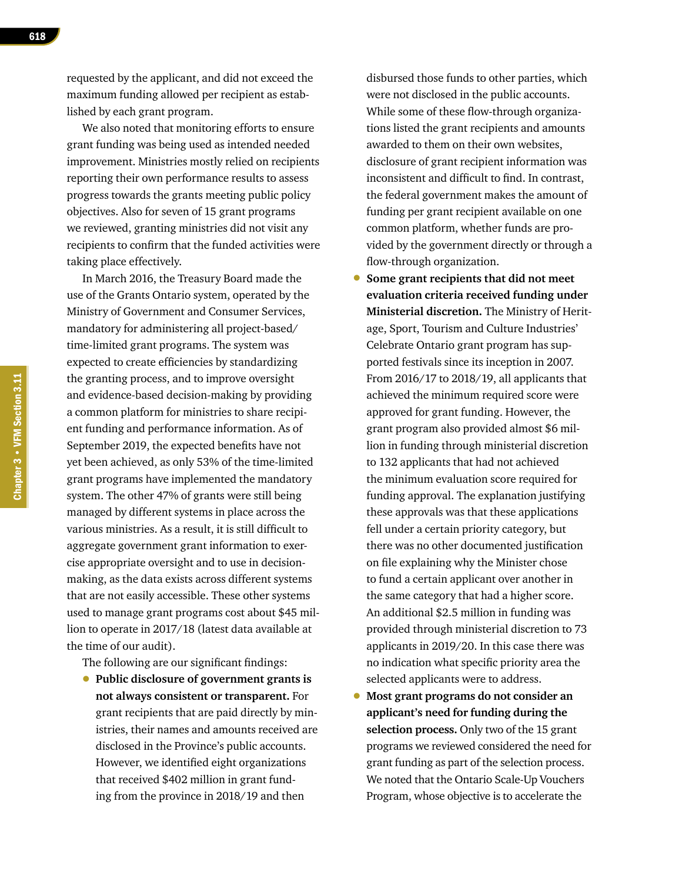requested by the applicant, and did not exceed the maximum funding allowed per recipient as established by each grant program.

We also noted that monitoring efforts to ensure grant funding was being used as intended needed improvement. Ministries mostly relied on recipients reporting their own performance results to assess progress towards the grants meeting public policy objectives. Also for seven of 15 grant programs we reviewed, granting ministries did not visit any recipients to confirm that the funded activities were taking place effectively.

In March 2016, the Treasury Board made the use of the Grants Ontario system, operated by the Ministry of Government and Consumer Services, mandatory for administering all project-based/time-limited grant programs. The system was expected to create efficiencies by standardizing the granting process, and to improve oversight and evidence-based decision-making by providing a common platform for ministries to share recipient funding and performance information. As of September 2019, the expected benefits have not yet been achieved, as only 53% of the time-limited grant programs have implemented the mandatory system. The other 47% of grants were still being managed by different systems in place across the various ministries. As a result, it is still difficult to aggregate government grant information to exercise appropriate oversight and to use in decision-making, as the data exists across different systems that are not easily accessible. These other systems used to manage grant programs cost about $45 million to operate in 2017/18 (latest data available at the time of our audit).

The following are our significant findings:

- **Public disclosure of government grants is not always consistent or transparent.** For grant recipients that are paid directly by ministries, their names and amounts received are disclosed in the Province's public accounts. However, we identified eight organizations that received $402 million in grant funding from the province in 2018/19 and then disbursed those funds to other parties, which were not disclosed in the public accounts. While some of these flow-through organizations listed the grant recipients and amounts awarded to them on their own websites, disclosure of grant recipient information was inconsistent and difficult to find. In contrast, the federal government makes the amount of funding per grant recipient available on one common platform, whether funds are provided by the government directly or through a flow-through organization.
- **Some grant recipients that did not meet evaluation criteria received funding under Ministerial discretion.** The Ministry of Heritage, Sport, Tourism and Culture Industries' Celebrate Ontario grant program has supported festivals since its inception in 2007. From 2016/17 to 2018/19, all applicants that achieved the minimum required score were approved for grant funding. However, the grant program also provided almost $6 million in funding through ministerial discretion to 132 applicants that had not achieved the minimum evaluation score required for funding approval. The explanation justifying these approvals was that these applications fell under a certain priority category, but there was no other documented justification on file explaining why the Minister chose to fund a certain applicant over another in the same category that had a higher score. An additional $2.5 million in funding was provided through ministerial discretion to 73 applicants in 2019/20. In this case there was no indication what specific priority area the selected applicants were to address.
- **Most grant programs do not consider an applicant's need for funding during the selection process.** Only two of the 15 grant programs we reviewed considered the need for grant funding as part of the selection process. We noted that the Ontario Scale-Up Vouchers Program, whose objective is to accelerate the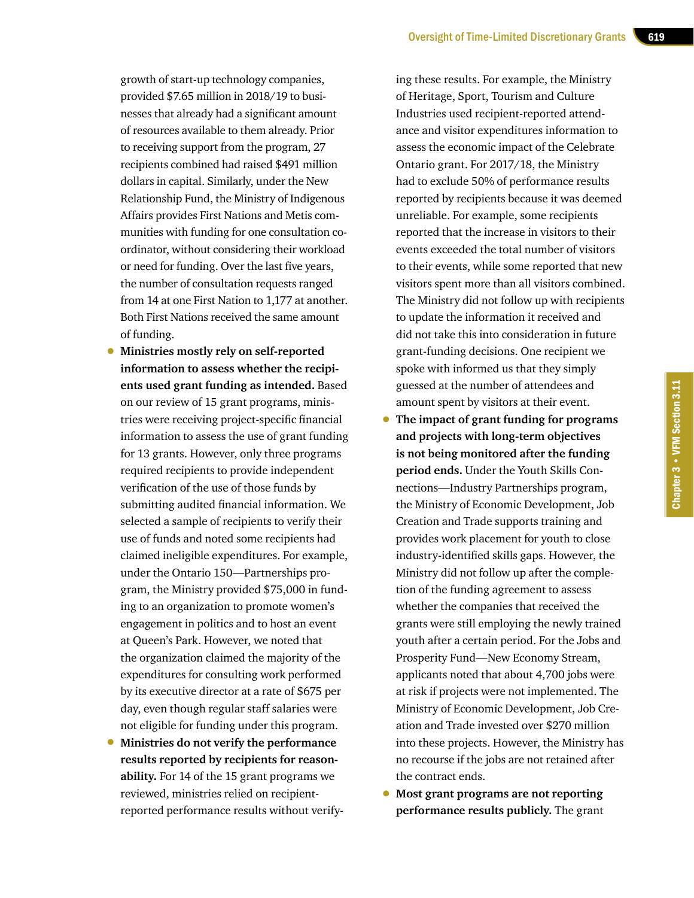growth of start-up technology companies, provided $7.65 million in 2018/19 to businesses that already had a significant amount of resources available to them already. Prior to receiving support from the program, 27 recipients combined had raised $491 million dollars in capital. Similarly, under the New Relationship Fund, the Ministry of Indigenous Affairs provides First Nations and Metis communities with funding for one consultation co-ordinator, without considering their workload or need for funding. Over the last five years, the number of consultation requests ranged from 14 at one First Nation to 1,177 at another. Both First Nations received the same amount of funding.

- **Ministries mostly rely on self-reported information to assess whether the recipients used grant funding as intended.** Based on our review of 15 grant programs, ministries were receiving project-specific financial information to assess the use of grant funding for 13 grants. However, only three programs required recipients to provide independent verification of the use of those funds by submitting audited financial information. We selected a sample of recipients to verify their use of funds and noted some recipients had claimed ineligible expenditures. For example, under the Ontario 150—Partnerships program, the Ministry provided $75,000 in funding to an organization to promote women's engagement in politics and to host an event at Queen's Park. However, we noted that the organization claimed the majority of the expenditures for consulting work performed by its executive director at a rate of $675 per day, even though regular staff salaries were not eligible for funding under this program.
- **Ministries do not verify the performance results reported by recipients for reasonability.** For 14 of the 15 grant programs we reviewed, ministries relied on recipient-reported performance results without verifying these results. For example, the Ministry of Heritage, Sport, Tourism and Culture Industries used recipient-reported attendance and visitor expenditures information to assess the economic impact of the Celebrate Ontario grant. For 2017/18, the Ministry had to exclude 50% of performance results reported by recipients because it was deemed unreliable. For example, some recipients reported that the increase in visitors to their events exceeded the total number of visitors to their events, while some reported that new visitors spent more than all visitors combined. The Ministry did not follow up with recipients to update the information it received and did not take this into consideration in future grant-funding decisions. One recipient we spoke with informed us that they simply guessed at the number of attendees and amount spent by visitors at their event.
- **The impact of grant funding for programs and projects with long-term objectives is not being monitored after the funding period ends.** Under the Youth Skills Connections—Industry Partnerships program, the Ministry of Economic Development, Job Creation and Trade supports training and provides work placement for youth to close industry-identified skills gaps. However, the Ministry did not follow up after the completion of the funding agreement to assess whether the companies that received the grants were still employing the newly trained youth after a certain period. For the Jobs and Prosperity Fund—New Economy Stream, applicants noted that about 4,700 jobs were at risk if projects were not implemented. The Ministry of Economic Development, Job Creation and Trade invested over $270 million into these projects. However, the Ministry has no recourse if the jobs are not retained after the contract ends.
- **Most grant programs are not reporting performance results publicly.** The grant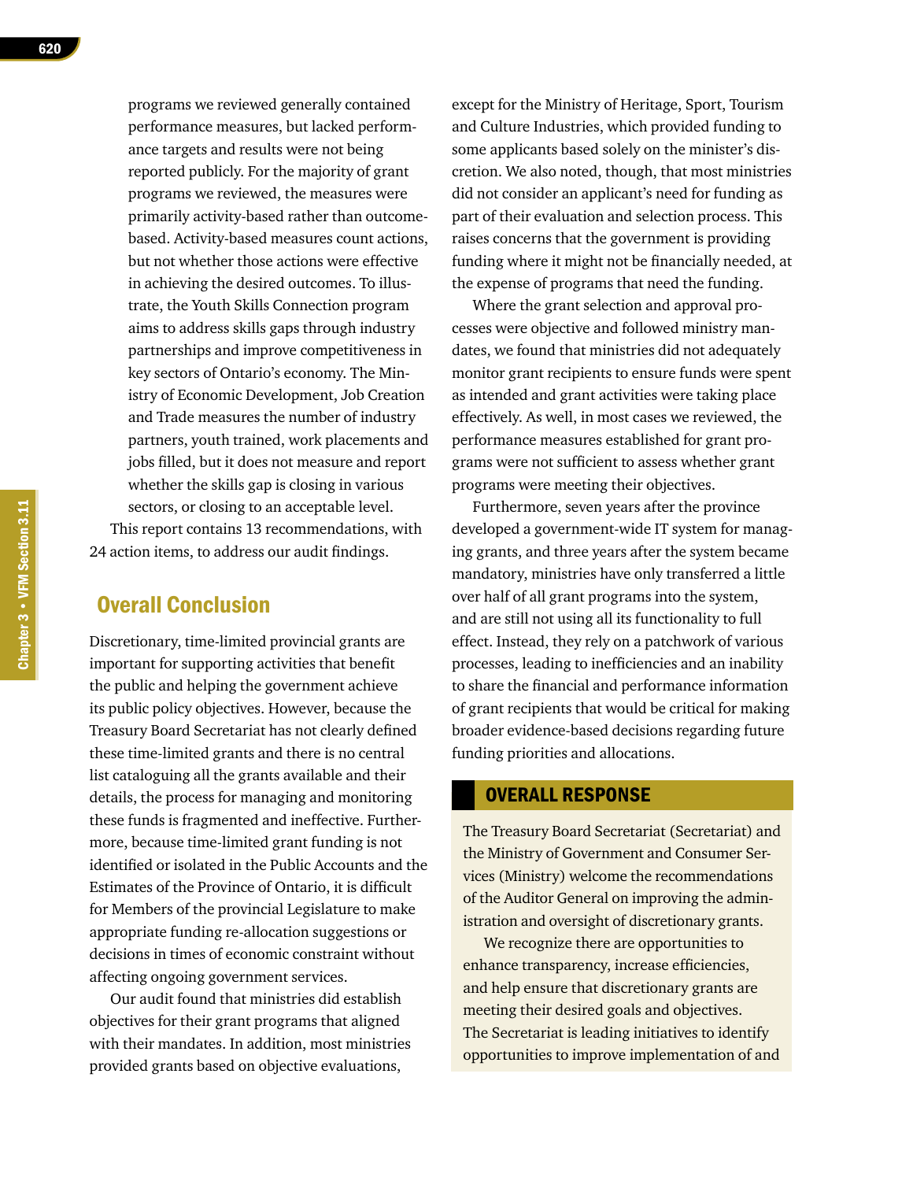programs we reviewed generally contained performance measures, but lacked performance targets and results were not being reported publicly. For the majority of grant programs we reviewed, the measures were primarily activity-based rather than outcome-based. Activity-based measures count actions, but not whether those actions were effective in achieving the desired outcomes. To illustrate, the Youth Skills Connection program aims to address skills gaps through industry partnerships and improve competitiveness in key sectors of Ontario's economy. The Ministry of Economic Development, Job Creation and Trade measures the number of industry partners, youth trained, work placements and jobs filled, but it does not measure and report whether the skills gap is closing in various sectors, or closing to an acceptable level.

This report contains 13 recommendations, with 24 action items, to address our audit findings.

## Overall Conclusion

Discretionary, time-limited provincial grants are important for supporting activities that benefit the public and helping the government achieve its public policy objectives. However, because the Treasury Board Secretariat has not clearly defined these time-limited grants and there is no central list cataloguing all the grants available and their details, the process for managing and monitoring these funds is fragmented and ineffective. Furthermore, because time-limited grant funding is not identified or isolated in the Public Accounts and the Estimates of the Province of Ontario, it is difficult for Members of the provincial Legislature to make appropriate funding re-allocation suggestions or decisions in times of economic constraint without affecting ongoing government services.

Our audit found that ministries did establish objectives for their grant programs that aligned with their mandates. In addition, most ministries provided grants based on objective evaluations, except for the Ministry of Heritage, Sport, Tourism and Culture Industries, which provided funding to some applicants based solely on the minister's discretion. We also noted, though, that most ministries did not consider an applicant's need for funding as part of their evaluation and selection process. This raises concerns that the government is providing funding where it might not be financially needed, at the expense of programs that need the funding.

Where the grant selection and approval processes were objective and followed ministry mandates, we found that ministries did not adequately monitor grant recipients to ensure funds were spent as intended and grant activities were taking place effectively. As well, in most cases we reviewed, the performance measures established for grant programs were not sufficient to assess whether grant programs were meeting their objectives.

Furthermore, seven years after the province developed a government-wide IT system for managing grants, and three years after the system became mandatory, ministries have only transferred a little over half of all grant programs into the system, and are still not using all its functionality to full effect. Instead, they rely on a patchwork of various processes, leading to inefficiencies and an inability to share the financial and performance information of grant recipients that would be critical for making broader evidence-based decisions regarding future funding priorities and allocations.

### OVERALL RESPONSE

The Treasury Board Secretariat (Secretariat) and the Ministry of Government and Consumer Services (Ministry) welcome the recommendations of the Auditor General on improving the administration and oversight of discretionary grants.

We recognize there are opportunities to enhance transparency, increase efficiencies, and help ensure that discretionary grants are meeting their desired goals and objectives. The Secretariat is leading initiatives to identify opportunities to improve implementation of and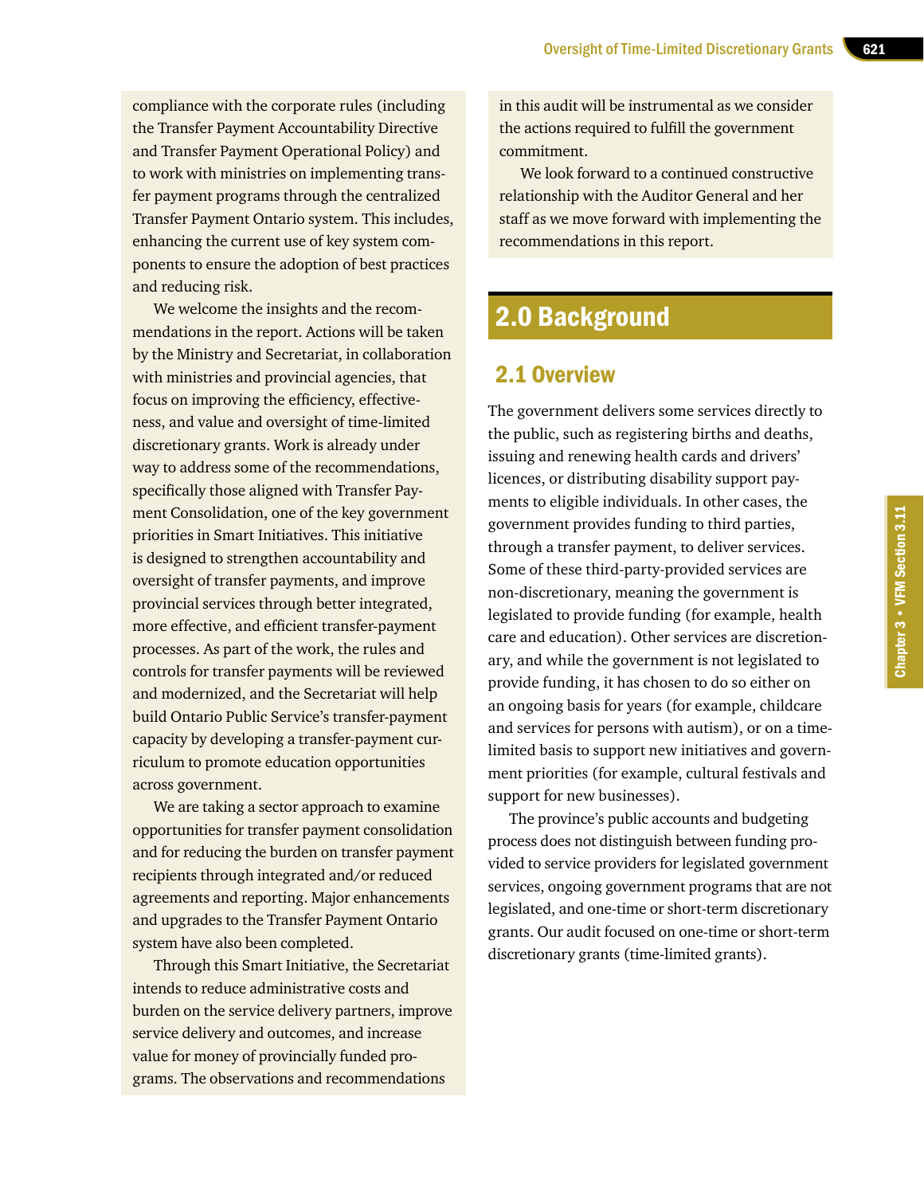compliance with the corporate rules (including the Transfer Payment Accountability Directive and Transfer Payment Operational Policy) and to work with ministries on implementing transfer payment programs through the centralized Transfer Payment Ontario system. This includes, enhancing the current use of key system components to ensure the adoption of best practices and reducing risk.

We welcome the insights and the recommendations in the report. Actions will be taken by the Ministry and Secretariat, in collaboration with ministries and provincial agencies, that focus on improving the efficiency, effectiveness, and value and oversight of time-limited discretionary grants. Work is already under way to address some of the recommendations, specifically those aligned with Transfer Payment Consolidation, one of the key government priorities in Smart Initiatives. This initiative is designed to strengthen accountability and oversight of transfer payments, and improve provincial services through better integrated, more effective, and efficient transfer-payment processes. As part of the work, the rules and controls for transfer payments will be reviewed and modernized, and the Secretariat will help build Ontario Public Service's transfer-payment capacity by developing a transfer-payment curriculum to promote education opportunities across government.

We are taking a sector approach to examine opportunities for transfer payment consolidation and for reducing the burden on transfer payment recipients through integrated and/or reduced agreements and reporting. Major enhancements and upgrades to the Transfer Payment Ontario system have also been completed.

Through this Smart Initiative, the Secretariat intends to reduce administrative costs and burden on the service delivery partners, improve service delivery and outcomes, and increase value for money of provincially funded programs. The observations and recommendations in this audit will be instrumental as we consider the actions required to fulfill the government commitment.

We look forward to a continued constructive relationship with the Auditor General and her staff as we move forward with implementing the recommendations in this report.

## 2.0 Background

### 2.1 Overview

The government delivers some services directly to the public, such as registering births and deaths, issuing and renewing health cards and drivers' licences, or distributing disability support payments to eligible individuals. In other cases, the government provides funding to third parties, through a transfer payment, to deliver services. Some of these third-party-provided services are non-discretionary, meaning the government is legislated to provide funding (for example, health care and education). Other services are discretionary, and while the government is not legislated to provide funding, it has chosen to do so either on an ongoing basis for years (for example, childcare and services for persons with autism), or on a time-limited basis to support new initiatives and government priorities (for example, cultural festivals and support for new businesses).

The province's public accounts and budgeting process does not distinguish between funding provided to service providers for legislated government services, ongoing government programs that are not legislated, and one-time or short-term discretionary grants. Our audit focused on one-time or short-term discretionary grants (time-limited grants).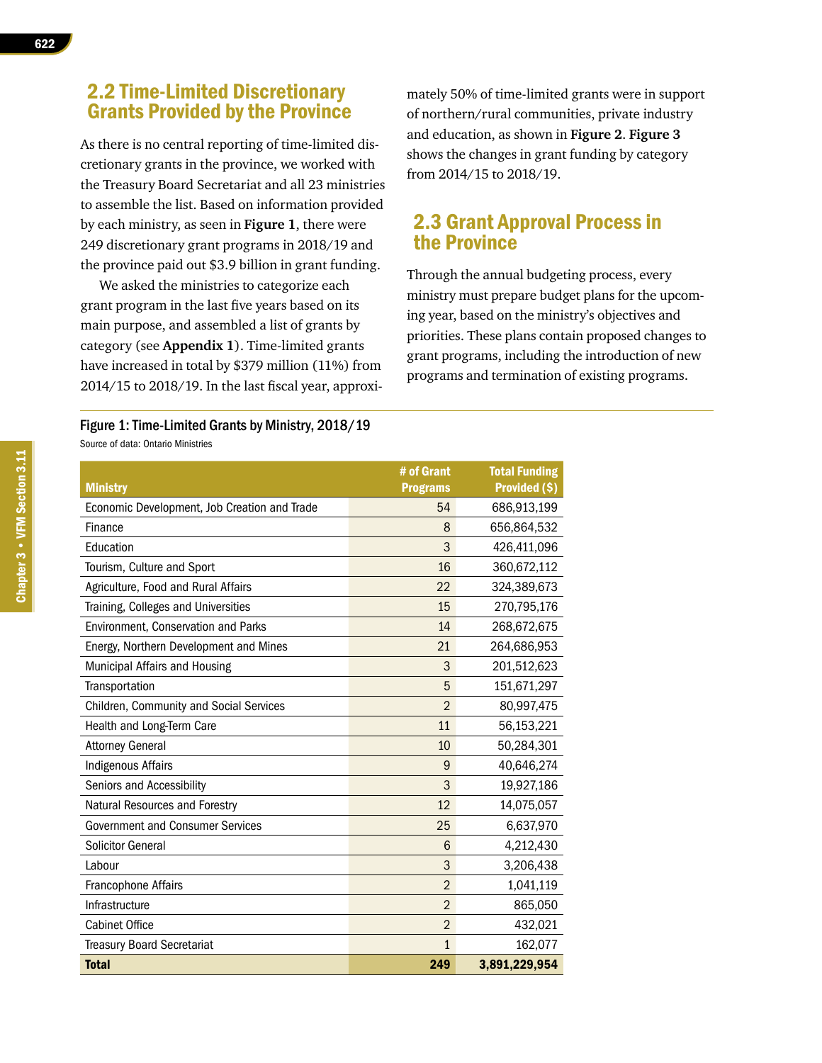## 2.2 Time-Limited Discretionary Grants Provided by the Province

As there is no central reporting of time-limited discretionary grants in the province, we worked with the Treasury Board Secretariat and all 23 ministries to assemble the list. Based on information provided by each ministry, as seen in **Figure 1**, there were 249 discretionary grant programs in 2018/19 and the province paid out $3.9 billion in grant funding.

We asked the ministries to categorize each grant program in the last five years based on its main purpose, and assembled a list of grants by category (see **Appendix 1**). Time-limited grants have increased in total by $379 million (11%) from 2014/15 to 2018/19. In the last fiscal year, approximately 50% of time-limited grants were in support of northern/rural communities, private industry and education, as shown in **Figure 2**. **Figure 3** shows the changes in grant funding by category from 2014/15 to 2018/19.

## 2.3 Grant Approval Process in the Province

Through the annual budgeting process, every ministry must prepare budget plans for the upcoming year, based on the ministry's objectives and priorities. These plans contain proposed changes to grant programs, including the introduction of new programs and termination of existing programs.

**Figure 1: Time-Limited Grants by Ministry, 2018/19**

Source of data: Ontario Ministries

| Ministry | # of Grant Programs | Total Funding Provided ($) |
|---|---|---|
| Economic Development, Job Creation and Trade | 54 | 686,913,199 |
| Finance | 8 | 656,864,532 |
| Education | 3 | 426,411,096 |
| Tourism, Culture and Sport | 16 | 360,672,112 |
| Agriculture, Food and Rural Affairs | 22 | 324,389,673 |
| Training, Colleges and Universities | 15 | 270,795,176 |
| Environment, Conservation and Parks | 14 | 268,672,675 |
| Energy, Northern Development and Mines | 21 | 264,686,953 |
| Municipal Affairs and Housing | 3 | 201,512,623 |
| Transportation | 5 | 151,671,297 |
| Children, Community and Social Services | 2 | 80,997,475 |
| Health and Long-Term Care | 11 | 56,153,221 |
| Attorney General | 10 | 50,284,301 |
| Indigenous Affairs | 9 | 40,646,274 |
| Seniors and Accessibility | 3 | 19,927,186 |
| Natural Resources and Forestry | 12 | 14,075,057 |
| Government and Consumer Services | 25 | 6,637,970 |
| Solicitor General | 6 | 4,212,430 |
| Labour | 3 | 3,206,438 |
| Francophone Affairs | 2 | 1,041,119 |
| Infrastructure | 2 | 865,050 |
| Cabinet Office | 2 | 432,021 |
| Treasury Board Secretariat | 1 | 162,077 |
| **Total** | **249** | **3,891,229,954** |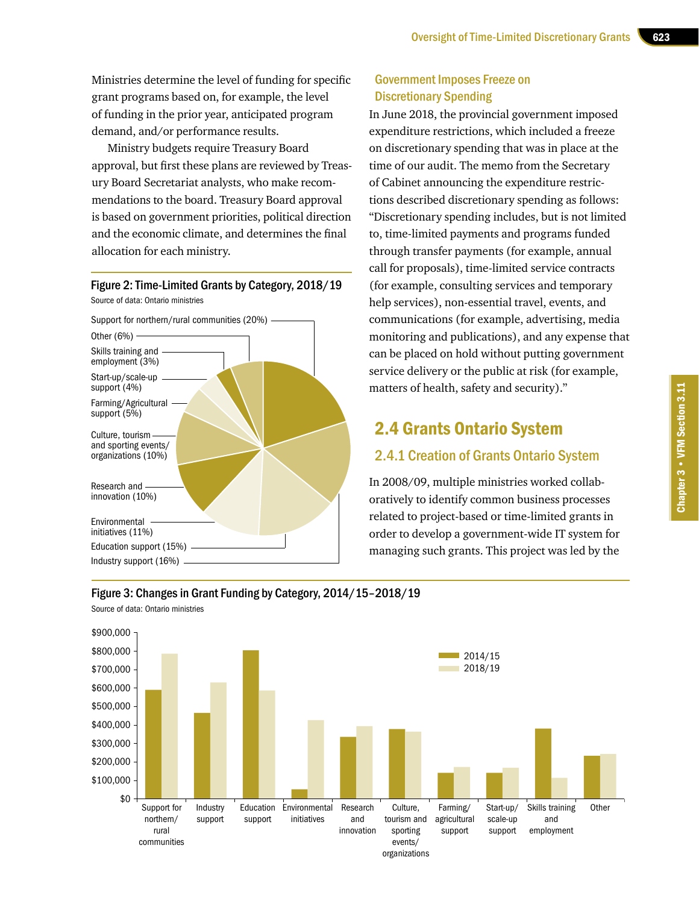Ministries determine the level of funding for specific grant programs based on, for example, the level of funding in the prior year, anticipated program demand, and/or performance results.

Ministry budgets require Treasury Board approval, but first these plans are reviewed by Treasury Board Secretariat analysts, who make recommendations to the board. Treasury Board approval is based on government priorities, political direction and the economic climate, and determines the final allocation for each ministry.

**Figure 2: Time-Limited Grants by Category, 2018/19**

Source of data: Ontario ministries

- Support for northern/rural communities (20%)
- Other (6%)
- Skills training and employment (3%)
- Start-up/scale-up support (4%)
- Farming/Agricultural support (5%)
- Culture, tourism and sporting events/organizations (10%)
- Research and innovation (10%)
- Environmental initiatives (11%)
- Education support (15%)
- Industry support (16%)

### Government Imposes Freeze on Discretionary Spending

In June 2018, the provincial government imposed expenditure restrictions, which included a freeze on discretionary spending that was in place at the time of our audit. The memo from the Secretary of Cabinet announcing the expenditure restrictions described discretionary spending as follows: "Discretionary spending includes, but is not limited to, time-limited payments and programs funded through transfer payments (for example, annual call for proposals), time-limited service contracts (for example, consulting services and temporary help services), non-essential travel, events, and communications (for example, advertising, media monitoring and publications), and any expense that can be placed on hold without putting government service delivery or the public at risk (for example, matters of health, safety and security)."

## 2.4 Grants Ontario System

### 2.4.1 Creation of Grants Ontario System

In 2008/09, multiple ministries worked collaboratively to identify common business processes related to project-based or time-limited grants in order to develop a government-wide IT system for managing such grants. This project was led by the

**Figure 3: Changes in Grant Funding by Category, 2014/15–2018/19**

Source of data: Ontario ministries

| Category | 2014/15 | 2018/19 |
|---|---|---|
| Support for northern/rural communities | ~$590,000 | ~$785,000 |
| Industry support | ~$465,000 | ~$630,000 |
| Education support | ~$805,000 | ~$585,000 |
| Environmental initiatives | ~$50,000 | ~$425,000 |
| Research and innovation | ~$335,000 | ~$395,000 |
| Culture, tourism and sporting events/organizations | ~$375,000 | ~$360,000 |
| Farming/agricultural support | ~$140,000 | ~$170,000 |
| Start-up/scale-up support | ~$140,000 | ~$165,000 |
| Skills training and employment | ~$380,000 | ~$110,000 |
| Other | ~$230,000 | ~$240,000 |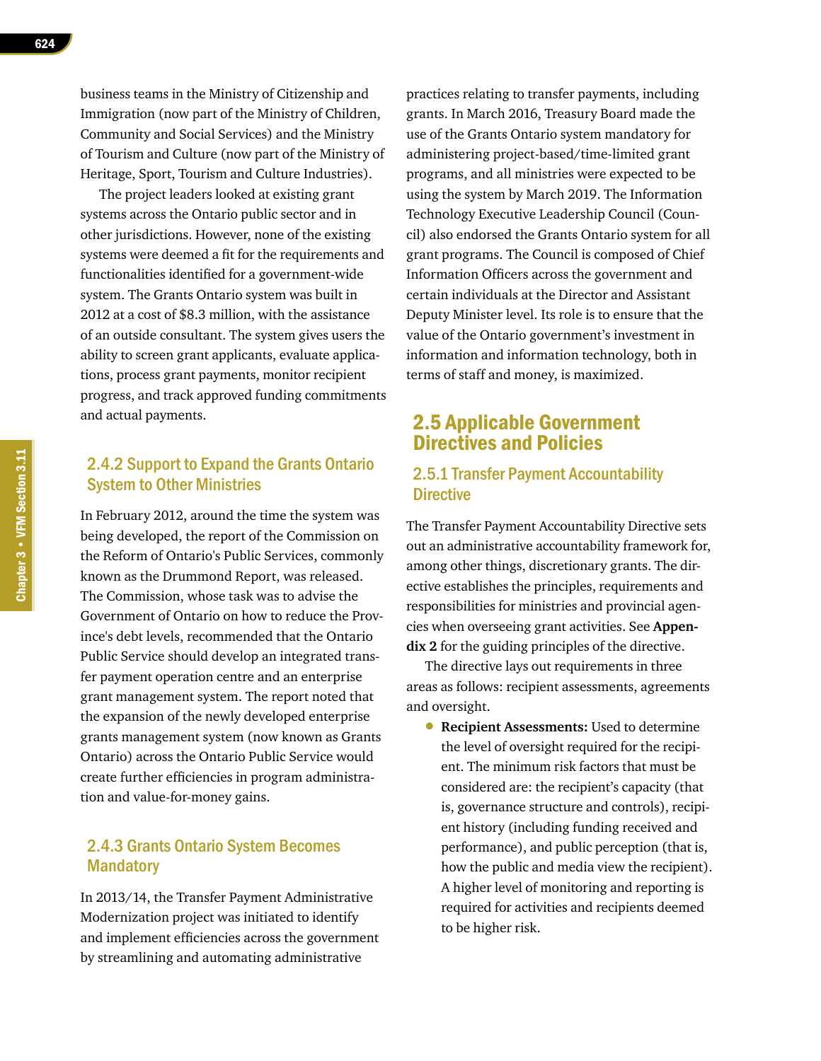business teams in the Ministry of Citizenship and Immigration (now part of the Ministry of Children, Community and Social Services) and the Ministry of Tourism and Culture (now part of the Ministry of Heritage, Sport, Tourism and Culture Industries).

The project leaders looked at existing grant systems across the Ontario public sector and in other jurisdictions. However, none of the existing systems were deemed a fit for the requirements and functionalities identified for a government-wide system. The Grants Ontario system was built in 2012 at a cost of $8.3 million, with the assistance of an outside consultant. The system gives users the ability to screen grant applicants, evaluate applications, process grant payments, monitor recipient progress, and track approved funding commitments and actual payments.

### 2.4.2 Support to Expand the Grants Ontario System to Other Ministries

In February 2012, around the time the system was being developed, the report of the Commission on the Reform of Ontario's Public Services, commonly known as the Drummond Report, was released. The Commission, whose task was to advise the Government of Ontario on how to reduce the Province's debt levels, recommended that the Ontario Public Service should develop an integrated transfer payment operation centre and an enterprise grant management system. The report noted that the expansion of the newly developed enterprise grants management system (now known as Grants Ontario) across the Ontario Public Service would create further efficiencies in program administration and value-for-money gains.

### 2.4.3 Grants Ontario System Becomes Mandatory

In 2013/14, the Transfer Payment Administrative Modernization project was initiated to identify and implement efficiencies across the government by streamlining and automating administrative practices relating to transfer payments, including grants. In March 2016, Treasury Board made the use of the Grants Ontario system mandatory for administering project-based/time-limited grant programs, and all ministries were expected to be using the system by March 2019. The Information Technology Executive Leadership Council (Council) also endorsed the Grants Ontario system for all grant programs. The Council is composed of Chief Information Officers across the government and certain individuals at the Director and Assistant Deputy Minister level. Its role is to ensure that the value of the Ontario government's investment in information and information technology, both in terms of staff and money, is maximized.

## 2.5 Applicable Government Directives and Policies

### 2.5.1 Transfer Payment Accountability Directive

The Transfer Payment Accountability Directive sets out an administrative accountability framework for, among other things, discretionary grants. The directive establishes the principles, requirements and responsibilities for ministries and provincial agencies when overseeing grant activities. See **Appendix 2** for the guiding principles of the directive.

The directive lays out requirements in three areas as follows: recipient assessments, agreements and oversight.

- **Recipient Assessments:** Used to determine the level of oversight required for the recipient. The minimum risk factors that must be considered are: the recipient's capacity (that is, governance structure and controls), recipient history (including funding received and performance), and public perception (that is, how the public and media view the recipient). A higher level of monitoring and reporting is required for activities and recipients deemed to be higher risk.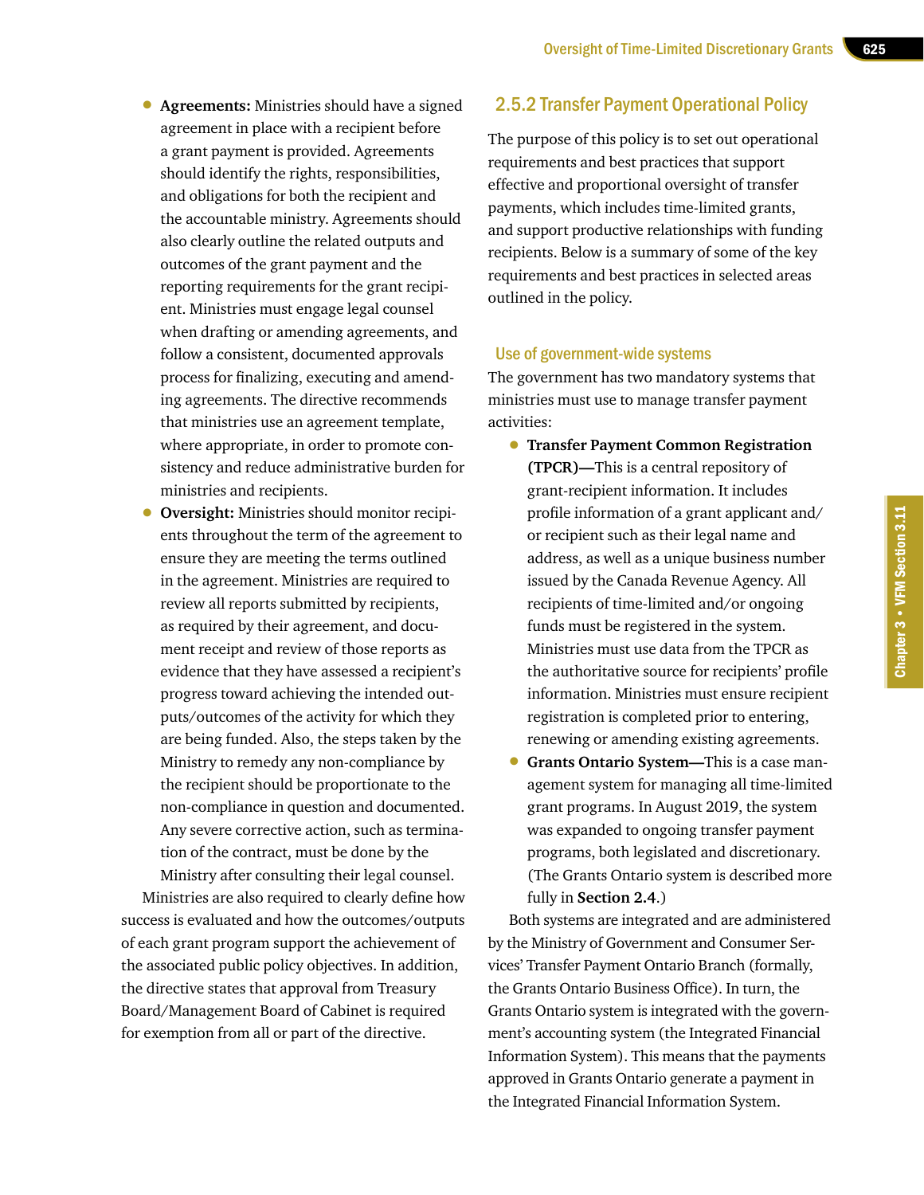- **Agreements:** Ministries should have a signed agreement in place with a recipient before a grant payment is provided. Agreements should identify the rights, responsibilities, and obligations for both the recipient and the accountable ministry. Agreements should also clearly outline the related outputs and outcomes of the grant payment and the reporting requirements for the grant recipient. Ministries must engage legal counsel when drafting or amending agreements, and follow a consistent, documented approvals process for finalizing, executing and amending agreements. The directive recommends that ministries use an agreement template, where appropriate, in order to promote consistency and reduce administrative burden for ministries and recipients.
- **Oversight:** Ministries should monitor recipients throughout the term of the agreement to ensure they are meeting the terms outlined in the agreement. Ministries are required to review all reports submitted by recipients, as required by their agreement, and document receipt and review of those reports as evidence that they have assessed a recipient's progress toward achieving the intended outputs/outcomes of the activity for which they are being funded. Also, the steps taken by the Ministry to remedy any non-compliance by the recipient should be proportionate to the non-compliance in question and documented. Any severe corrective action, such as termination of the contract, must be done by the Ministry after consulting their legal counsel.

Ministries are also required to clearly define how success is evaluated and how the outcomes/outputs of each grant program support the achievement of the associated public policy objectives. In addition, the directive states that approval from Treasury Board/Management Board of Cabinet is required for exemption from all or part of the directive.

### 2.5.2 Transfer Payment Operational Policy

The purpose of this policy is to set out operational requirements and best practices that support effective and proportional oversight of transfer payments, which includes time-limited grants, and support productive relationships with funding recipients. Below is a summary of some of the key requirements and best practices in selected areas outlined in the policy.

#### Use of government-wide systems

The government has two mandatory systems that ministries must use to manage transfer payment activities:

- **Transfer Payment Common Registration (TPCR)—**This is a central repository of grant-recipient information. It includes profile information of a grant applicant and/or recipient such as their legal name and address, as well as a unique business number issued by the Canada Revenue Agency. All recipients of time-limited and/or ongoing funds must be registered in the system. Ministries must use data from the TPCR as the authoritative source for recipients' profile information. Ministries must ensure recipient registration is completed prior to entering, renewing or amending existing agreements.
- **Grants Ontario System—**This is a case management system for managing all time-limited grant programs. In August 2019, the system was expanded to ongoing transfer payment programs, both legislated and discretionary. (The Grants Ontario system is described more fully in **Section 2.4**.)

Both systems are integrated and are administered by the Ministry of Government and Consumer Services' Transfer Payment Ontario Branch (formally, the Grants Ontario Business Office). In turn, the Grants Ontario system is integrated with the government's accounting system (the Integrated Financial Information System). This means that the payments approved in Grants Ontario generate a payment in the Integrated Financial Information System.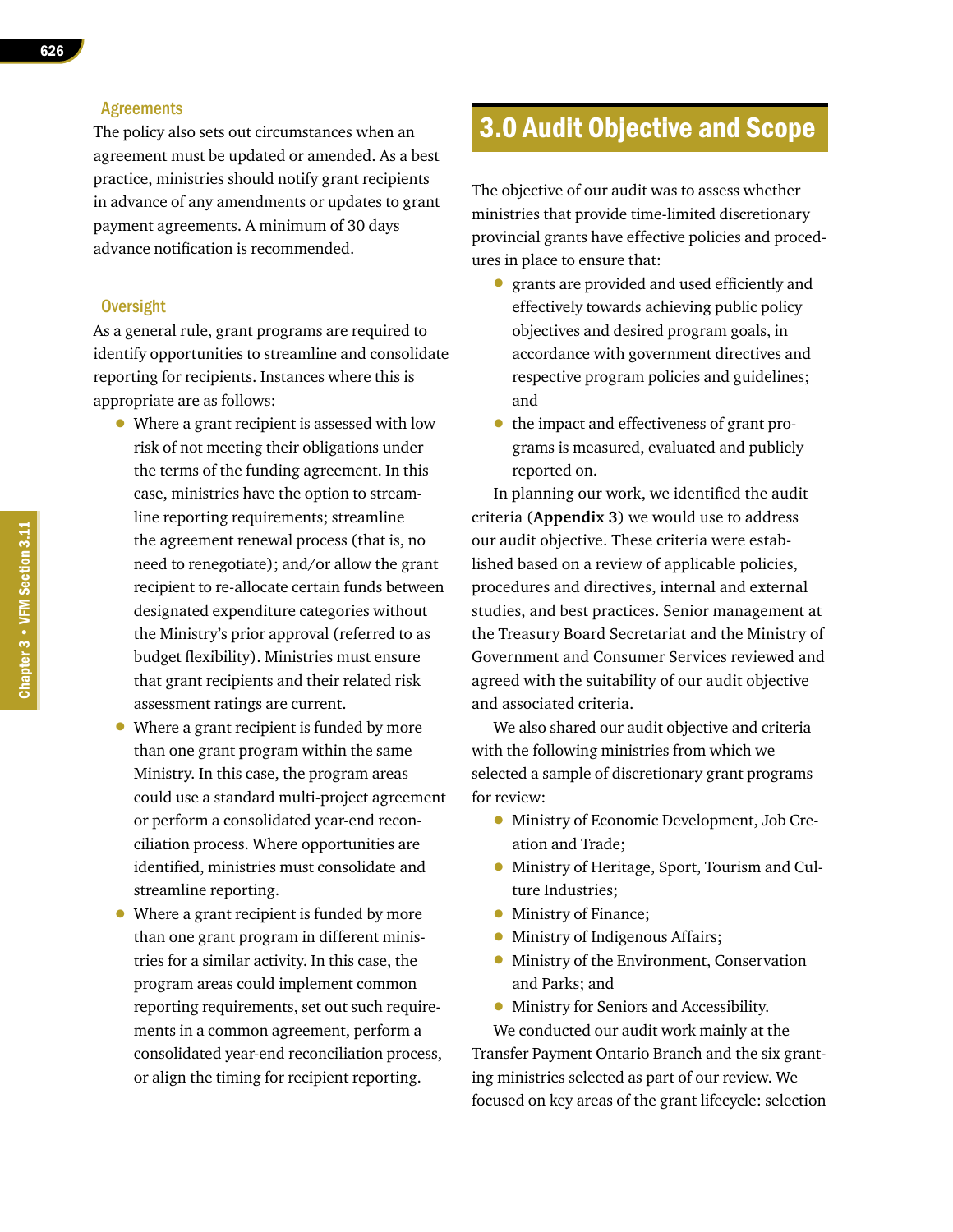### Agreements

The policy also sets out circumstances when an agreement must be updated or amended. As a best practice, ministries should notify grant recipients in advance of any amendments or updates to grant payment agreements. A minimum of 30 days advance notification is recommended.

### Oversight

As a general rule, grant programs are required to identify opportunities to streamline and consolidate reporting for recipients. Instances where this is appropriate are as follows:

- Where a grant recipient is assessed with low risk of not meeting their obligations under the terms of the funding agreement. In this case, ministries have the option to streamline reporting requirements; streamline the agreement renewal process (that is, no need to renegotiate); and/or allow the grant recipient to re-allocate certain funds between designated expenditure categories without the Ministry's prior approval (referred to as budget flexibility). Ministries must ensure that grant recipients and their related risk assessment ratings are current.
- Where a grant recipient is funded by more than one grant program within the same Ministry. In this case, the program areas could use a standard multi-project agreement or perform a consolidated year-end reconciliation process. Where opportunities are identified, ministries must consolidate and streamline reporting.
- Where a grant recipient is funded by more than one grant program in different ministries for a similar activity. In this case, the program areas could implement common reporting requirements, set out such requirements in a common agreement, perform a consolidated year-end reconciliation process, or align the timing for recipient reporting.

## 3.0 Audit Objective and Scope

The objective of our audit was to assess whether ministries that provide time-limited discretionary provincial grants have effective policies and procedures in place to ensure that:

- grants are provided and used efficiently and effectively towards achieving public policy objectives and desired program goals, in accordance with government directives and respective program policies and guidelines; and
- the impact and effectiveness of grant programs is measured, evaluated and publicly reported on.

In planning our work, we identified the audit criteria (**Appendix 3**) we would use to address our audit objective. These criteria were established based on a review of applicable policies, procedures and directives, internal and external studies, and best practices. Senior management at the Treasury Board Secretariat and the Ministry of Government and Consumer Services reviewed and agreed with the suitability of our audit objective and associated criteria.

We also shared our audit objective and criteria with the following ministries from which we selected a sample of discretionary grant programs for review:

- Ministry of Economic Development, Job Creation and Trade;
- Ministry of Heritage, Sport, Tourism and Culture Industries;
- Ministry of Finance;
- Ministry of Indigenous Affairs;
- Ministry of the Environment, Conservation and Parks; and
- Ministry for Seniors and Accessibility.

We conducted our audit work mainly at the Transfer Payment Ontario Branch and the six granting ministries selected as part of our review. We focused on key areas of the grant lifecycle: selection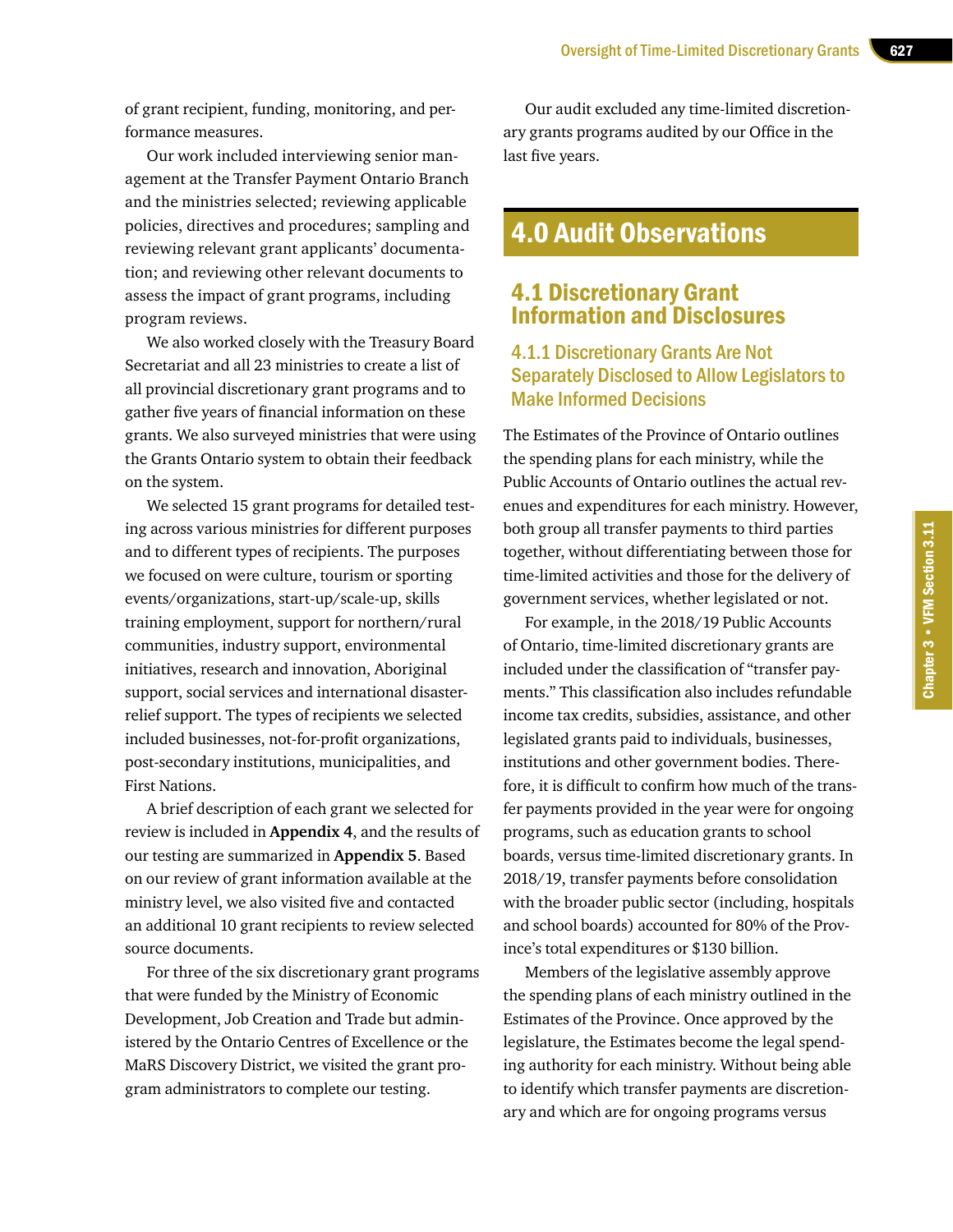of grant recipient, funding, monitoring, and performance measures.

Our work included interviewing senior management at the Transfer Payment Ontario Branch and the ministries selected; reviewing applicable policies, directives and procedures; sampling and reviewing relevant grant applicants' documentation; and reviewing other relevant documents to assess the impact of grant programs, including program reviews.

We also worked closely with the Treasury Board Secretariat and all 23 ministries to create a list of all provincial discretionary grant programs and to gather five years of financial information on these grants. We also surveyed ministries that were using the Grants Ontario system to obtain their feedback on the system.

We selected 15 grant programs for detailed testing across various ministries for different purposes and to different types of recipients. The purposes we focused on were culture, tourism or sporting events/organizations, start-up/scale-up, skills training employment, support for northern/rural communities, industry support, environmental initiatives, research and innovation, Aboriginal support, social services and international disaster-relief support. The types of recipients we selected included businesses, not-for-profit organizations, post-secondary institutions, municipalities, and First Nations.

A brief description of each grant we selected for review is included in **Appendix 4**, and the results of our testing are summarized in **Appendix 5**. Based on our review of grant information available at the ministry level, we also visited five and contacted an additional 10 grant recipients to review selected source documents.

For three of the six discretionary grant programs that were funded by the Ministry of Economic Development, Job Creation and Trade but administered by the Ontario Centres of Excellence or the MaRS Discovery District, we visited the grant program administrators to complete our testing.

Our audit excluded any time-limited discretionary grants programs audited by our Office in the last five years.

# 4.0 Audit Observations

## 4.1 Discretionary Grant Information and Disclosures

### 4.1.1 Discretionary Grants Are Not Separately Disclosed to Allow Legislators to Make Informed Decisions

The Estimates of the Province of Ontario outlines the spending plans for each ministry, while the Public Accounts of Ontario outlines the actual revenues and expenditures for each ministry. However, both group all transfer payments to third parties together, without differentiating between those for time-limited activities and those for the delivery of government services, whether legislated or not.

For example, in the 2018/19 Public Accounts of Ontario, time-limited discretionary grants are included under the classification of "transfer payments." This classification also includes refundable income tax credits, subsidies, assistance, and other legislated grants paid to individuals, businesses, institutions and other government bodies. Therefore, it is difficult to confirm how much of the transfer payments provided in the year were for ongoing programs, such as education grants to school boards, versus time-limited discretionary grants. In 2018/19, transfer payments before consolidation with the broader public sector (including, hospitals and school boards) accounted for 80% of the Province's total expenditures or $130 billion.

Members of the legislative assembly approve the spending plans of each ministry outlined in the Estimates of the Province. Once approved by the legislature, the Estimates become the legal spending authority for each ministry. Without being able to identify which transfer payments are discretionary and which are for ongoing programs versus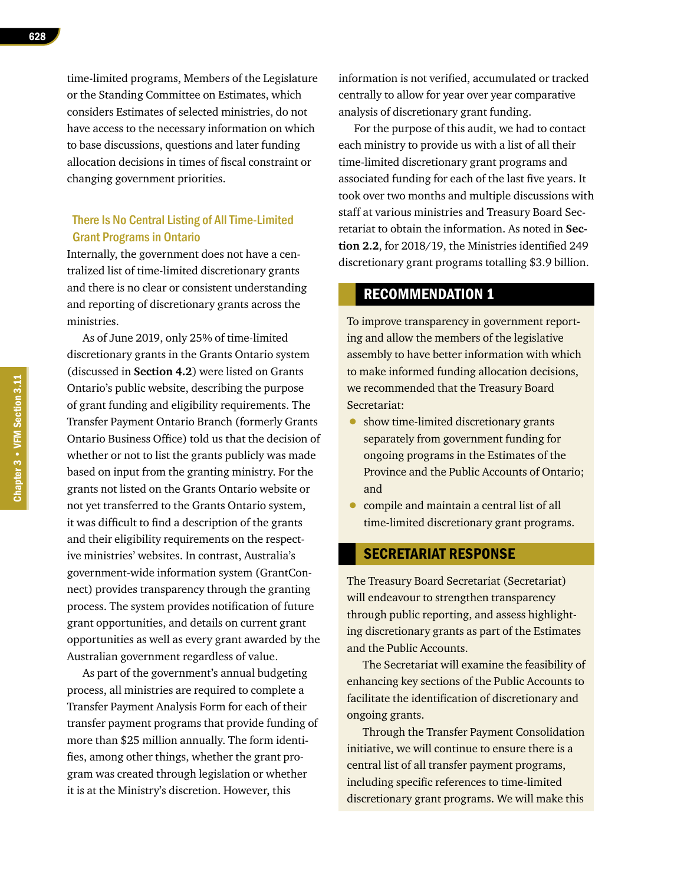time-limited programs, Members of the Legislature or the Standing Committee on Estimates, which considers Estimates of selected ministries, do not have access to the necessary information on which to base discussions, questions and later funding allocation decisions in times of fiscal constraint or changing government priorities.

### There Is No Central Listing of All Time-Limited Grant Programs in Ontario

Internally, the government does not have a centralized list of time-limited discretionary grants and there is no clear or consistent understanding and reporting of discretionary grants across the ministries.

As of June 2019, only 25% of time-limited discretionary grants in the Grants Ontario system (discussed in **Section 4.2**) were listed on Grants Ontario's public website, describing the purpose of grant funding and eligibility requirements. The Transfer Payment Ontario Branch (formerly Grants Ontario Business Office) told us that the decision of whether or not to list the grants publicly was made based on input from the granting ministry. For the grants not listed on the Grants Ontario website or not yet transferred to the Grants Ontario system, it was difficult to find a description of the grants and their eligibility requirements on the respective ministries' websites. In contrast, Australia's government-wide information system (GrantConnect) provides transparency through the granting process. The system provides notification of future grant opportunities, and details on current grant opportunities as well as every grant awarded by the Australian government regardless of value.

As part of the government's annual budgeting process, all ministries are required to complete a Transfer Payment Analysis Form for each of their transfer payment programs that provide funding of more than $25 million annually. The form identifies, among other things, whether the grant program was created through legislation or whether it is at the Ministry's discretion. However, this information is not verified, accumulated or tracked centrally to allow for year over year comparative analysis of discretionary grant funding.

For the purpose of this audit, we had to contact each ministry to provide us with a list of all their time-limited discretionary grant programs and associated funding for each of the last five years. It took over two months and multiple discussions with staff at various ministries and Treasury Board Secretariat to obtain the information. As noted in **Section 2.2**, for 2018/19, the Ministries identified 249 discretionary grant programs totalling $3.9 billion.

## RECOMMENDATION 1

To improve transparency in government reporting and allow the members of the legislative assembly to have better information with which to make informed funding allocation decisions, we recommended that the Treasury Board Secretariat:

- show time-limited discretionary grants separately from government funding for ongoing programs in the Estimates of the Province and the Public Accounts of Ontario; and
- compile and maintain a central list of all time-limited discretionary grant programs.

## SECRETARIAT RESPONSE

The Treasury Board Secretariat (Secretariat) will endeavour to strengthen transparency through public reporting, and assess highlighting discretionary grants as part of the Estimates and the Public Accounts.

The Secretariat will examine the feasibility of enhancing key sections of the Public Accounts to facilitate the identification of discretionary and ongoing grants.

Through the Transfer Payment Consolidation initiative, we will continue to ensure there is a central list of all transfer payment programs, including specific references to time-limited discretionary grant programs. We will make this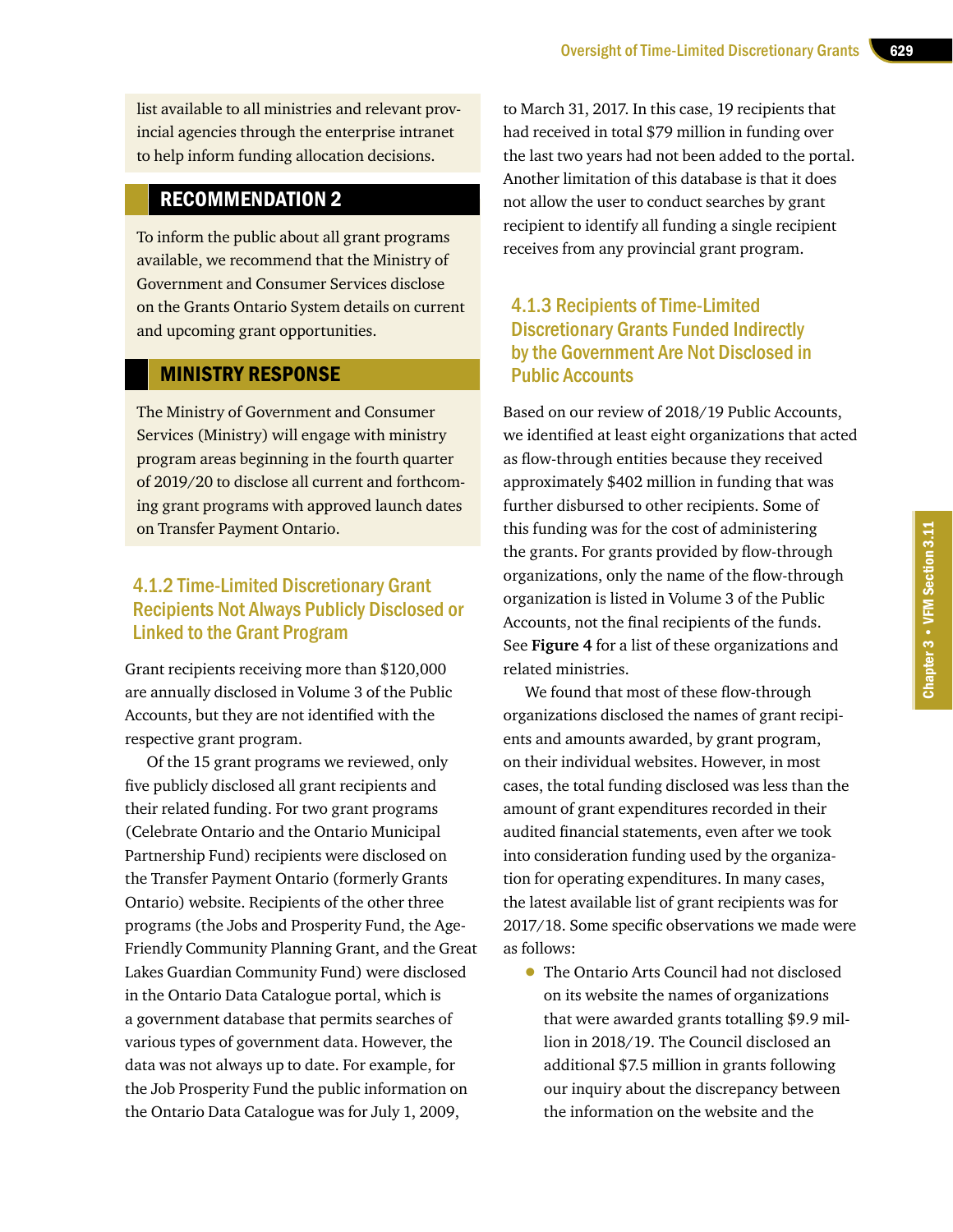list available to all ministries and relevant provincial agencies through the enterprise intranet to help inform funding allocation decisions.

## RECOMMENDATION 2

To inform the public about all grant programs available, we recommend that the Ministry of Government and Consumer Services disclose on the Grants Ontario System details on current and upcoming grant opportunities.

## MINISTRY RESPONSE

The Ministry of Government and Consumer Services (Ministry) will engage with ministry program areas beginning in the fourth quarter of 2019/20 to disclose all current and forthcoming grant programs with approved launch dates on Transfer Payment Ontario.

### 4.1.2 Time-Limited Discretionary Grant Recipients Not Always Publicly Disclosed or Linked to the Grant Program

Grant recipients receiving more than $120,000 are annually disclosed in Volume 3 of the Public Accounts, but they are not identified with the respective grant program.

Of the 15 grant programs we reviewed, only five publicly disclosed all grant recipients and their related funding. For two grant programs (Celebrate Ontario and the Ontario Municipal Partnership Fund) recipients were disclosed on the Transfer Payment Ontario (formerly Grants Ontario) website. Recipients of the other three programs (the Jobs and Prosperity Fund, the Age-Friendly Community Planning Grant, and the Great Lakes Guardian Community Fund) were disclosed in the Ontario Data Catalogue portal, which is a government database that permits searches of various types of government data. However, the data was not always up to date. For example, for the Job Prosperity Fund the public information on the Ontario Data Catalogue was for July 1, 2009, to March 31, 2017. In this case, 19 recipients that had received in total $79 million in funding over the last two years had not been added to the portal. Another limitation of this database is that it does not allow the user to conduct searches by grant recipient to identify all funding a single recipient receives from any provincial grant program.

### 4.1.3 Recipients of Time-Limited Discretionary Grants Funded Indirectly by the Government Are Not Disclosed in Public Accounts

Based on our review of 2018/19 Public Accounts, we identified at least eight organizations that acted as flow-through entities because they received approximately $402 million in funding that was further disbursed to other recipients. Some of this funding was for the cost of administering the grants. For grants provided by flow-through organizations, only the name of the flow-through organization is listed in Volume 3 of the Public Accounts, not the final recipients of the funds. See **Figure 4** for a list of these organizations and related ministries.

We found that most of these flow-through organizations disclosed the names of grant recipients and amounts awarded, by grant program, on their individual websites. However, in most cases, the total funding disclosed was less than the amount of grant expenditures recorded in their audited financial statements, even after we took into consideration funding used by the organization for operating expenditures. In many cases, the latest available list of grant recipients was for 2017/18. Some specific observations we made were as follows:

- The Ontario Arts Council had not disclosed on its website the names of organizations that were awarded grants totalling $9.9 million in 2018/19. The Council disclosed an additional $7.5 million in grants following our inquiry about the discrepancy between the information on the website and the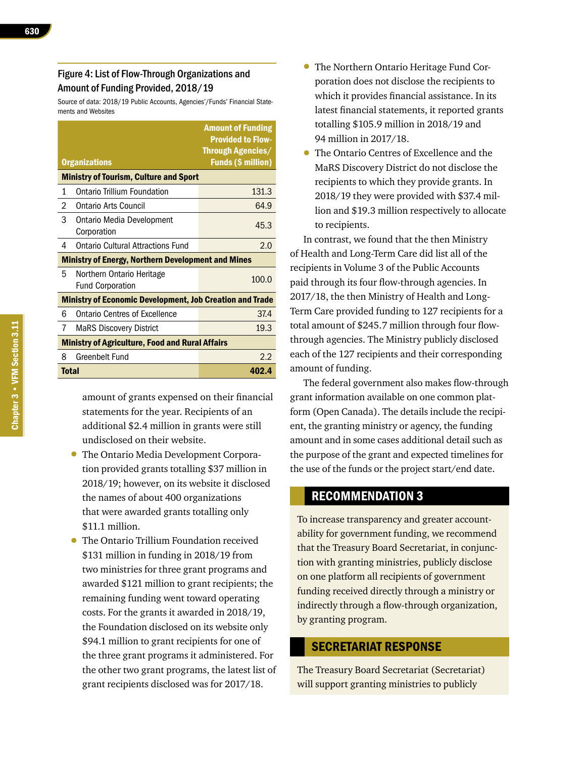### Figure 4: List of Flow-Through Organizations and Amount of Funding Provided, 2018/19

Source of data: 2018/19 Public Accounts, Agencies'/Funds' Financial Statements and Websites

| | Organizations | Amount of Funding Provided to Flow-Through Agencies/ Funds ($ million) |
|---|---|---|
| **Ministry of Tourism, Culture and Sport** | | |
| 1 | Ontario Trillium Foundation | 131.3 |
| 2 | Ontario Arts Council | 64.9 |
| 3 | Ontario Media Development Corporation | 45.3 |
| 4 | Ontario Cultural Attractions Fund | 2.0 |
| **Ministry of Energy, Northern Development and Mines** | | |
| 5 | Northern Ontario Heritage Fund Corporation | 100.0 |
| **Ministry of Economic Development, Job Creation and Trade** | | |
| 6 | Ontario Centres of Excellence | 37.4 |
| 7 | MaRS Discovery District | 19.3 |
| **Ministry of Agriculture, Food and Rural Affairs** | | |
| 8 | Greenbelt Fund | 2.2 |
| **Total** | | **402.4** |

amount of grants expensed on their financial statements for the year. Recipients of an additional $2.4 million in grants were still undisclosed on their website.

- The Ontario Media Development Corporation provided grants totalling $37 million in 2018/19; however, on its website it disclosed the names of about 400 organizations that were awarded grants totalling only $11.1 million.
- The Ontario Trillium Foundation received $131 million in funding in 2018/19 from two ministries for three grant programs and awarded $121 million to grant recipients; the remaining funding went toward operating costs. For the grants it awarded in 2018/19, the Foundation disclosed on its website only $94.1 million to grant recipients for one of the three grant programs it administered. For the other two grant programs, the latest list of grant recipients disclosed was for 2017/18.
- The Northern Ontario Heritage Fund Corporation does not disclose the recipients to which it provides financial assistance. In its latest financial statements, it reported grants totalling $105.9 million in 2018/19 and 94 million in 2017/18.
- The Ontario Centres of Excellence and the MaRS Discovery District do not disclose the recipients to which they provide grants. In 2018/19 they were provided with $37.4 million and $19.3 million respectively to allocate to recipients.

In contrast, we found that the then Ministry of Health and Long-Term Care did list all of the recipients in Volume 3 of the Public Accounts paid through its four flow-through agencies. In 2017/18, the then Ministry of Health and Long-Term Care provided funding to 127 recipients for a total amount of $245.7 million through four flow-through agencies. The Ministry publicly disclosed each of the 127 recipients and their corresponding amount of funding.

The federal government also makes flow-through grant information available on one common platform (Open Canada). The details include the recipient, the granting ministry or agency, the funding amount and in some cases additional detail such as the purpose of the grant and expected timelines for the use of the funds or the project start/end date.

## RECOMMENDATION 3

To increase transparency and greater accountability for government funding, we recommend that the Treasury Board Secretariat, in conjunction with granting ministries, publicly disclose on one platform all recipients of government funding received directly through a ministry or indirectly through a flow-through organization, by granting program.

## SECRETARIAT RESPONSE

The Treasury Board Secretariat (Secretariat) will support granting ministries to publicly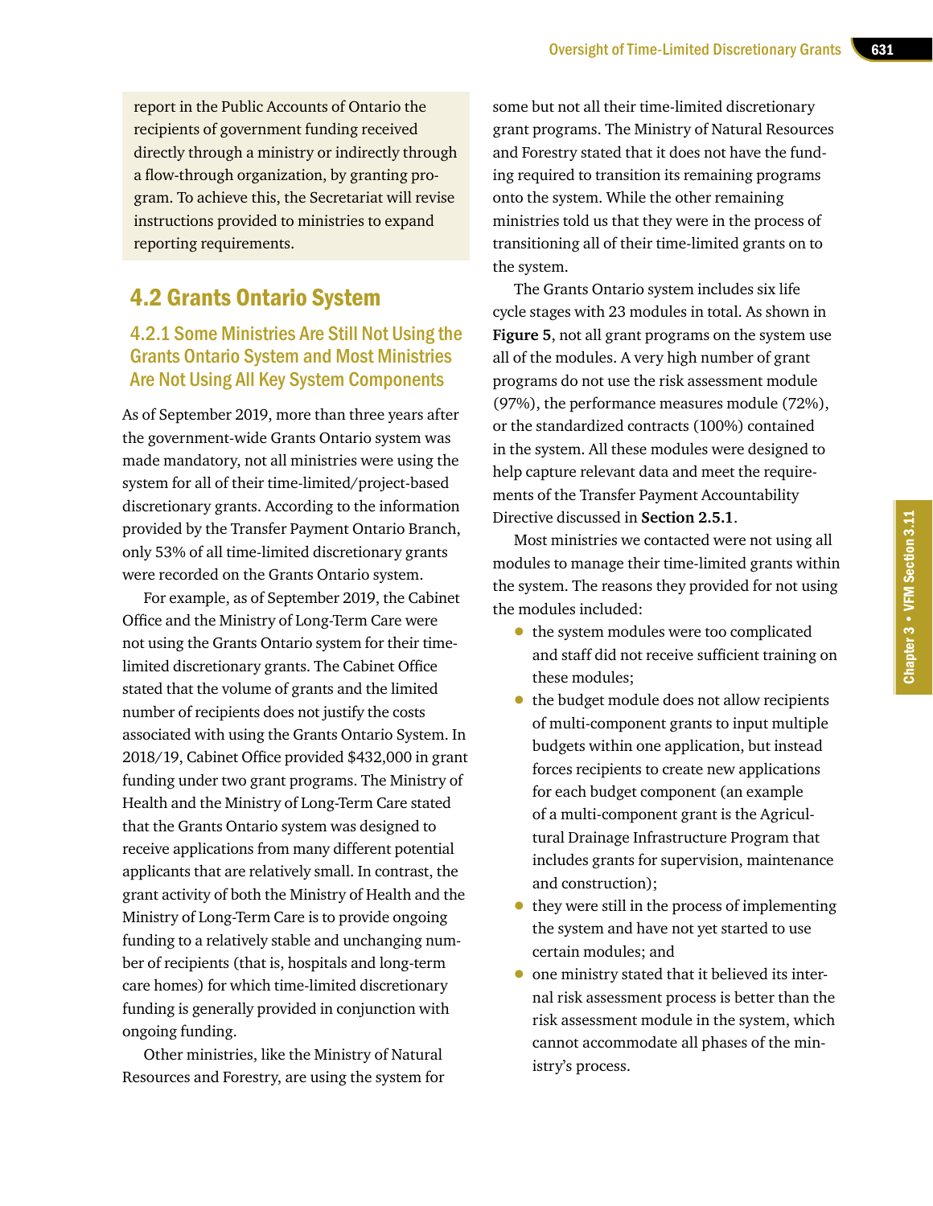report in the Public Accounts of Ontario the recipients of government funding received directly through a ministry or indirectly through a flow-through organization, by granting program. To achieve this, the Secretariat will revise instructions provided to ministries to expand reporting requirements.

## 4.2 Grants Ontario System

### 4.2.1 Some Ministries Are Still Not Using the Grants Ontario System and Most Ministries Are Not Using All Key System Components

As of September 2019, more than three years after the government-wide Grants Ontario system was made mandatory, not all ministries were using the system for all of their time-limited/project-based discretionary grants. According to the information provided by the Transfer Payment Ontario Branch, only 53% of all time-limited discretionary grants were recorded on the Grants Ontario system.

For example, as of September 2019, the Cabinet Office and the Ministry of Long-Term Care were not using the Grants Ontario system for their time-limited discretionary grants. The Cabinet Office stated that the volume of grants and the limited number of recipients does not justify the costs associated with using the Grants Ontario System. In 2018/19, Cabinet Office provided $432,000 in grant funding under two grant programs. The Ministry of Health and the Ministry of Long-Term Care stated that the Grants Ontario system was designed to receive applications from many different potential applicants that are relatively small. In contrast, the grant activity of both the Ministry of Health and the Ministry of Long-Term Care is to provide ongoing funding to a relatively stable and unchanging number of recipients (that is, hospitals and long-term care homes) for which time-limited discretionary funding is generally provided in conjunction with ongoing funding.

Other ministries, like the Ministry of Natural Resources and Forestry, are using the system for some but not all their time-limited discretionary grant programs. The Ministry of Natural Resources and Forestry stated that it does not have the funding required to transition its remaining programs onto the system. While the other remaining ministries told us that they were in the process of transitioning all of their time-limited grants on to the system.

The Grants Ontario system includes six life cycle stages with 23 modules in total. As shown in **Figure 5**, not all grant programs on the system use all of the modules. A very high number of grant programs do not use the risk assessment module (97%), the performance measures module (72%), or the standardized contracts (100%) contained in the system. All these modules were designed to help capture relevant data and meet the requirements of the Transfer Payment Accountability Directive discussed in **Section 2.5.1**.

Most ministries we contacted were not using all modules to manage their time-limited grants within the system. The reasons they provided for not using the modules included:

- the system modules were too complicated and staff did not receive sufficient training on these modules;
- the budget module does not allow recipients of multi-component grants to input multiple budgets within one application, but instead forces recipients to create new applications for each budget component (an example of a multi-component grant is the Agricultural Drainage Infrastructure Program that includes grants for supervision, maintenance and construction);
- they were still in the process of implementing the system and have not yet started to use certain modules; and
- one ministry stated that it believed its internal risk assessment process is better than the risk assessment module in the system, which cannot accommodate all phases of the ministry's process.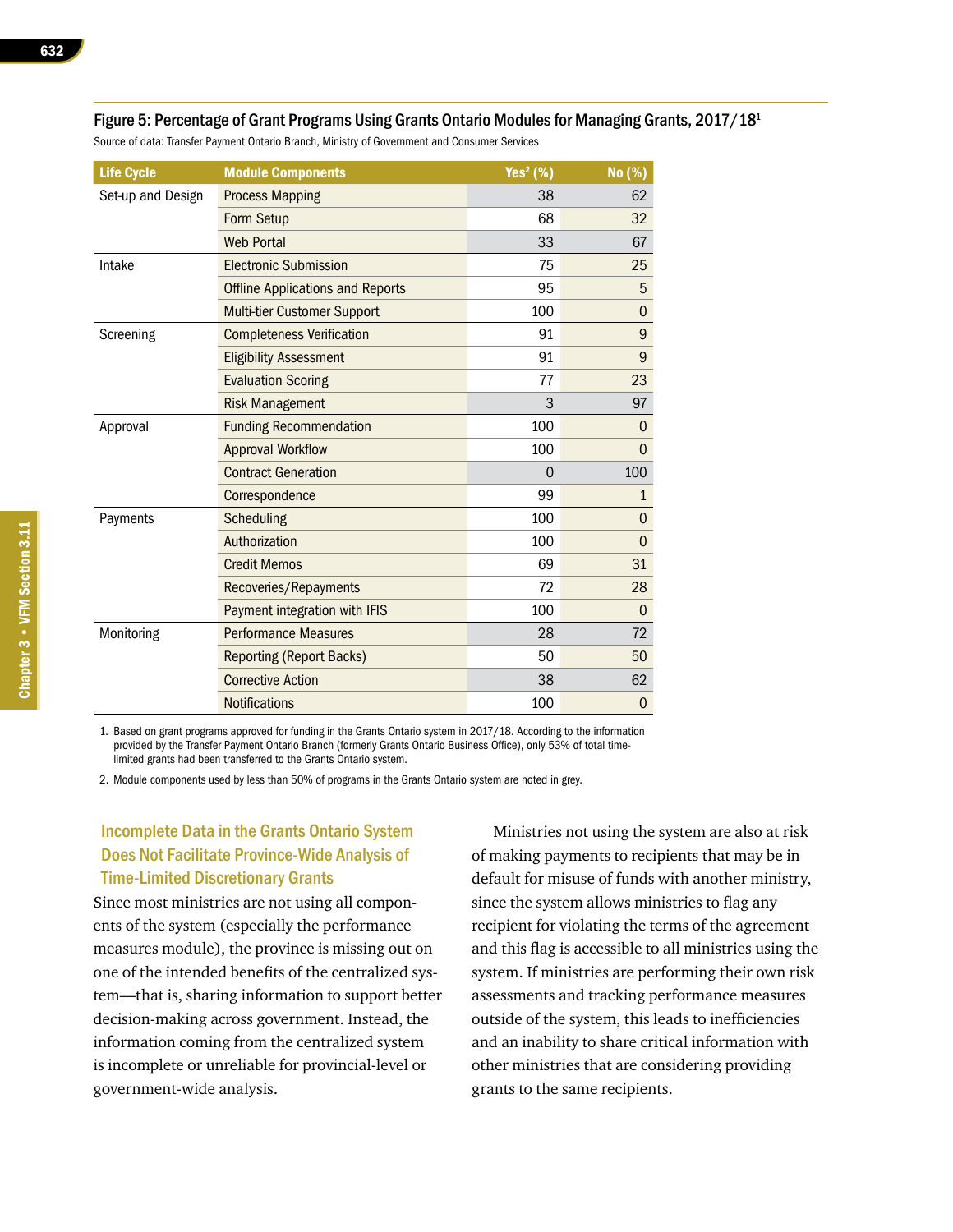#### Figure 5: Percentage of Grant Programs Using Grants Ontario Modules for Managing Grants, 2017/18[1]

Source of data: Transfer Payment Ontario Branch, Ministry of Government and Consumer Services

| Life Cycle | Module Components | Yes[2] (%) | No (%) |
|---|---|---|---|
| Set-up and Design | Process Mapping | 38 | 62 |
| | Form Setup | 68 | 32 |
| | Web Portal | 33 | 67 |
| Intake | Electronic Submission | 75 | 25 |
| | Offline Applications and Reports | 95 | 5 |
| | Multi-tier Customer Support | 100 | 0 |
| Screening | Completeness Verification | 91 | 9 |
| | Eligibility Assessment | 91 | 9 |
| | Evaluation Scoring | 77 | 23 |
| | Risk Management | 3 | 97 |
| Approval | Funding Recommendation | 100 | 0 |
| | Approval Workflow | 100 | 0 |
| | Contract Generation | 0 | 100 |
| | Correspondence | 99 | 1 |
| Payments | Scheduling | 100 | 0 |
| | Authorization | 100 | 0 |
| | Credit Memos | 69 | 31 |
| | Recoveries/Repayments | 72 | 28 |
| | Payment integration with IFIS | 100 | 0 |
| Monitoring | Performance Measures | 28 | 72 |
| | Reporting (Report Backs) | 50 | 50 |
| | Corrective Action | 38 | 62 |
| | Notifications | 100 | 0 |

1. Based on grant programs approved for funding in the Grants Ontario system in 2017/18. According to the information provided by the Transfer Payment Ontario Branch (formerly Grants Ontario Business Office), only 53% of total time-limited grants had been transferred to the Grants Ontario system.
2. Module components used by less than 50% of programs in the Grants Ontario system are noted in grey.

### Incomplete Data in the Grants Ontario System Does Not Facilitate Province-Wide Analysis of Time-Limited Discretionary Grants

Since most ministries are not using all components of the system (especially the performance measures module), the province is missing out on one of the intended benefits of the centralized system—that is, sharing information to support better decision-making across government. Instead, the information coming from the centralized system is incomplete or unreliable for provincial-level or government-wide analysis.

Ministries not using the system are also at risk of making payments to recipients that may be in default for misuse of funds with another ministry, since the system allows ministries to flag any recipient for violating the terms of the agreement and this flag is accessible to all ministries using the system. If ministries are performing their own risk assessments and tracking performance measures outside of the system, this leads to inefficiencies and an inability to share critical information with other ministries that are considering providing grants to the same recipients.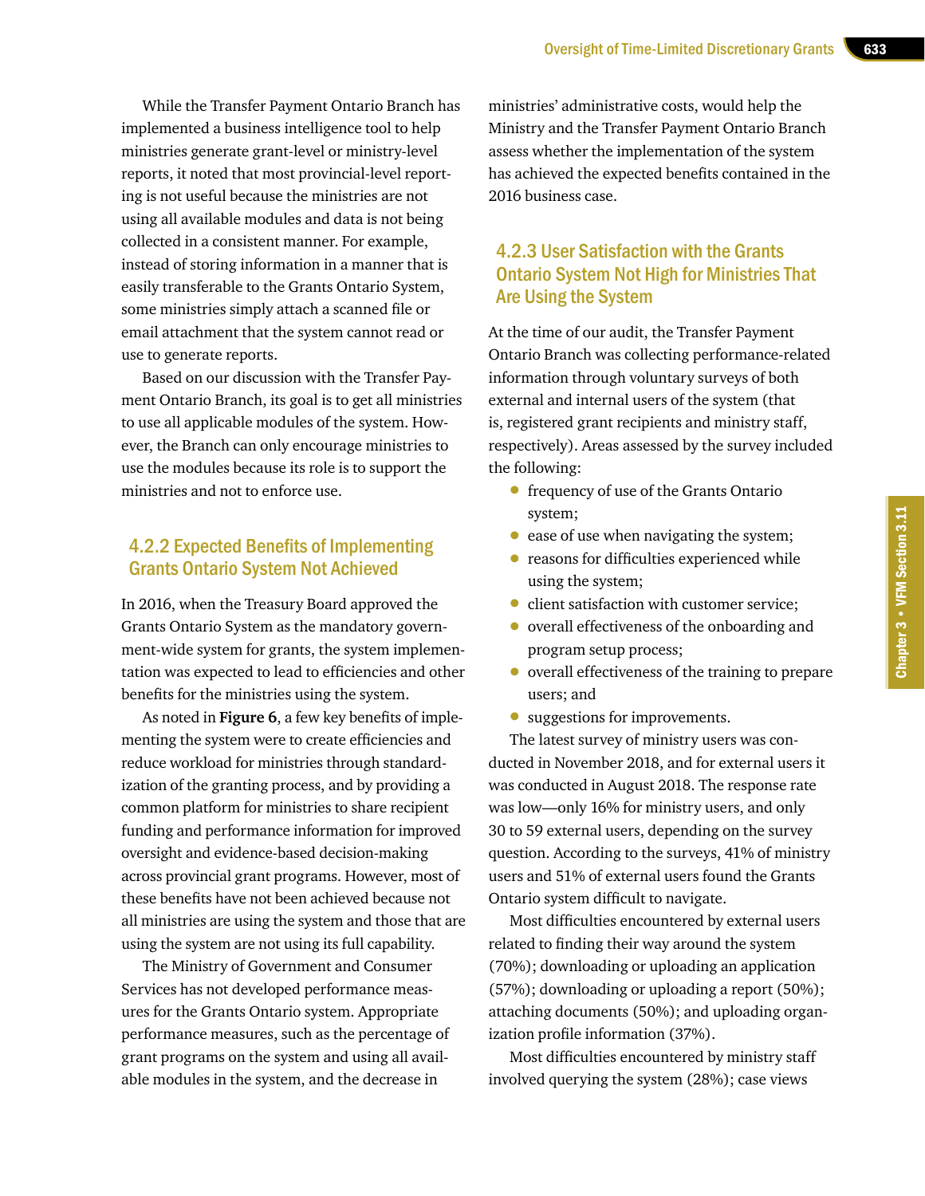While the Transfer Payment Ontario Branch has implemented a business intelligence tool to help ministries generate grant-level or ministry-level reports, it noted that most provincial-level reporting is not useful because the ministries are not using all available modules and data is not being collected in a consistent manner. For example, instead of storing information in a manner that is easily transferable to the Grants Ontario System, some ministries simply attach a scanned file or email attachment that the system cannot read or use to generate reports.

Based on our discussion with the Transfer Payment Ontario Branch, its goal is to get all ministries to use all applicable modules of the system. However, the Branch can only encourage ministries to use the modules because its role is to support the ministries and not to enforce use.

### 4.2.2 Expected Benefits of Implementing Grants Ontario System Not Achieved

In 2016, when the Treasury Board approved the Grants Ontario System as the mandatory government-wide system for grants, the system implementation was expected to lead to efficiencies and other benefits for the ministries using the system.

As noted in **Figure 6**, a few key benefits of implementing the system were to create efficiencies and reduce workload for ministries through standardization of the granting process, and by providing a common platform for ministries to share recipient funding and performance information for improved oversight and evidence-based decision-making across provincial grant programs. However, most of these benefits have not been achieved because not all ministries are using the system and those that are using the system are not using its full capability.

The Ministry of Government and Consumer Services has not developed performance measures for the Grants Ontario system. Appropriate performance measures, such as the percentage of grant programs on the system and using all available modules in the system, and the decrease in ministries' administrative costs, would help the Ministry and the Transfer Payment Ontario Branch assess whether the implementation of the system has achieved the expected benefits contained in the 2016 business case.

### 4.2.3 User Satisfaction with the Grants Ontario System Not High for Ministries That Are Using the System

At the time of our audit, the Transfer Payment Ontario Branch was collecting performance-related information through voluntary surveys of both external and internal users of the system (that is, registered grant recipients and ministry staff, respectively). Areas assessed by the survey included the following:

- frequency of use of the Grants Ontario system;
- ease of use when navigating the system;
- reasons for difficulties experienced while using the system;
- client satisfaction with customer service;
- overall effectiveness of the onboarding and program setup process;
- overall effectiveness of the training to prepare users; and
- suggestions for improvements.

The latest survey of ministry users was conducted in November 2018, and for external users it was conducted in August 2018. The response rate was low—only 16% for ministry users, and only 30 to 59 external users, depending on the survey question. According to the surveys, 41% of ministry users and 51% of external users found the Grants Ontario system difficult to navigate.

Most difficulties encountered by external users related to finding their way around the system (70%); downloading or uploading an application (57%); downloading or uploading a report (50%); attaching documents (50%); and uploading organization profile information (37%).

Most difficulties encountered by ministry staff involved querying the system (28%); case views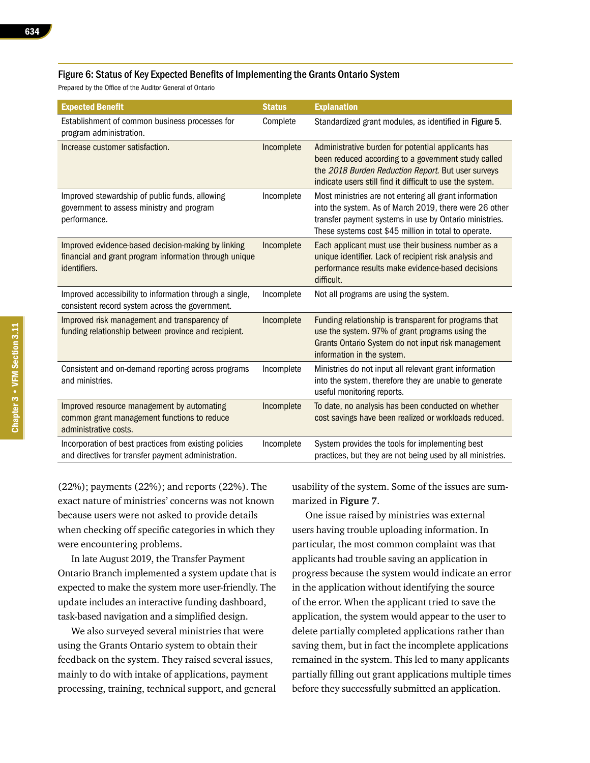### Figure 6: Status of Key Expected Benefits of Implementing the Grants Ontario System

Prepared by the Office of the Auditor General of Ontario

| Expected Benefit | Status | Explanation |
|---|---|---|
| Establishment of common business processes for program administration. | Complete | Standardized grant modules, as identified in Figure 5. |
| Increase customer satisfaction. | Incomplete | Administrative burden for potential applicants has been reduced according to a government study called the *2018 Burden Reduction Report*. But user surveys indicate users still find it difficult to use the system. |
| Improved stewardship of public funds, allowing government to assess ministry and program performance. | Incomplete | Most ministries are not entering all grant information into the system. As of March 2019, there were 26 other transfer payment systems in use by Ontario ministries. These systems cost $45 million in total to operate. |
| Improved evidence-based decision-making by linking financial and grant program information through unique identifiers. | Incomplete | Each applicant must use their business number as a unique identifier. Lack of recipient risk analysis and performance results make evidence-based decisions difficult. |
| Improved accessibility to information through a single, consistent record system across the government. | Incomplete | Not all programs are using the system. |
| Improved risk management and transparency of funding relationship between province and recipient. | Incomplete | Funding relationship is transparent for programs that use the system. 97% of grant programs using the Grants Ontario System do not input risk management information in the system. |
| Consistent and on-demand reporting across programs and ministries. | Incomplete | Ministries do not input all relevant grant information into the system, therefore they are unable to generate useful monitoring reports. |
| Improved resource management by automating common grant management functions to reduce administrative costs. | Incomplete | To date, no analysis has been conducted on whether cost savings have been realized or workloads reduced. |
| Incorporation of best practices from existing policies and directives for transfer payment administration. | Incomplete | System provides the tools for implementing best practices, but they are not being used by all ministries. |

(22%); payments (22%); and reports (22%). The exact nature of ministries' concerns was not known because users were not asked to provide details when checking off specific categories in which they were encountering problems.

In late August 2019, the Transfer Payment Ontario Branch implemented a system update that is expected to make the system more user-friendly. The update includes an interactive funding dashboard, task-based navigation and a simplified design.

We also surveyed several ministries that were using the Grants Ontario system to obtain their feedback on the system. They raised several issues, mainly to do with intake of applications, payment processing, training, technical support, and general usability of the system. Some of the issues are summarized in **Figure 7**.

One issue raised by ministries was external users having trouble uploading information. In particular, the most common complaint was that applicants had trouble saving an application in progress because the system would indicate an error in the application without identifying the source of the error. When the applicant tried to save the application, the system would appear to the user to delete partially completed applications rather than saving them, but in fact the incomplete applications remained in the system. This led to many applicants partially filling out grant applications multiple times before they successfully submitted an application.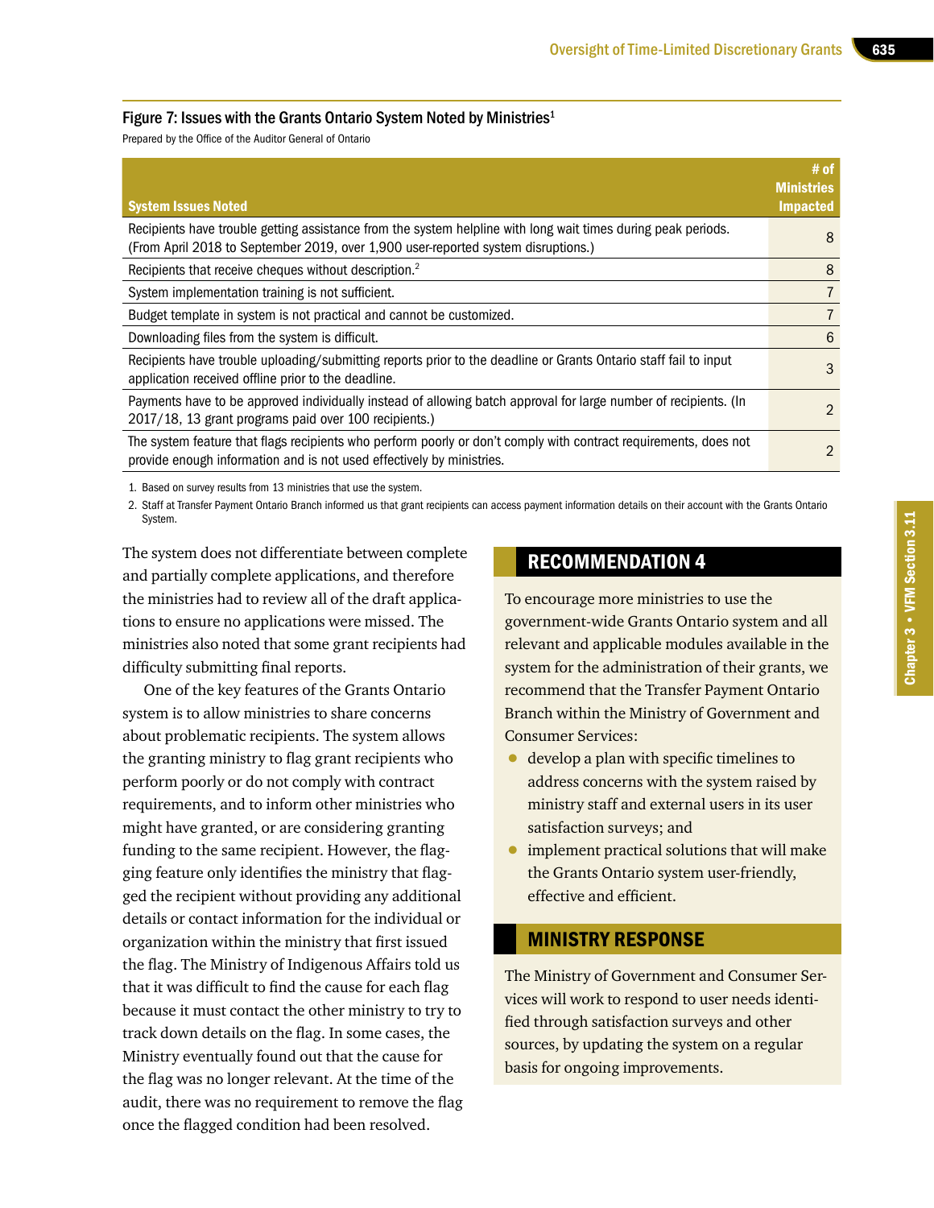#### Figure 7: Issues with the Grants Ontario System Noted by Ministries[1]

Prepared by the Office of the Auditor General of Ontario

| System Issues Noted | # of Ministries Impacted |
|---|---|
| Recipients have trouble getting assistance from the system helpline with long wait times during peak periods. (From April 2018 to September 2019, over 1,900 user-reported system disruptions.) | 8 |
| Recipients that receive cheques without description.[2] | 8 |
| System implementation training is not sufficient. | 7 |
| Budget template in system is not practical and cannot be customized. | 7 |
| Downloading files from the system is difficult. | 6 |
| Recipients have trouble uploading/submitting reports prior to the deadline or Grants Ontario staff fail to input application received offline prior to the deadline. | 3 |
| Payments have to be approved individually instead of allowing batch approval for large number of recipients. (In 2017/18, 13 grant programs paid over 100 recipients.) | 2 |
| The system feature that flags recipients who perform poorly or don't comply with contract requirements, does not provide enough information and is not used effectively by ministries. | 2 |

1. Based on survey results from 13 ministries that use the system.
2. Staff at Transfer Payment Ontario Branch informed us that grant recipients can access payment information details on their account with the Grants Ontario System.

The system does not differentiate between complete and partially complete applications, and therefore the ministries had to review all of the draft applications to ensure no applications were missed. The ministries also noted that some grant recipients had difficulty submitting final reports.

One of the key features of the Grants Ontario system is to allow ministries to share concerns about problematic recipients. The system allows the granting ministry to flag grant recipients who perform poorly or do not comply with contract requirements, and to inform other ministries who might have granted, or are considering granting funding to the same recipient. However, the flagging feature only identifies the ministry that flagged the recipient without providing any additional details or contact information for the individual or organization within the ministry that first issued the flag. The Ministry of Indigenous Affairs told us that it was difficult to find the cause for each flag because it must contact the other ministry to try to track down details on the flag. In some cases, the Ministry eventually found out that the cause for the flag was no longer relevant. At the time of the audit, there was no requirement to remove the flag once the flagged condition had been resolved.

## RECOMMENDATION 4

To encourage more ministries to use the government-wide Grants Ontario system and all relevant and applicable modules available in the system for the administration of their grants, we recommend that the Transfer Payment Ontario Branch within the Ministry of Government and Consumer Services:

- develop a plan with specific timelines to address concerns with the system raised by ministry staff and external users in its user satisfaction surveys; and
- implement practical solutions that will make the Grants Ontario system user-friendly, effective and efficient.

## MINISTRY RESPONSE

The Ministry of Government and Consumer Services will work to respond to user needs identified through satisfaction surveys and other sources, by updating the system on a regular basis for ongoing improvements.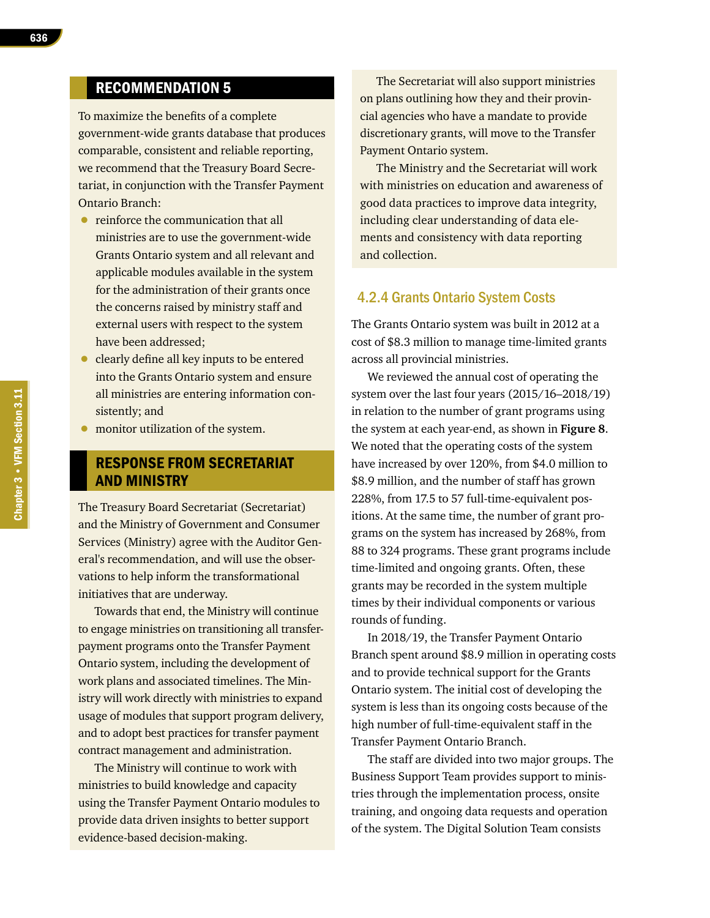## RECOMMENDATION 5

To maximize the benefits of a complete government-wide grants database that produces comparable, consistent and reliable reporting, we recommend that the Treasury Board Secretariat, in conjunction with the Transfer Payment Ontario Branch:

- reinforce the communication that all ministries are to use the government-wide Grants Ontario system and all relevant and applicable modules available in the system for the administration of their grants once the concerns raised by ministry staff and external users with respect to the system have been addressed;
- clearly define all key inputs to be entered into the Grants Ontario system and ensure all ministries are entering information consistently; and
- monitor utilization of the system.

## RESPONSE FROM SECRETARIAT AND MINISTRY

The Treasury Board Secretariat (Secretariat) and the Ministry of Government and Consumer Services (Ministry) agree with the Auditor General's recommendation, and will use the observations to help inform the transformational initiatives that are underway.

Towards that end, the Ministry will continue to engage ministries on transitioning all transfer-payment programs onto the Transfer Payment Ontario system, including the development of work plans and associated timelines. The Ministry will work directly with ministries to expand usage of modules that support program delivery, and to adopt best practices for transfer payment contract management and administration.

The Ministry will continue to work with ministries to build knowledge and capacity using the Transfer Payment Ontario modules to provide data driven insights to better support evidence-based decision-making.

The Secretariat will also support ministries on plans outlining how they and their provincial agencies who have a mandate to provide discretionary grants, will move to the Transfer Payment Ontario system.

The Ministry and the Secretariat will work with ministries on education and awareness of good data practices to improve data integrity, including clear understanding of data elements and consistency with data reporting and collection.

### 4.2.4 Grants Ontario System Costs

The Grants Ontario system was built in 2012 at a cost of $8.3 million to manage time-limited grants across all provincial ministries.

We reviewed the annual cost of operating the system over the last four years (2015/16–2018/19) in relation to the number of grant programs using the system at each year-end, as shown in **Figure 8**. We noted that the operating costs of the system have increased by over 120%, from $4.0 million to $8.9 million, and the number of staff has grown 228%, from 17.5 to 57 full-time-equivalent positions. At the same time, the number of grant programs on the system has increased by 268%, from 88 to 324 programs. These grant programs include time-limited and ongoing grants. Often, these grants may be recorded in the system multiple times by their individual components or various rounds of funding.

In 2018/19, the Transfer Payment Ontario Branch spent around $8.9 million in operating costs and to provide technical support for the Grants Ontario system. The initial cost of developing the system is less than its ongoing costs because of the high number of full-time-equivalent staff in the Transfer Payment Ontario Branch.

The staff are divided into two major groups. The Business Support Team provides support to ministries through the implementation process, onsite training, and ongoing data requests and operation of the system. The Digital Solution Team consists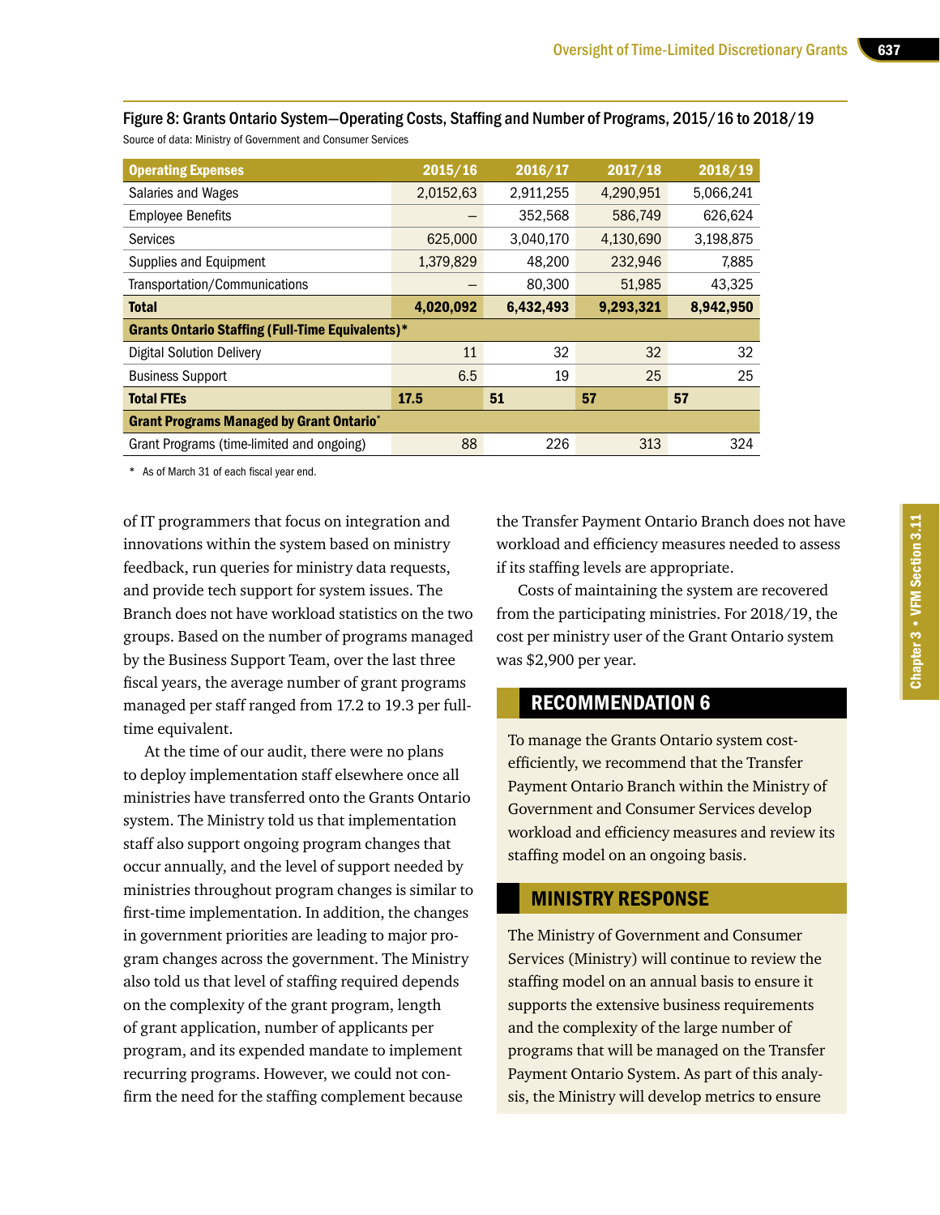### Figure 8: Grants Ontario System—Operating Costs, Staffing and Number of Programs, 2015/16 to 2018/19

Source of data: Ministry of Government and Consumer Services

| Operating Expenses | 2015/16 | 2016/17 | 2017/18 | 2018/19 |
|---|---|---|---|---|
| Salaries and Wages | 2,0152,63 | 2,911,255 | 4,290,951 | 5,066,241 |
| Employee Benefits | – | 352,568 | 586,749 | 626,624 |
| Services | 625,000 | 3,040,170 | 4,130,690 | 3,198,875 |
| Supplies and Equipment | 1,379,829 | 48,200 | 232,946 | 7,885 |
| Transportation/Communications | – | 80,300 | 51,985 | 43,325 |
| **Total** | **4,020,092** | **6,432,493** | **9,293,321** | **8,942,950** |
| **Grants Ontario Staffing (Full-Time Equivalents)*** | | | | |
| Digital Solution Delivery | 11 | 32 | 32 | 32 |
| Business Support | 6.5 | 19 | 25 | 25 |
| **Total FTEs** | **17.5** | **51** | **57** | **57** |
| **Grant Programs Managed by Grant Ontario*** | | | | |
| Grant Programs (time-limited and ongoing) | 88 | 226 | 313 | 324 |

\* As of March 31 of each fiscal year end.

of IT programmers that focus on integration and innovations within the system based on ministry feedback, run queries for ministry data requests, and provide tech support for system issues. The Branch does not have workload statistics on the two groups. Based on the number of programs managed by the Business Support Team, over the last three fiscal years, the average number of grant programs managed per staff ranged from 17.2 to 19.3 per full-time equivalent.

At the time of our audit, there were no plans to deploy implementation staff elsewhere once all ministries have transferred onto the Grants Ontario system. The Ministry told us that implementation staff also support ongoing program changes that occur annually, and the level of support needed by ministries throughout program changes is similar to first-time implementation. In addition, the changes in government priorities are leading to major program changes across the government. The Ministry also told us that level of staffing required depends on the complexity of the grant program, length of grant application, number of applicants per program, and its expended mandate to implement recurring programs. However, we could not confirm the need for the staffing complement because the Transfer Payment Ontario Branch does not have workload and efficiency measures needed to assess if its staffing levels are appropriate.

Costs of maintaining the system are recovered from the participating ministries. For 2018/19, the cost per ministry user of the Grant Ontario system was $2,900 per year.

## RECOMMENDATION 6

To manage the Grants Ontario system cost-efficiently, we recommend that the Transfer Payment Ontario Branch within the Ministry of Government and Consumer Services develop workload and efficiency measures and review its staffing model on an ongoing basis.

## MINISTRY RESPONSE

The Ministry of Government and Consumer Services (Ministry) will continue to review the staffing model on an annual basis to ensure it supports the extensive business requirements and the complexity of the large number of programs that will be managed on the Transfer Payment Ontario System. As part of this analysis, the Ministry will develop metrics to ensure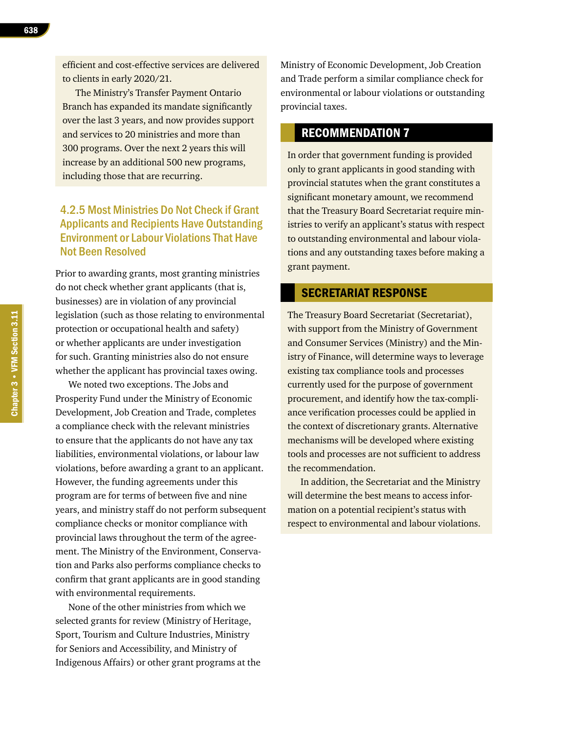efficient and cost-effective services are delivered to clients in early 2020/21.

The Ministry's Transfer Payment Ontario Branch has expanded its mandate significantly over the last 3 years, and now provides support and services to 20 ministries and more than 300 programs. Over the next 2 years this will increase by an additional 500 new programs, including those that are recurring.

### 4.2.5 Most Ministries Do Not Check if Grant Applicants and Recipients Have Outstanding Environment or Labour Violations That Have Not Been Resolved

Prior to awarding grants, most granting ministries do not check whether grant applicants (that is, businesses) are in violation of any provincial legislation (such as those relating to environmental protection or occupational health and safety) or whether applicants are under investigation for such. Granting ministries also do not ensure whether the applicant has provincial taxes owing.

We noted two exceptions. The Jobs and Prosperity Fund under the Ministry of Economic Development, Job Creation and Trade, completes a compliance check with the relevant ministries to ensure that the applicants do not have any tax liabilities, environmental violations, or labour law violations, before awarding a grant to an applicant. However, the funding agreements under this program are for terms of between five and nine years, and ministry staff do not perform subsequent compliance checks or monitor compliance with provincial laws throughout the term of the agreement. The Ministry of the Environment, Conservation and Parks also performs compliance checks to confirm that grant applicants are in good standing with environmental requirements.

None of the other ministries from which we selected grants for review (Ministry of Heritage, Sport, Tourism and Culture Industries, Ministry for Seniors and Accessibility, and Ministry of Indigenous Affairs) or other grant programs at the Ministry of Economic Development, Job Creation and Trade perform a similar compliance check for environmental or labour violations or outstanding provincial taxes.

## RECOMMENDATION 7

In order that government funding is provided only to grant applicants in good standing with provincial statutes when the grant constitutes a significant monetary amount, we recommend that the Treasury Board Secretariat require ministries to verify an applicant's status with respect to outstanding environmental and labour violations and any outstanding taxes before making a grant payment.

## SECRETARIAT RESPONSE

The Treasury Board Secretariat (Secretariat), with support from the Ministry of Government and Consumer Services (Ministry) and the Ministry of Finance, will determine ways to leverage existing tax compliance tools and processes currently used for the purpose of government procurement, and identify how the tax-compliance verification processes could be applied in the context of discretionary grants. Alternative mechanisms will be developed where existing tools and processes are not sufficient to address the recommendation.

In addition, the Secretariat and the Ministry will determine the best means to access information on a potential recipient's status with respect to environmental and labour violations.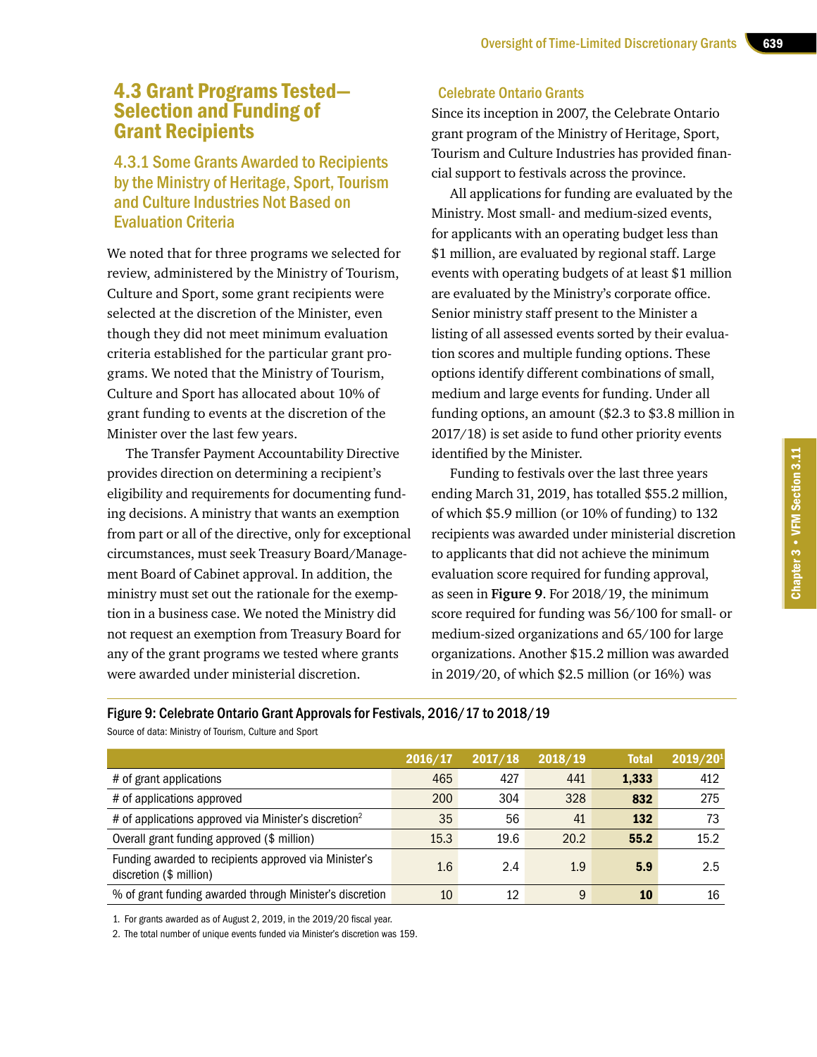## 4.3 Grant Programs Tested—Selection and Funding of Grant Recipients

### 4.3.1 Some Grants Awarded to Recipients by the Ministry of Heritage, Sport, Tourism and Culture Industries Not Based on Evaluation Criteria

We noted that for three programs we selected for review, administered by the Ministry of Tourism, Culture and Sport, some grant recipients were selected at the discretion of the Minister, even though they did not meet minimum evaluation criteria established for the particular grant programs. We noted that the Ministry of Tourism, Culture and Sport has allocated about 10% of grant funding to events at the discretion of the Minister over the last few years.

The Transfer Payment Accountability Directive provides direction on determining a recipient's eligibility and requirements for documenting funding decisions. A ministry that wants an exemption from part or all of the directive, only for exceptional circumstances, must seek Treasury Board/Management Board of Cabinet approval. In addition, the ministry must set out the rationale for the exemption in a business case. We noted the Ministry did not request an exemption from Treasury Board for any of the grant programs we tested where grants were awarded under ministerial discretion.

#### Celebrate Ontario Grants

Since its inception in 2007, the Celebrate Ontario grant program of the Ministry of Heritage, Sport, Tourism and Culture Industries has provided financial support to festivals across the province.

All applications for funding are evaluated by the Ministry. Most small- and medium-sized events, for applicants with an operating budget less than $1 million, are evaluated by regional staff. Large events with operating budgets of at least $1 million are evaluated by the Ministry's corporate office. Senior ministry staff present to the Minister a listing of all assessed events sorted by their evaluation scores and multiple funding options. These options identify different combinations of small, medium and large events for funding. Under all funding options, an amount ($2.3 to $3.8 million in 2017/18) is set aside to fund other priority events identified by the Minister.

Funding to festivals over the last three years ending March 31, 2019, has totalled $55.2 million, of which $5.9 million (or 10% of funding) to 132 recipients was awarded under ministerial discretion to applicants that did not achieve the minimum evaluation score required for funding approval, as seen in **Figure 9**. For 2018/19, the minimum score required for funding was 56/100 for small- or medium-sized organizations and 65/100 for large organizations. Another $15.2 million was awarded in 2019/20, of which $2.5 million (or 16%) was

Figure 9: Celebrate Ontario Grant Approvals for Festivals, 2016/17 to 2018/19

Source of data: Ministry of Tourism, Culture and Sport

| | 2016/17 | 2017/18 | 2018/19 | Total | 2019/20[1] |
|---|---|---|---|---|---|
| # of grant applications | 465 | 427 | 441 | **1,333** | 412 |
| # of applications approved | 200 | 304 | 328 | **832** | 275 |
| # of applications approved via Minister's discretion[2] | 35 | 56 | 41 | **132** | 73 |
| Overall grant funding approved ($ million) | 15.3 | 19.6 | 20.2 | **55.2** | 15.2 |
| Funding awarded to recipients approved via Minister's discretion ($ million) | 1.6 | 2.4 | 1.9 | **5.9** | 2.5 |
| % of grant funding awarded through Minister's discretion | 10 | 12 | 9 | **10** | 16 |

1. For grants awarded as of August 2, 2019, in the 2019/20 fiscal year.
2. The total number of unique events funded via Minister's discretion was 159.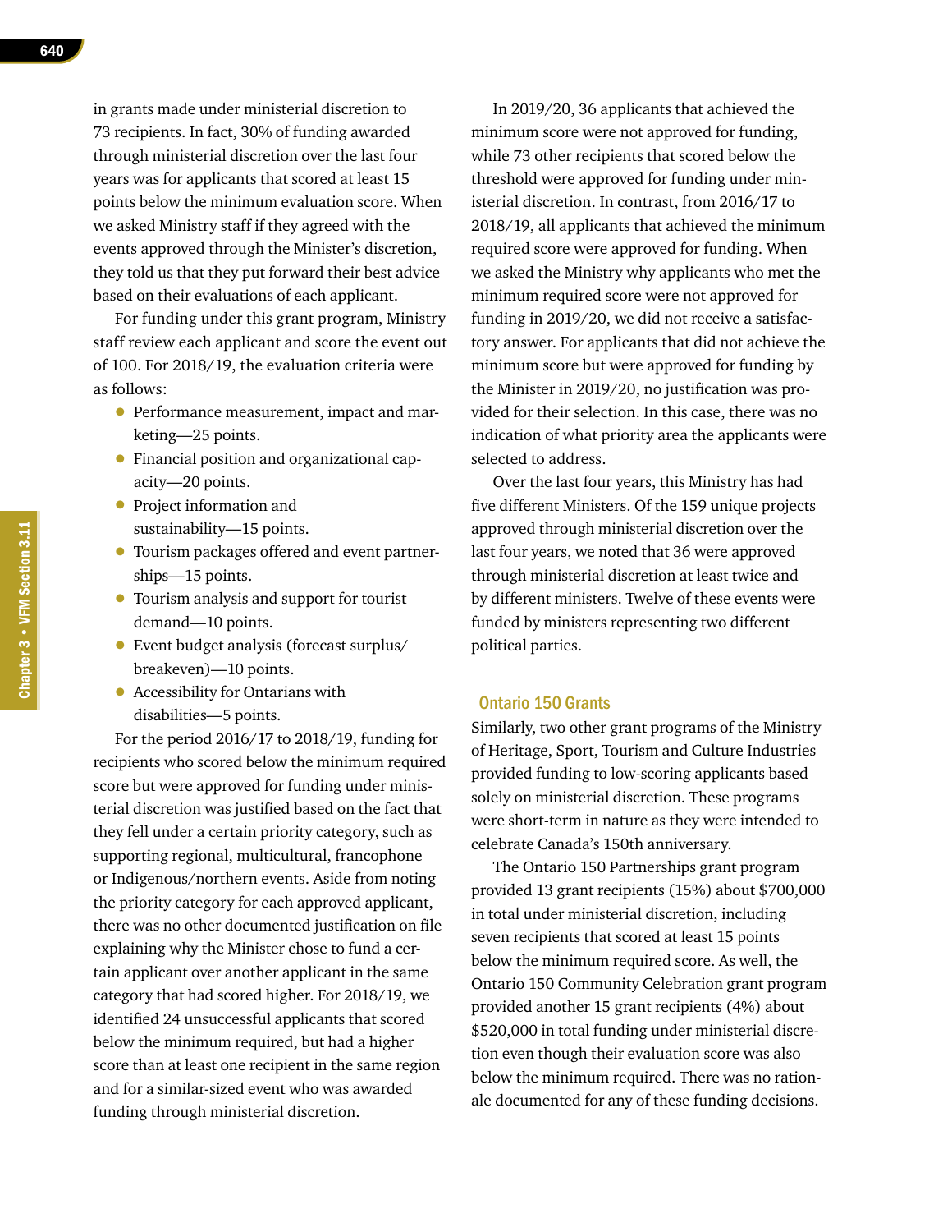in grants made under ministerial discretion to 73 recipients. In fact, 30% of funding awarded through ministerial discretion over the last four years was for applicants that scored at least 15 points below the minimum evaluation score. When we asked Ministry staff if they agreed with the events approved through the Minister's discretion, they told us that they put forward their best advice based on their evaluations of each applicant.

For funding under this grant program, Ministry staff review each applicant and score the event out of 100. For 2018/19, the evaluation criteria were as follows:

- Performance measurement, impact and marketing—25 points.
- Financial position and organizational capacity—20 points.
- Project information and sustainability—15 points.
- Tourism packages offered and event partnerships—15 points.
- Tourism analysis and support for tourist demand—10 points.
- Event budget analysis (forecast surplus/breakeven)—10 points.
- Accessibility for Ontarians with disabilities—5 points.

For the period 2016/17 to 2018/19, funding for recipients who scored below the minimum required score but were approved for funding under ministerial discretion was justified based on the fact that they fell under a certain priority category, such as supporting regional, multicultural, francophone or Indigenous/northern events. Aside from noting the priority category for each approved applicant, there was no other documented justification on file explaining why the Minister chose to fund a certain applicant over another applicant in the same category that had scored higher. For 2018/19, we identified 24 unsuccessful applicants that scored below the minimum required, but had a higher score than at least one recipient in the same region and for a similar-sized event who was awarded funding through ministerial discretion.

In 2019/20, 36 applicants that achieved the minimum score were not approved for funding, while 73 other recipients that scored below the threshold were approved for funding under ministerial discretion. In contrast, from 2016/17 to 2018/19, all applicants that achieved the minimum required score were approved for funding. When we asked the Ministry why applicants who met the minimum required score were not approved for funding in 2019/20, we did not receive a satisfactory answer. For applicants that did not achieve the minimum score but were approved for funding by the Minister in 2019/20, no justification was provided for their selection. In this case, there was no indication of what priority area the applicants were selected to address.

Over the last four years, this Ministry has had five different Ministers. Of the 159 unique projects approved through ministerial discretion over the last four years, we noted that 36 were approved through ministerial discretion at least twice and by different ministers. Twelve of these events were funded by ministers representing two different political parties.

### Ontario 150 Grants

Similarly, two other grant programs of the Ministry of Heritage, Sport, Tourism and Culture Industries provided funding to low-scoring applicants based solely on ministerial discretion. These programs were short-term in nature as they were intended to celebrate Canada's 150th anniversary.

The Ontario 150 Partnerships grant program provided 13 grant recipients (15%) about $700,000 in total under ministerial discretion, including seven recipients that scored at least 15 points below the minimum required score. As well, the Ontario 150 Community Celebration grant program provided another 15 grant recipients (4%) about $520,000 in total funding under ministerial discretion even though their evaluation score was also below the minimum required. There was no rationale documented for any of these funding decisions.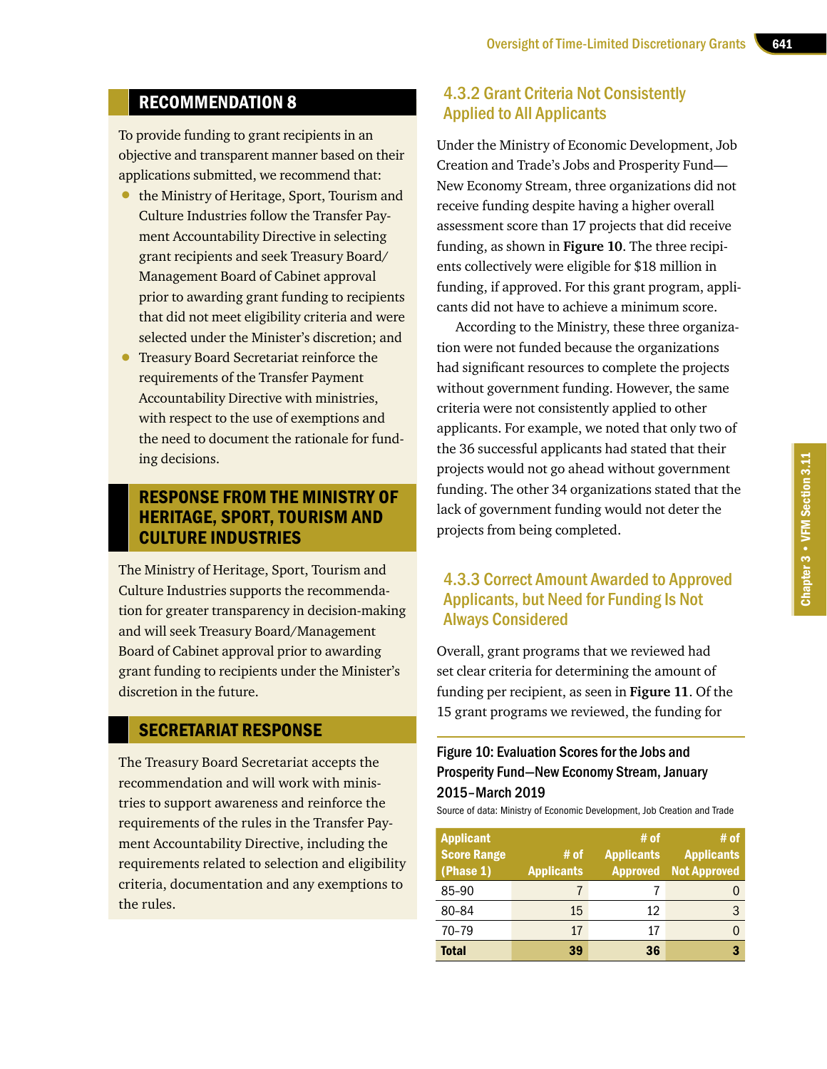## RECOMMENDATION 8

To provide funding to grant recipients in an objective and transparent manner based on their applications submitted, we recommend that:

- the Ministry of Heritage, Sport, Tourism and Culture Industries follow the Transfer Payment Accountability Directive in selecting grant recipients and seek Treasury Board/Management Board of Cabinet approval prior to awarding grant funding to recipients that did not meet eligibility criteria and were selected under the Minister's discretion; and
- Treasury Board Secretariat reinforce the requirements of the Transfer Payment Accountability Directive with ministries, with respect to the use of exemptions and the need to document the rationale for funding decisions.

## RESPONSE FROM THE MINISTRY OF HERITAGE, SPORT, TOURISM AND CULTURE INDUSTRIES

The Ministry of Heritage, Sport, Tourism and Culture Industries supports the recommendation for greater transparency in decision-making and will seek Treasury Board/Management Board of Cabinet approval prior to awarding grant funding to recipients under the Minister's discretion in the future.

## SECRETARIAT RESPONSE

The Treasury Board Secretariat accepts the recommendation and will work with ministries to support awareness and reinforce the requirements of the rules in the Transfer Payment Accountability Directive, including the requirements related to selection and eligibility criteria, documentation and any exemptions to the rules.

### 4.3.2 Grant Criteria Not Consistently Applied to All Applicants

Under the Ministry of Economic Development, Job Creation and Trade's Jobs and Prosperity Fund—New Economy Stream, three organizations did not receive funding despite having a higher overall assessment score than 17 projects that did receive funding, as shown in **Figure 10**. The three recipients collectively were eligible for $18 million in funding, if approved. For this grant program, applicants did not have to achieve a minimum score.

According to the Ministry, these three organization were not funded because the organizations had significant resources to complete the projects without government funding. However, the same criteria were not consistently applied to other applicants. For example, we noted that only two of the 36 successful applicants had stated that their projects would not go ahead without government funding. The other 34 organizations stated that the lack of government funding would not deter the projects from being completed.

### 4.3.3 Correct Amount Awarded to Approved Applicants, but Need for Funding Is Not Always Considered

Overall, grant programs that we reviewed had set clear criteria for determining the amount of funding per recipient, as seen in **Figure 11**. Of the 15 grant programs we reviewed, the funding for

**Figure 10: Evaluation Scores for the Jobs and Prosperity Fund—New Economy Stream, January 2015–March 2019**

Source of data: Ministry of Economic Development, Job Creation and Trade

| Applicant Score Range (Phase 1) | # of Applicants | # of Applicants Approved | # of Applicants Not Approved |
|---|---|---|---|
| 85-90 | 7 | 7 | 0 |
| 80-84 | 15 | 12 | 3 |
| 70-79 | 17 | 17 | 0 |
| **Total** | **39** | **36** | **3** |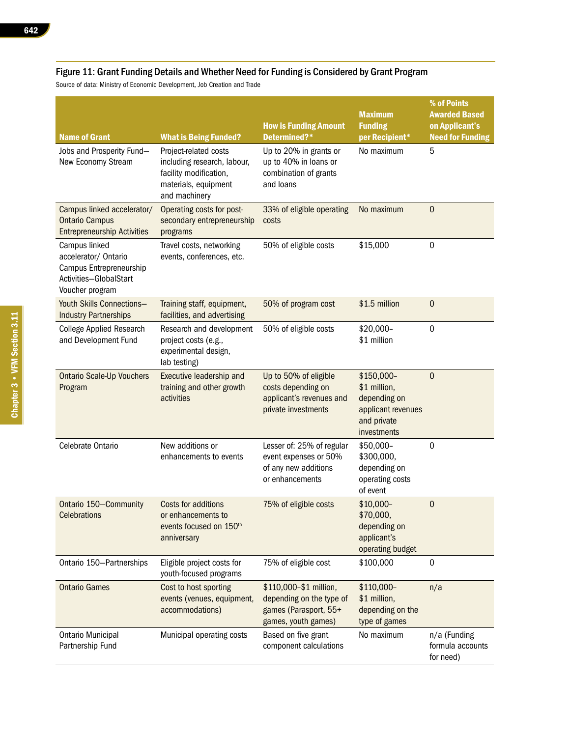## Figure 11: Grant Funding Details and Whether Need for Funding is Considered by Grant Program

Source of data: Ministry of Economic Development, Job Creation and Trade

| Name of Grant | What is Being Funded? | How is Funding Amount Determined?* | Maximum Funding per Recipient* | % of Points Awarded Based on Applicant's Need for Funding |
|---|---|---|---|---|
| Jobs and Prosperity Fund—New Economy Stream | Project-related costs including research, labour, facility modification, materials, equipment and machinery | Up to 20% in grants or up to 40% in loans or combination of grants and loans | No maximum | 5 |
| Campus linked accelerator/ Ontario Campus Entrepreneurship Activities | Operating costs for post-secondary entrepreneurship programs | 33% of eligible operating costs | No maximum | 0 |
| Campus linked accelerator/ Ontario Campus Entrepreneurship Activities—GlobalStart Voucher program | Travel costs, networking events, conferences, etc. | 50% of eligible costs | $15,000 | 0 |
| Youth Skills Connections—Industry Partnerships | Training staff, equipment, facilities, and advertising | 50% of program cost | $1.5 million | 0 |
| College Applied Research and Development Fund | Research and development project costs (e.g., experimental design, lab testing) | 50% of eligible costs | $20,000–$1 million | 0 |
| Ontario Scale-Up Vouchers Program | Executive leadership and training and other growth activities | Up to 50% of eligible costs depending on applicant's revenues and private investments | $150,000–$1 million, depending on applicant revenues and private investments | 0 |
| Celebrate Ontario | New additions or enhancements to events | Lesser of: 25% of regular event expenses or 50% of any new additions or enhancements | $50,000–$300,000, depending on operating costs of event | 0 |
| Ontario 150—Community Celebrations | Costs for additions or enhancements to events focused on 150th anniversary | 75% of eligible costs | $10,000–$70,000, depending on applicant's operating budget | 0 |
| Ontario 150—Partnerships | Eligible project costs for youth-focused programs | 75% of eligible cost | $100,000 | 0 |
| Ontario Games | Cost to host sporting events (venues, equipment, accommodations) | $110,000–$1 million, depending on the type of games (Parasport, 55+ games, youth games) | $110,000–$1 million, depending on the type of games | n/a |
| Ontario Municipal Partnership Fund | Municipal operating costs | Based on five grant component calculations | No maximum | n/a (Funding formula accounts for need) |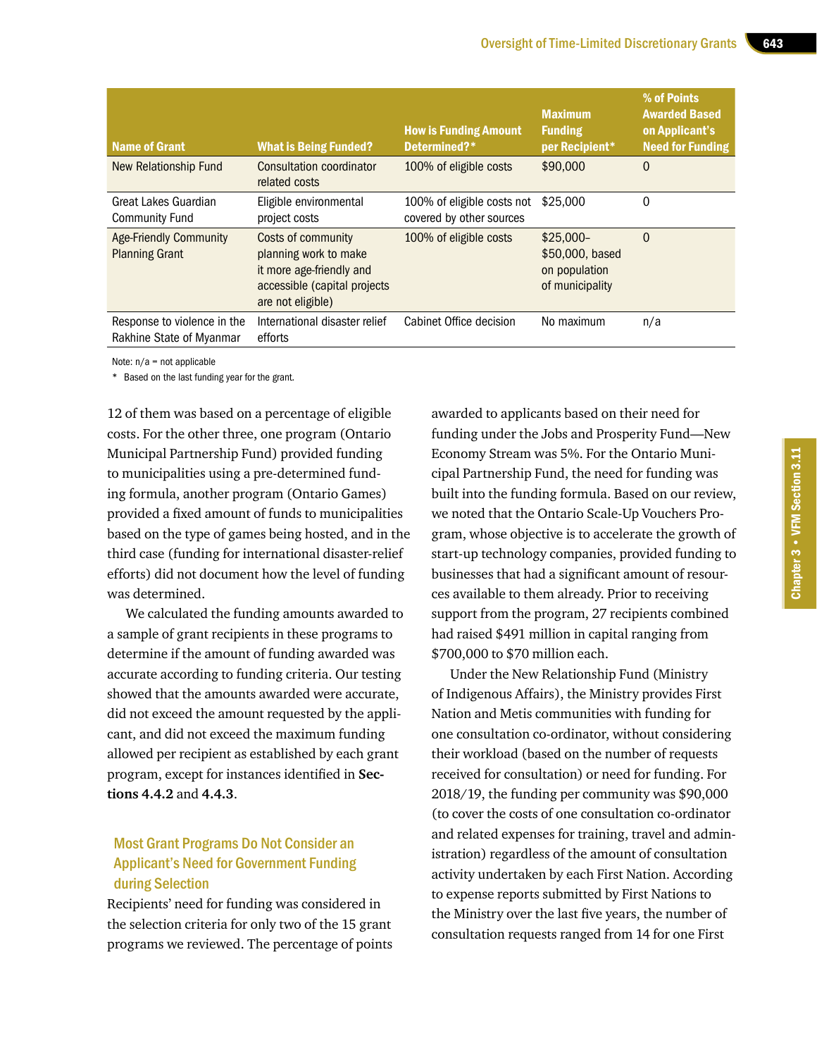| Name of Grant | What is Being Funded? | How is Funding Amount Determined?* | Maximum Funding per Recipient* | % of Points Awarded Based on Applicant's Need for Funding |
|---|---|---|---|---|
| New Relationship Fund | Consultation coordinator related costs | 100% of eligible costs | $90,000 | 0 |
| Great Lakes Guardian Community Fund | Eligible environmental project costs | 100% of eligible costs not covered by other sources | $25,000 | 0 |
| Age-Friendly Community Planning Grant | Costs of community planning work to make it more age-friendly and accessible (capital projects are not eligible) | 100% of eligible costs | $25,000–$50,000, based on population of municipality | 0 |
| Response to violence in the Rakhine State of Myanmar | International disaster relief efforts | Cabinet Office decision | No maximum | n/a |

Note: n/a = not applicable

\* Based on the last funding year for the grant.

12 of them was based on a percentage of eligible costs. For the other three, one program (Ontario Municipal Partnership Fund) provided funding to municipalities using a pre-determined funding formula, another program (Ontario Games) provided a fixed amount of funds to municipalities based on the type of games being hosted, and in the third case (funding for international disaster-relief efforts) did not document how the level of funding was determined.

We calculated the funding amounts awarded to a sample of grant recipients in these programs to determine if the amount of funding awarded was accurate according to funding criteria. Our testing showed that the amounts awarded were accurate, did not exceed the amount requested by the applicant, and did not exceed the maximum funding allowed per recipient as established by each grant program, except for instances identified in **Sections 4.4.2** and **4.4.3**.

### Most Grant Programs Do Not Consider an Applicant's Need for Government Funding during Selection

Recipients' need for funding was considered in the selection criteria for only two of the 15 grant programs we reviewed. The percentage of points awarded to applicants based on their need for funding under the Jobs and Prosperity Fund—New Economy Stream was 5%. For the Ontario Municipal Partnership Fund, the need for funding was built into the funding formula. Based on our review, we noted that the Ontario Scale-Up Vouchers Program, whose objective is to accelerate the growth of start-up technology companies, provided funding to businesses that had a significant amount of resources available to them already. Prior to receiving support from the program, 27 recipients combined had raised $491 million in capital ranging from $700,000 to $70 million each.

Under the New Relationship Fund (Ministry of Indigenous Affairs), the Ministry provides First Nation and Metis communities with funding for one consultation co-ordinator, without considering their workload (based on the number of requests received for consultation) or need for funding. For 2018/19, the funding per community was $90,000 (to cover the costs of one consultation co-ordinator and related expenses for training, travel and administration) regardless of the amount of consultation activity undertaken by each First Nation. According to expense reports submitted by First Nations to the Ministry over the last five years, the number of consultation requests ranged from 14 for one First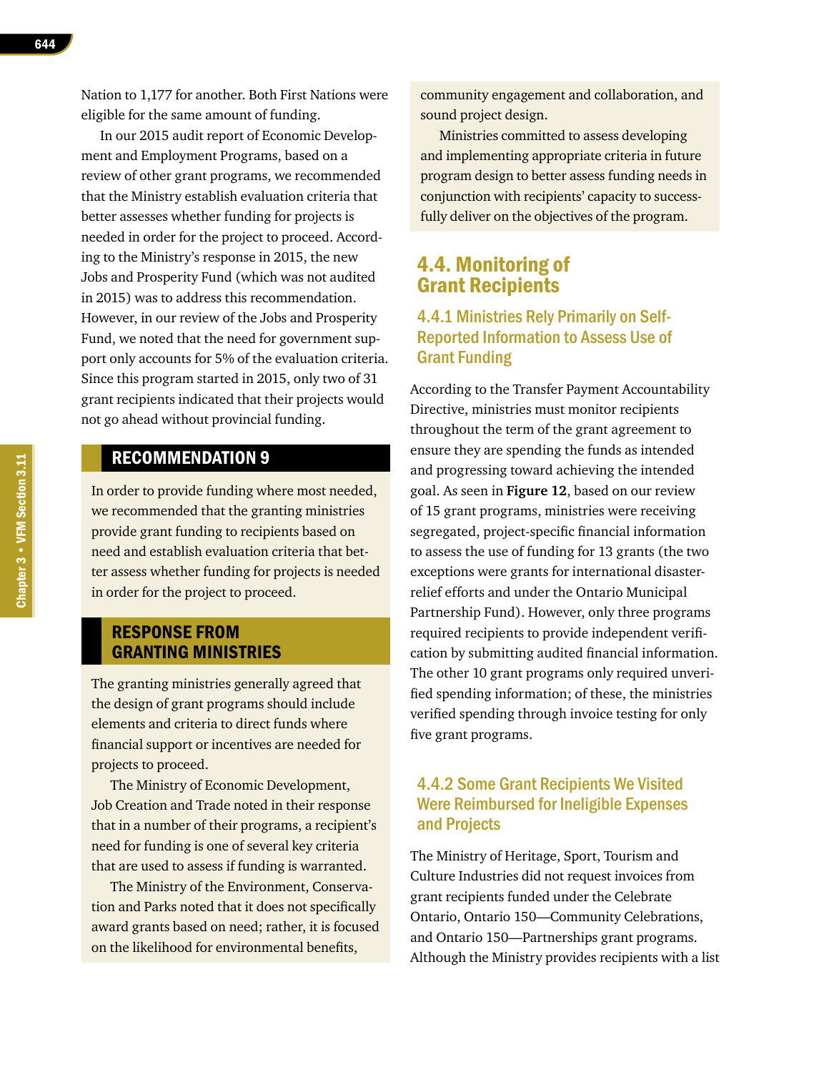Nation to 1,177 for another. Both First Nations were eligible for the same amount of funding.

In our 2015 audit report of Economic Development and Employment Programs, based on a review of other grant programs, we recommended that the Ministry establish evaluation criteria that better assesses whether funding for projects is needed in order for the project to proceed. According to the Ministry's response in 2015, the new Jobs and Prosperity Fund (which was not audited in 2015) was to address this recommendation. However, in our review of the Jobs and Prosperity Fund, we noted that the need for government support only accounts for 5% of the evaluation criteria. Since this program started in 2015, only two of 31 grant recipients indicated that their projects would not go ahead without provincial funding.

## RECOMMENDATION 9

In order to provide funding where most needed, we recommended that the granting ministries provide grant funding to recipients based on need and establish evaluation criteria that better assess whether funding for projects is needed in order for the project to proceed.

## RESPONSE FROM GRANTING MINISTRIES

The granting ministries generally agreed that the design of grant programs should include elements and criteria to direct funds where financial support or incentives are needed for projects to proceed.

The Ministry of Economic Development, Job Creation and Trade noted in their response that in a number of their programs, a recipient's need for funding is one of several key criteria that are used to assess if funding is warranted.

The Ministry of the Environment, Conservation and Parks noted that it does not specifically award grants based on need; rather, it is focused on the likelihood for environmental benefits, community engagement and collaboration, and sound project design.

Ministries committed to assess developing and implementing appropriate criteria in future program design to better assess funding needs in conjunction with recipients' capacity to successfully deliver on the objectives of the program.

## 4.4. Monitoring of Grant Recipients

### 4.4.1 Ministries Rely Primarily on Self-Reported Information to Assess Use of Grant Funding

According to the Transfer Payment Accountability Directive, ministries must monitor recipients throughout the term of the grant agreement to ensure they are spending the funds as intended and progressing toward achieving the intended goal. As seen in **Figure 12**, based on our review of 15 grant programs, ministries were receiving segregated, project-specific financial information to assess the use of funding for 13 grants (the two exceptions were grants for international disaster-relief efforts and under the Ontario Municipal Partnership Fund). However, only three programs required recipients to provide independent verification by submitting audited financial information. The other 10 grant programs only required unverified spending information; of these, the ministries verified spending through invoice testing for only five grant programs.

### 4.4.2 Some Grant Recipients We Visited Were Reimbursed for Ineligible Expenses and Projects

The Ministry of Heritage, Sport, Tourism and Culture Industries did not request invoices from grant recipients funded under the Celebrate Ontario, Ontario 150—Community Celebrations, and Ontario 150—Partnerships grant programs. Although the Ministry provides recipients with a list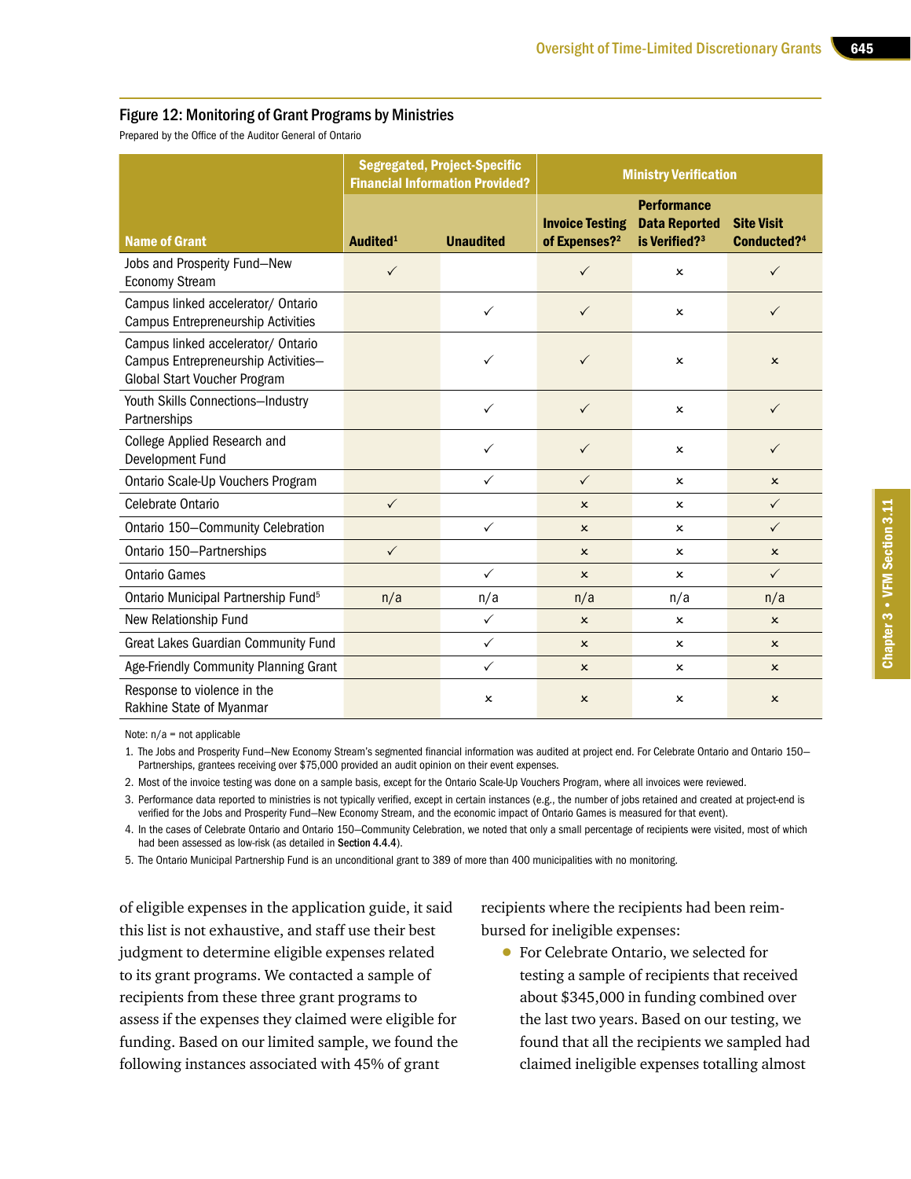### Figure 12: Monitoring of Grant Programs by Ministries

Prepared by the Office of the Auditor General of Ontario

| Name of Grant | Segregated, Project-Specific Financial Information Provided? | | Ministry Verification | | |
|---|---|---|---|---|---|
| | Audited[1] | Unaudited | Invoice Testing of Expenses?[2] | Performance Data Reported is Verified?[3] | Site Visit Conducted?[4] |
| Jobs and Prosperity Fund—New Economy Stream | ✓ | | ✓ | × | ✓ |
| Campus linked accelerator/ Ontario Campus Entrepreneurship Activities | | ✓ | ✓ | × | ✓ |
| Campus linked accelerator/ Ontario Campus Entrepreneurship Activities—Global Start Voucher Program | | ✓ | ✓ | × | × |
| Youth Skills Connections—Industry Partnerships | | ✓ | ✓ | × | ✓ |
| College Applied Research and Development Fund | | ✓ | ✓ | × | ✓ |
| Ontario Scale-Up Vouchers Program | | ✓ | ✓ | × | × |
| Celebrate Ontario | ✓ | | × | × | ✓ |
| Ontario 150—Community Celebration | | ✓ | × | × | ✓ |
| Ontario 150—Partnerships | ✓ | | × | × | × |
| Ontario Games | | ✓ | × | × | ✓ |
| Ontario Municipal Partnership Fund[5] | n/a | n/a | n/a | n/a | n/a |
| New Relationship Fund | | ✓ | × | × | × |
| Great Lakes Guardian Community Fund | | ✓ | × | × | × |
| Age-Friendly Community Planning Grant | | ✓ | × | × | × |
| Response to violence in the Rakhine State of Myanmar | | × | × | × | × |

Note: n/a = not applicable

1. The Jobs and Prosperity Fund—New Economy Stream's segmented financial information was audited at project end. For Celebrate Ontario and Ontario 150—Partnerships, grantees receiving over $75,000 provided an audit opinion on their event expenses.
2. Most of the invoice testing was done on a sample basis, except for the Ontario Scale-Up Vouchers Program, where all invoices were reviewed.
3. Performance data reported to ministries is not typically verified, except in certain instances (e.g., the number of jobs retained and created at project-end is verified for the Jobs and Prosperity Fund—New Economy Stream, and the economic impact of Ontario Games is measured for that event).
4. In the cases of Celebrate Ontario and Ontario 150—Community Celebration, we noted that only a small percentage of recipients were visited, most of which had been assessed as low-risk (as detailed in **Section 4.4.4**).
5. The Ontario Municipal Partnership Fund is an unconditional grant to 389 of more than 400 municipalities with no monitoring.

of eligible expenses in the application guide, it said this list is not exhaustive, and staff use their best judgment to determine eligible expenses related to its grant programs. We contacted a sample of recipients from these three grant programs to assess if the expenses they claimed were eligible for funding. Based on our limited sample, we found the following instances associated with 45% of grant recipients where the recipients had been reimbursed for ineligible expenses:

- For Celebrate Ontario, we selected for testing a sample of recipients that received about $345,000 in funding combined over the last two years. Based on our testing, we found that all the recipients we sampled had claimed ineligible expenses totalling almost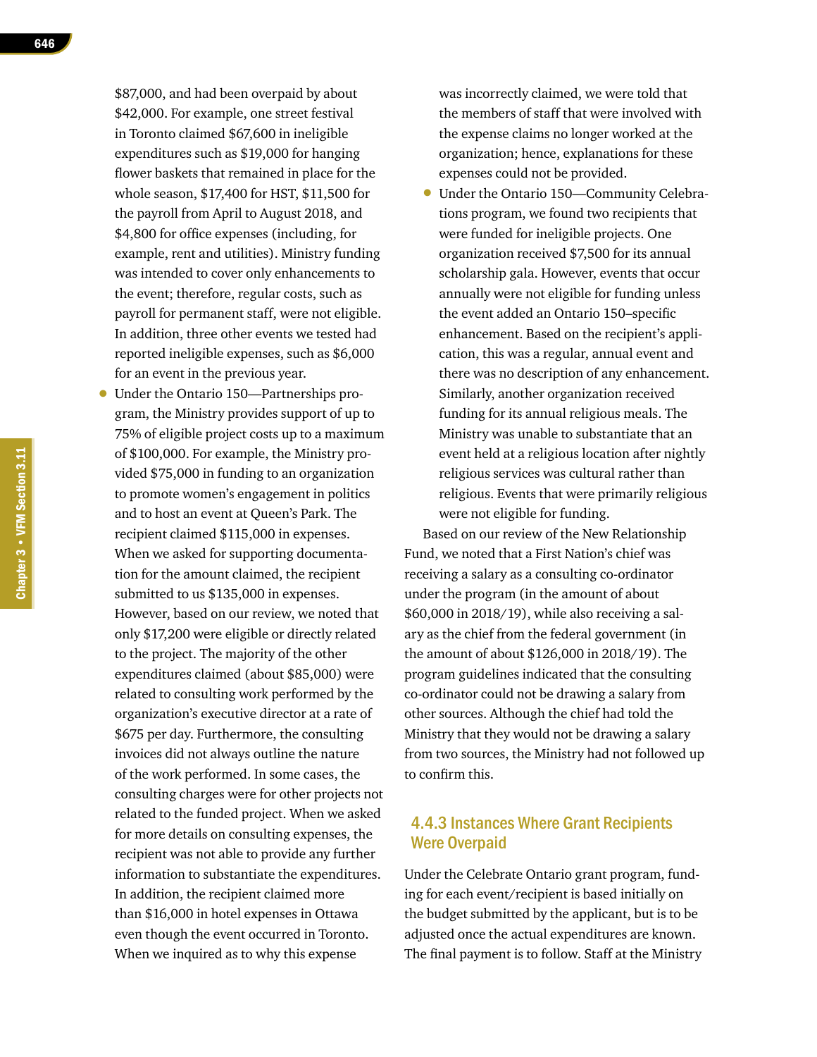$87,000, and had been overpaid by about $42,000. For example, one street festival in Toronto claimed $67,600 in ineligible expenditures such as $19,000 for hanging flower baskets that remained in place for the whole season, $17,400 for HST, $11,500 for the payroll from April to August 2018, and $4,800 for office expenses (including, for example, rent and utilities). Ministry funding was intended to cover only enhancements to the event; therefore, regular costs, such as payroll for permanent staff, were not eligible. In addition, three other events we tested had reported ineligible expenses, such as $6,000 for an event in the previous year.

- Under the Ontario 150—Partnerships program, the Ministry provides support of up to 75% of eligible project costs up to a maximum of $100,000. For example, the Ministry provided $75,000 in funding to an organization to promote women's engagement in politics and to host an event at Queen's Park. The recipient claimed $115,000 in expenses. When we asked for supporting documentation for the amount claimed, the recipient submitted to us $135,000 in expenses. However, based on our review, we noted that only $17,200 were eligible or directly related to the project. The majority of the other expenditures claimed (about $85,000) were related to consulting work performed by the organization's executive director at a rate of $675 per day. Furthermore, the consulting invoices did not always outline the nature of the work performed. In some cases, the consulting charges were for other projects not related to the funded project. When we asked for more details on consulting expenses, the recipient was not able to provide any further information to substantiate the expenditures. In addition, the recipient claimed more than $16,000 in hotel expenses in Ottawa even though the event occurred in Toronto. When we inquired as to why this expense was incorrectly claimed, we were told that the members of staff that were involved with the expense claims no longer worked at the organization; hence, explanations for these expenses could not be provided.
- Under the Ontario 150—Community Celebrations program, we found two recipients that were funded for ineligible projects. One organization received $7,500 for its annual scholarship gala. However, events that occur annually were not eligible for funding unless the event added an Ontario 150–specific enhancement. Based on the recipient's application, this was a regular, annual event and there was no description of any enhancement. Similarly, another organization received funding for its annual religious meals. The Ministry was unable to substantiate that an event held at a religious location after nightly religious services was cultural rather than religious. Events that were primarily religious were not eligible for funding.

Based on our review of the New Relationship Fund, we noted that a First Nation's chief was receiving a salary as a consulting co-ordinator under the program (in the amount of about $60,000 in 2018/19), while also receiving a salary as the chief from the federal government (in the amount of about $126,000 in 2018/19). The program guidelines indicated that the consulting co-ordinator could not be drawing a salary from other sources. Although the chief had told the Ministry that they would not be drawing a salary from two sources, the Ministry had not followed up to confirm this.

### 4.4.3 Instances Where Grant Recipients Were Overpaid

Under the Celebrate Ontario grant program, funding for each event/recipient is based initially on the budget submitted by the applicant, but is to be adjusted once the actual expenditures are known. The final payment is to follow. Staff at the Ministry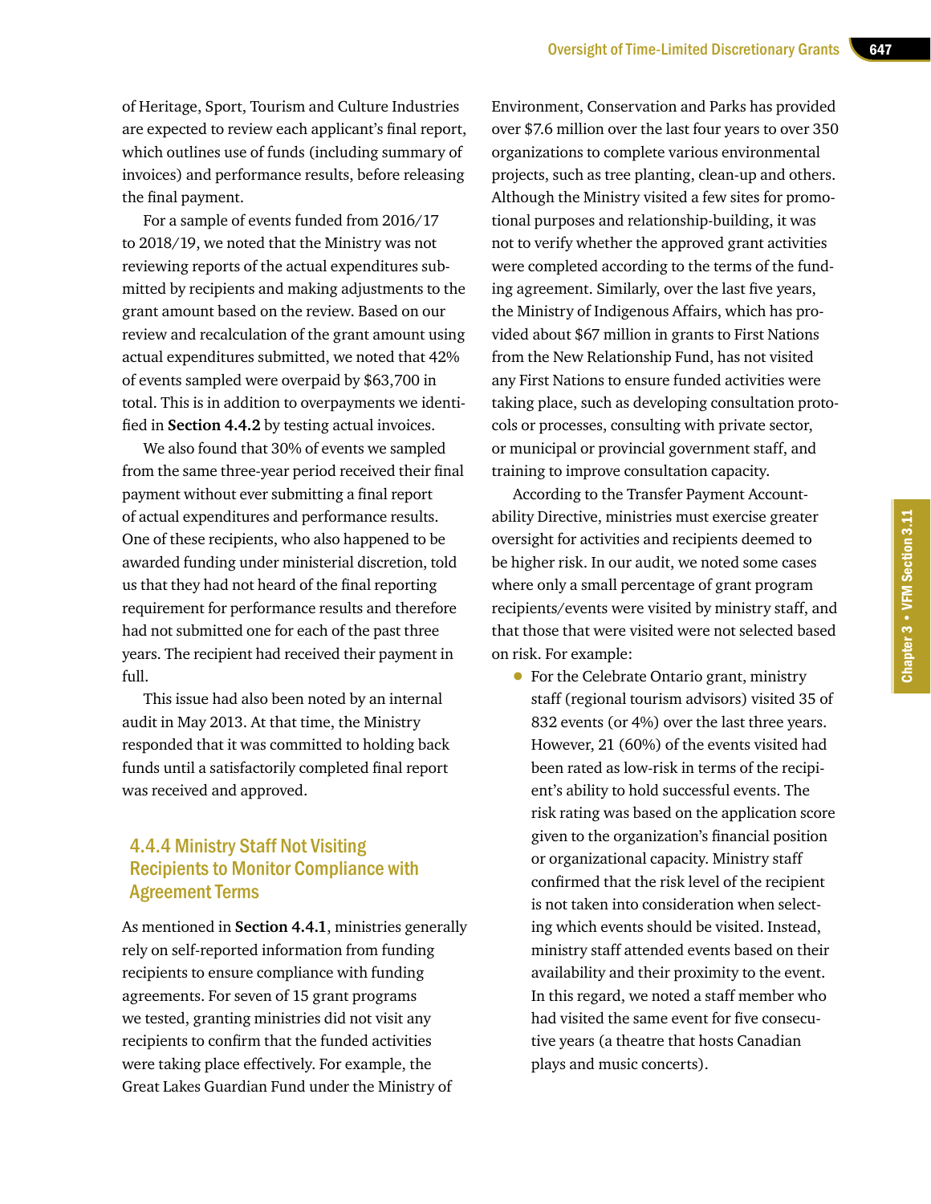of Heritage, Sport, Tourism and Culture Industries are expected to review each applicant's final report, which outlines use of funds (including summary of invoices) and performance results, before releasing the final payment.

For a sample of events funded from 2016/17 to 2018/19, we noted that the Ministry was not reviewing reports of the actual expenditures submitted by recipients and making adjustments to the grant amount based on the review. Based on our review and recalculation of the grant amount using actual expenditures submitted, we noted that 42% of events sampled were overpaid by $63,700 in total. This is in addition to overpayments we identified in **Section 4.4.2** by testing actual invoices.

We also found that 30% of events we sampled from the same three-year period received their final payment without ever submitting a final report of actual expenditures and performance results. One of these recipients, who also happened to be awarded funding under ministerial discretion, told us that they had not heard of the final reporting requirement for performance results and therefore had not submitted one for each of the past three years. The recipient had received their payment in full.

This issue had also been noted by an internal audit in May 2013. At that time, the Ministry responded that it was committed to holding back funds until a satisfactorily completed final report was received and approved.

### 4.4.4 Ministry Staff Not Visiting Recipients to Monitor Compliance with Agreement Terms

As mentioned in **Section 4.4.1**, ministries generally rely on self-reported information from funding recipients to ensure compliance with funding agreements. For seven of 15 grant programs we tested, granting ministries did not visit any recipients to confirm that the funded activities were taking place effectively. For example, the Great Lakes Guardian Fund under the Ministry of Environment, Conservation and Parks has provided over $7.6 million over the last four years to over 350 organizations to complete various environmental projects, such as tree planting, clean-up and others. Although the Ministry visited a few sites for promotional purposes and relationship-building, it was not to verify whether the approved grant activities were completed according to the terms of the funding agreement. Similarly, over the last five years, the Ministry of Indigenous Affairs, which has provided about $67 million in grants to First Nations from the New Relationship Fund, has not visited any First Nations to ensure funded activities were taking place, such as developing consultation protocols or processes, consulting with private sector, or municipal or provincial government staff, and training to improve consultation capacity.

According to the Transfer Payment Accountability Directive, ministries must exercise greater oversight for activities and recipients deemed to be higher risk. In our audit, we noted some cases where only a small percentage of grant program recipients/events were visited by ministry staff, and that those that were visited were not selected based on risk. For example:

- For the Celebrate Ontario grant, ministry staff (regional tourism advisors) visited 35 of 832 events (or 4%) over the last three years. However, 21 (60%) of the events visited had been rated as low-risk in terms of the recipient's ability to hold successful events. The risk rating was based on the application score given to the organization's financial position or organizational capacity. Ministry staff confirmed that the risk level of the recipient is not taken into consideration when selecting which events should be visited. Instead, ministry staff attended events based on their availability and their proximity to the event. In this regard, we noted a staff member who had visited the same event for five consecutive years (a theatre that hosts Canadian plays and music concerts).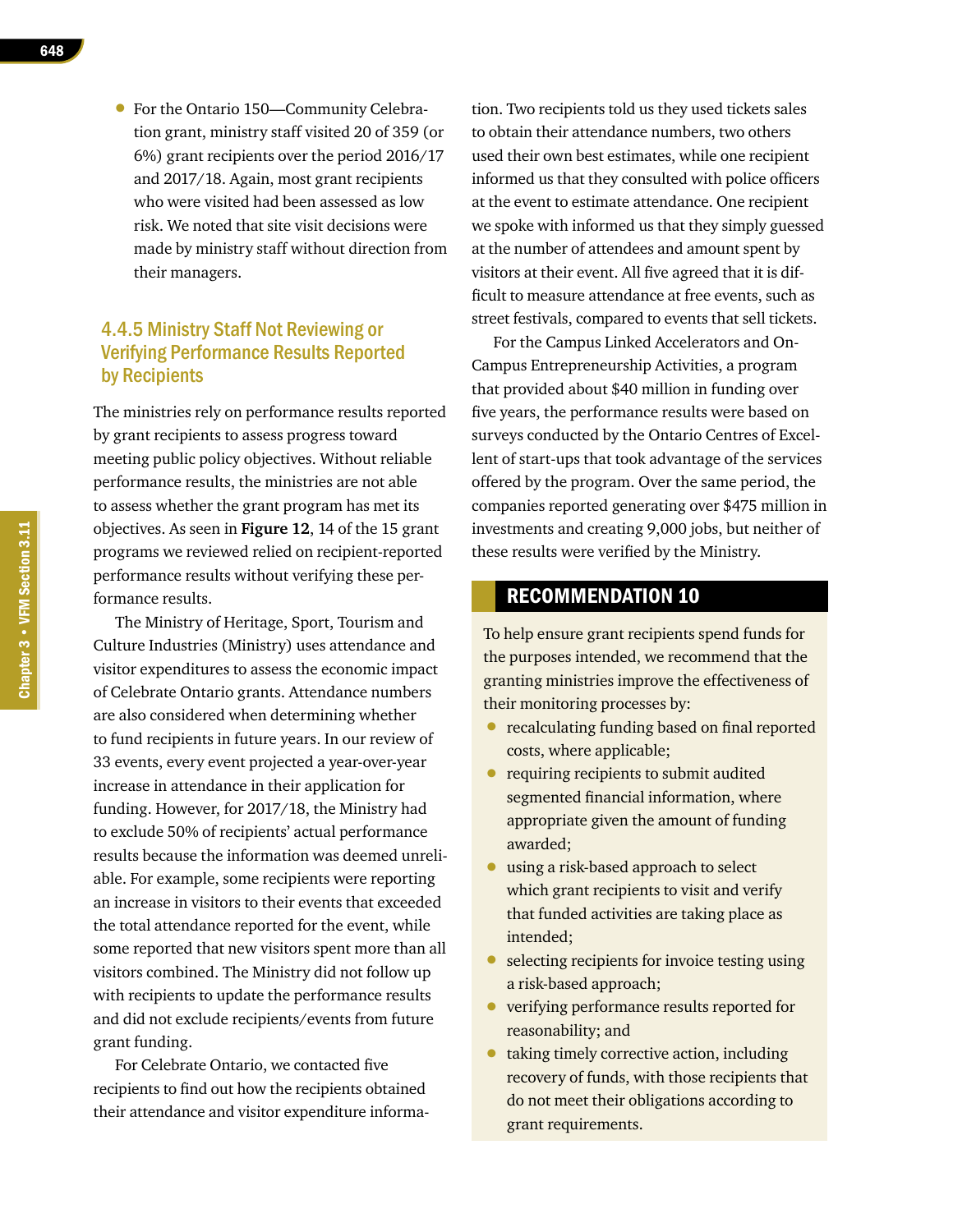- For the Ontario 150—Community Celebration grant, ministry staff visited 20 of 359 (or 6%) grant recipients over the period 2016/17 and 2017/18. Again, most grant recipients who were visited had been assessed as low risk. We noted that site visit decisions were made by ministry staff without direction from their managers.

### 4.4.5 Ministry Staff Not Reviewing or Verifying Performance Results Reported by Recipients

The ministries rely on performance results reported by grant recipients to assess progress toward meeting public policy objectives. Without reliable performance results, the ministries are not able to assess whether the grant program has met its objectives. As seen in **Figure 12**, 14 of the 15 grant programs we reviewed relied on recipient-reported performance results without verifying these performance results.

The Ministry of Heritage, Sport, Tourism and Culture Industries (Ministry) uses attendance and visitor expenditures to assess the economic impact of Celebrate Ontario grants. Attendance numbers are also considered when determining whether to fund recipients in future years. In our review of 33 events, every event projected a year-over-year increase in attendance in their application for funding. However, for 2017/18, the Ministry had to exclude 50% of recipients' actual performance results because the information was deemed unreliable. For example, some recipients were reporting an increase in visitors to their events that exceeded the total attendance reported for the event, while some reported that new visitors spent more than all visitors combined. The Ministry did not follow up with recipients to update the performance results and did not exclude recipients/events from future grant funding.

For Celebrate Ontario, we contacted five recipients to find out how the recipients obtained their attendance and visitor expenditure information. Two recipients told us they used tickets sales to obtain their attendance numbers, two others used their own best estimates, while one recipient informed us that they consulted with police officers at the event to estimate attendance. One recipient we spoke with informed us that they simply guessed at the number of attendees and amount spent by visitors at their event. All five agreed that it is difficult to measure attendance at free events, such as street festivals, compared to events that sell tickets.

For the Campus Linked Accelerators and On-Campus Entrepreneurship Activities, a program that provided about $40 million in funding over five years, the performance results were based on surveys conducted by the Ontario Centres of Excellent of start-ups that took advantage of the services offered by the program. Over the same period, the companies reported generating over $475 million in investments and creating 9,000 jobs, but neither of these results were verified by the Ministry.

## RECOMMENDATION 10

To help ensure grant recipients spend funds for the purposes intended, we recommend that the granting ministries improve the effectiveness of their monitoring processes by:

- recalculating funding based on final reported costs, where applicable;
- requiring recipients to submit audited segmented financial information, where appropriate given the amount of funding awarded;
- using a risk-based approach to select which grant recipients to visit and verify that funded activities are taking place as intended;
- selecting recipients for invoice testing using a risk-based approach;
- verifying performance results reported for reasonability; and
- taking timely corrective action, including recovery of funds, with those recipients that do not meet their obligations according to grant requirements.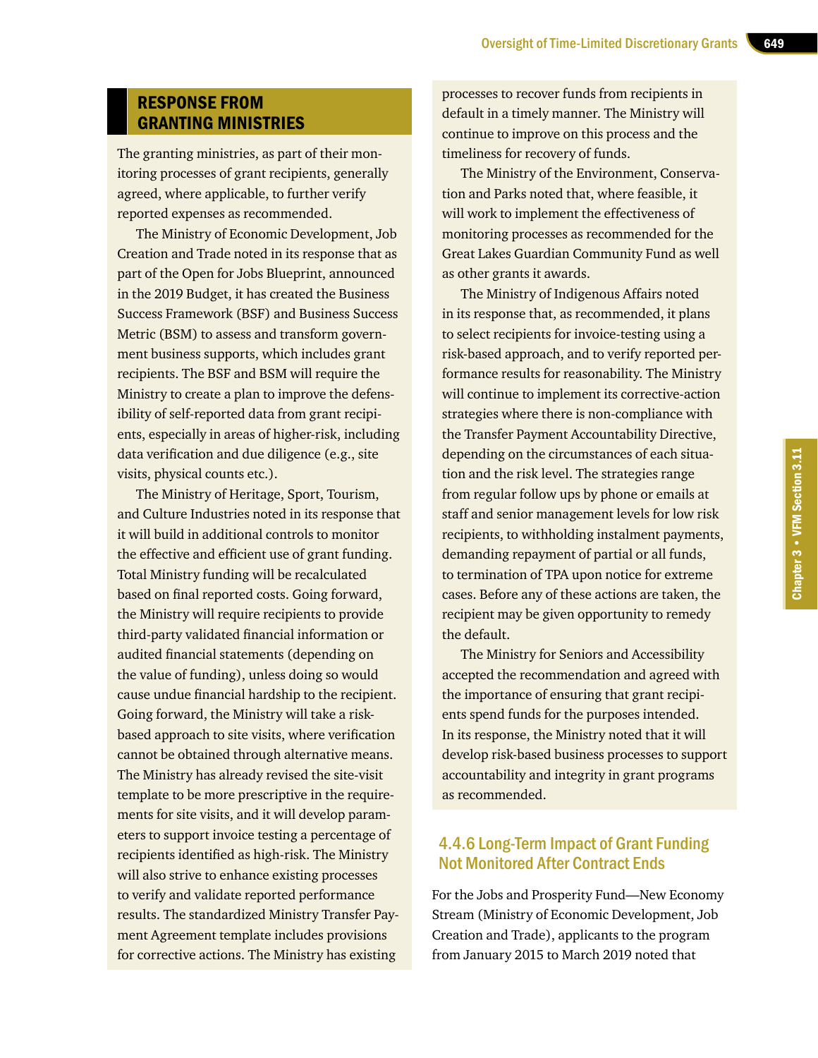## RESPONSE FROM GRANTING MINISTRIES

The granting ministries, as part of their monitoring processes of grant recipients, generally agreed, where applicable, to further verify reported expenses as recommended.

The Ministry of Economic Development, Job Creation and Trade noted in its response that as part of the Open for Jobs Blueprint, announced in the 2019 Budget, it has created the Business Success Framework (BSF) and Business Success Metric (BSM) to assess and transform government business supports, which includes grant recipients. The BSF and BSM will require the Ministry to create a plan to improve the defensibility of self-reported data from grant recipients, especially in areas of higher-risk, including data verification and due diligence (e.g., site visits, physical counts etc.).

The Ministry of Heritage, Sport, Tourism, and Culture Industries noted in its response that it will build in additional controls to monitor the effective and efficient use of grant funding. Total Ministry funding will be recalculated based on final reported costs. Going forward, the Ministry will require recipients to provide third-party validated financial information or audited financial statements (depending on the value of funding), unless doing so would cause undue financial hardship to the recipient. Going forward, the Ministry will take a risk-based approach to site visits, where verification cannot be obtained through alternative means. The Ministry has already revised the site-visit template to be more prescriptive in the requirements for site visits, and it will develop parameters to support invoice testing a percentage of recipients identified as high-risk. The Ministry will also strive to enhance existing processes to verify and validate reported performance results. The standardized Ministry Transfer Payment Agreement template includes provisions for corrective actions. The Ministry has existing processes to recover funds from recipients in default in a timely manner. The Ministry will continue to improve on this process and the timeliness for recovery of funds.

The Ministry of the Environment, Conservation and Parks noted that, where feasible, it will work to implement the effectiveness of monitoring processes as recommended for the Great Lakes Guardian Community Fund as well as other grants it awards.

The Ministry of Indigenous Affairs noted in its response that, as recommended, it plans to select recipients for invoice-testing using a risk-based approach, and to verify reported performance results for reasonability. The Ministry will continue to implement its corrective-action strategies where there is non-compliance with the Transfer Payment Accountability Directive, depending on the circumstances of each situation and the risk level. The strategies range from regular follow ups by phone or emails at staff and senior management levels for low risk recipients, to withholding instalment payments, demanding repayment of partial or all funds, to termination of TPA upon notice for extreme cases. Before any of these actions are taken, the recipient may be given opportunity to remedy the default.

The Ministry for Seniors and Accessibility accepted the recommendation and agreed with the importance of ensuring that grant recipients spend funds for the purposes intended. In its response, the Ministry noted that it will develop risk-based business processes to support accountability and integrity in grant programs as recommended.

### 4.4.6 Long-Term Impact of Grant Funding Not Monitored After Contract Ends

For the Jobs and Prosperity Fund—New Economy Stream (Ministry of Economic Development, Job Creation and Trade), applicants to the program from January 2015 to March 2019 noted that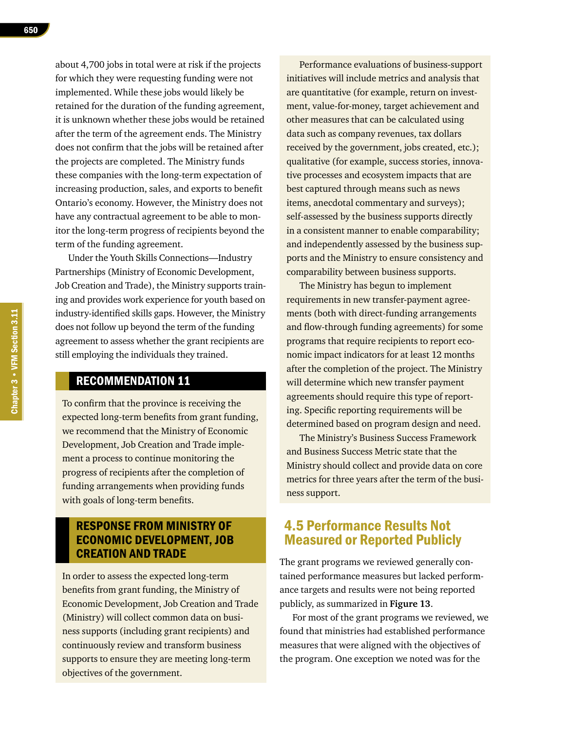about 4,700 jobs in total were at risk if the projects for which they were requesting funding were not implemented. While these jobs would likely be retained for the duration of the funding agreement, it is unknown whether these jobs would be retained after the term of the agreement ends. The Ministry does not confirm that the jobs will be retained after the projects are completed. The Ministry funds these companies with the long-term expectation of increasing production, sales, and exports to benefit Ontario's economy. However, the Ministry does not have any contractual agreement to be able to monitor the long-term progress of recipients beyond the term of the funding agreement.

Under the Youth Skills Connections—Industry Partnerships (Ministry of Economic Development, Job Creation and Trade), the Ministry supports training and provides work experience for youth based on industry-identified skills gaps. However, the Ministry does not follow up beyond the term of the funding agreement to assess whether the grant recipients are still employing the individuals they trained.

## RECOMMENDATION 11

To confirm that the province is receiving the expected long-term benefits from grant funding, we recommend that the Ministry of Economic Development, Job Creation and Trade implement a process to continue monitoring the progress of recipients after the completion of funding arrangements when providing funds with goals of long-term benefits.

## RESPONSE FROM MINISTRY OF ECONOMIC DEVELOPMENT, JOB CREATION AND TRADE

In order to assess the expected long-term benefits from grant funding, the Ministry of Economic Development, Job Creation and Trade (Ministry) will collect common data on business supports (including grant recipients) and continuously review and transform business supports to ensure they are meeting long-term objectives of the government.

Performance evaluations of business-support initiatives will include metrics and analysis that are quantitative (for example, return on investment, value-for-money, target achievement and other measures that can be calculated using data such as company revenues, tax dollars received by the government, jobs created, etc.); qualitative (for example, success stories, innovative processes and ecosystem impacts that are best captured through means such as news items, anecdotal commentary and surveys); self-assessed by the business supports directly in a consistent manner to enable comparability; and independently assessed by the business supports and the Ministry to ensure consistency and comparability between business supports.

The Ministry has begun to implement requirements in new transfer-payment agreements (both with direct-funding arrangements and flow-through funding agreements) for some programs that require recipients to report economic impact indicators for at least 12 months after the completion of the project. The Ministry will determine which new transfer payment agreements should require this type of reporting. Specific reporting requirements will be determined based on program design and need.

The Ministry's Business Success Framework and Business Success Metric state that the Ministry should collect and provide data on core metrics for three years after the term of the business support.

## 4.5 Performance Results Not Measured or Reported Publicly

The grant programs we reviewed generally contained performance measures but lacked performance targets and results were not being reported publicly, as summarized in **Figure 13**.

For most of the grant programs we reviewed, we found that ministries had established performance measures that were aligned with the objectives of the program. One exception we noted was for the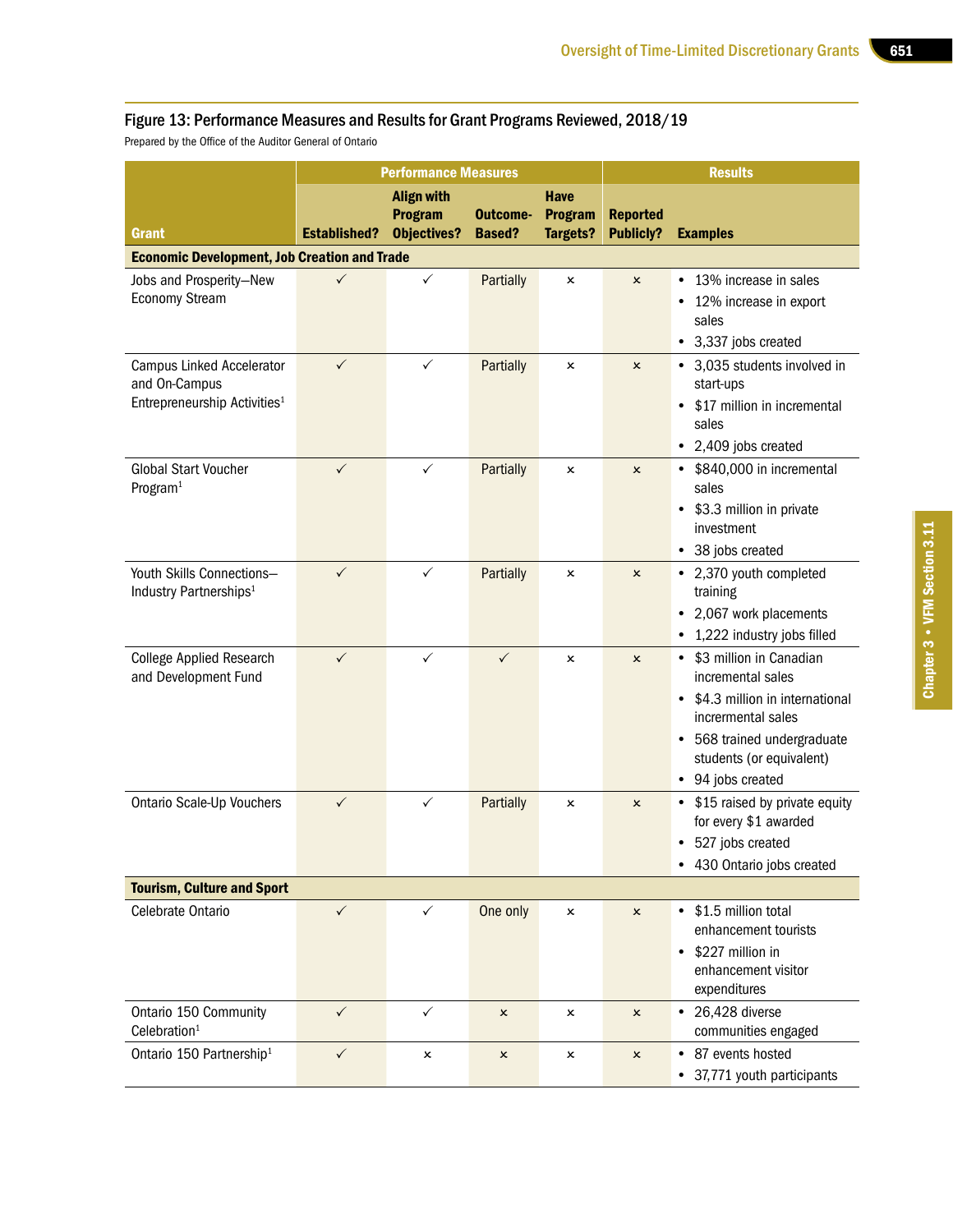## Figure 13: Performance Measures and Results for Grant Programs Reviewed, 2018/19

Prepared by the Office of the Auditor General of Ontario

| Grant | Performance Measures | | | | Results | |
|---|---|---|---|---|---|---|
| | Established? | Align with Program Objectives? | Outcome-Based? | Have Program Targets? | Reported Publicly? | Examples |
| **Economic Development, Job Creation and Trade** | | | | | | |
| Jobs and Prosperity—New Economy Stream | ✓ | ✓ | Partially | × | × | • 13% increase in sales<br>• 12% increase in export sales<br>• 3,337 jobs created |
| Campus Linked Accelerator and On-Campus Entrepreneurship Activities[1] | ✓ | ✓ | Partially | × | × | • 3,035 students involved in start-ups<br>• $17 million in incremental sales<br>• 2,409 jobs created |
| Global Start Voucher Program[1] | ✓ | ✓ | Partially | × | × | • $840,000 in incremental sales<br>• $3.3 million in private investment<br>• 38 jobs created |
| Youth Skills Connections–Industry Partnerships[1] | ✓ | ✓ | Partially | × | × | • 2,370 youth completed training<br>• 2,067 work placements<br>• 1,222 industry jobs filled |
| College Applied Research and Development Fund | ✓ | ✓ | ✓ | × | × | • $3 million in Canadian incremental sales<br>• $4.3 million in international incremental sales<br>• 568 trained undergraduate students (or equivalent)<br>• 94 jobs created |
| Ontario Scale-Up Vouchers | ✓ | ✓ | Partially | × | × | • $15 raised by private equity for every $1 awarded<br>• 527 jobs created<br>• 430 Ontario jobs created |
| **Tourism, Culture and Sport** | | | | | | |
| Celebrate Ontario | ✓ | ✓ | One only | × | × | • $1.5 million total enhancement tourists<br>• $227 million in enhancement visitor expenditures |
| Ontario 150 Community Celebration[1] | ✓ | ✓ | × | × | × | • 26,428 diverse communities engaged |
| Ontario 150 Partnership[1] | ✓ | × | × | × | × | • 87 events hosted<br>• 37,771 youth participants |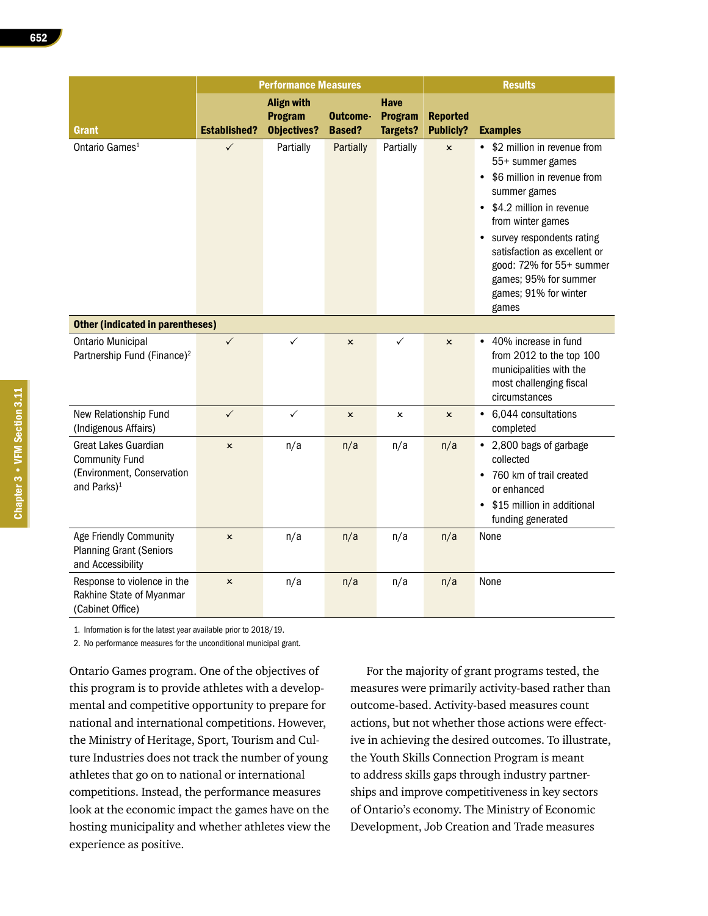| Grant | Performance Measures | | | | Results | |
|---|---|---|---|---|---|---|
| | Established? | Align with Program Objectives? | Outcome-Based? | Have Program Targets? | Reported Publicly? | Examples |
| Ontario Games[1] | ✓ | Partially | Partially | Partially | × | • $2 million in revenue from 55+ summer games<br>• $6 million in revenue from summer games<br>• $4.2 million in revenue from winter games<br>• survey respondents rating satisfaction as excellent or good: 72% for 55+ summer games; 95% for summer games; 91% for winter games |
| **Other (indicated in parentheses)** | | | | | | |
| Ontario Municipal Partnership Fund (Finance)[2] | ✓ | ✓ | × | ✓ | × | • 40% increase in fund from 2012 to the top 100 municipalities with the most challenging fiscal circumstances |
| New Relationship Fund (Indigenous Affairs) | ✓ | ✓ | × | × | × | • 6,044 consultations completed |
| Great Lakes Guardian Community Fund (Environment, Conservation and Parks)[1] | × | n/a | n/a | n/a | n/a | • 2,800 bags of garbage collected<br>• 760 km of trail created or enhanced<br>• $15 million in additional funding generated |
| Age Friendly Community Planning Grant (Seniors and Accessibility | × | n/a | n/a | n/a | n/a | None |
| Response to violence in the Rakhine State of Myanmar (Cabinet Office) | × | n/a | n/a | n/a | n/a | None |

1. Information is for the latest year available prior to 2018/19.
2. No performance measures for the unconditional municipal grant.

Ontario Games program. One of the objectives of this program is to provide athletes with a developmental and competitive opportunity to prepare for national and international competitions. However, the Ministry of Heritage, Sport, Tourism and Culture Industries does not track the number of young athletes that go on to national or international competitions. Instead, the performance measures look at the economic impact the games have on the hosting municipality and whether athletes view the experience as positive.

For the majority of grant programs tested, the measures were primarily activity-based rather than outcome-based. Activity-based measures count actions, but not whether those actions were effective in achieving the desired outcomes. To illustrate, the Youth Skills Connection Program is meant to address skills gaps through industry partnerships and improve competitiveness in key sectors of Ontario's economy. The Ministry of Economic Development, Job Creation and Trade measures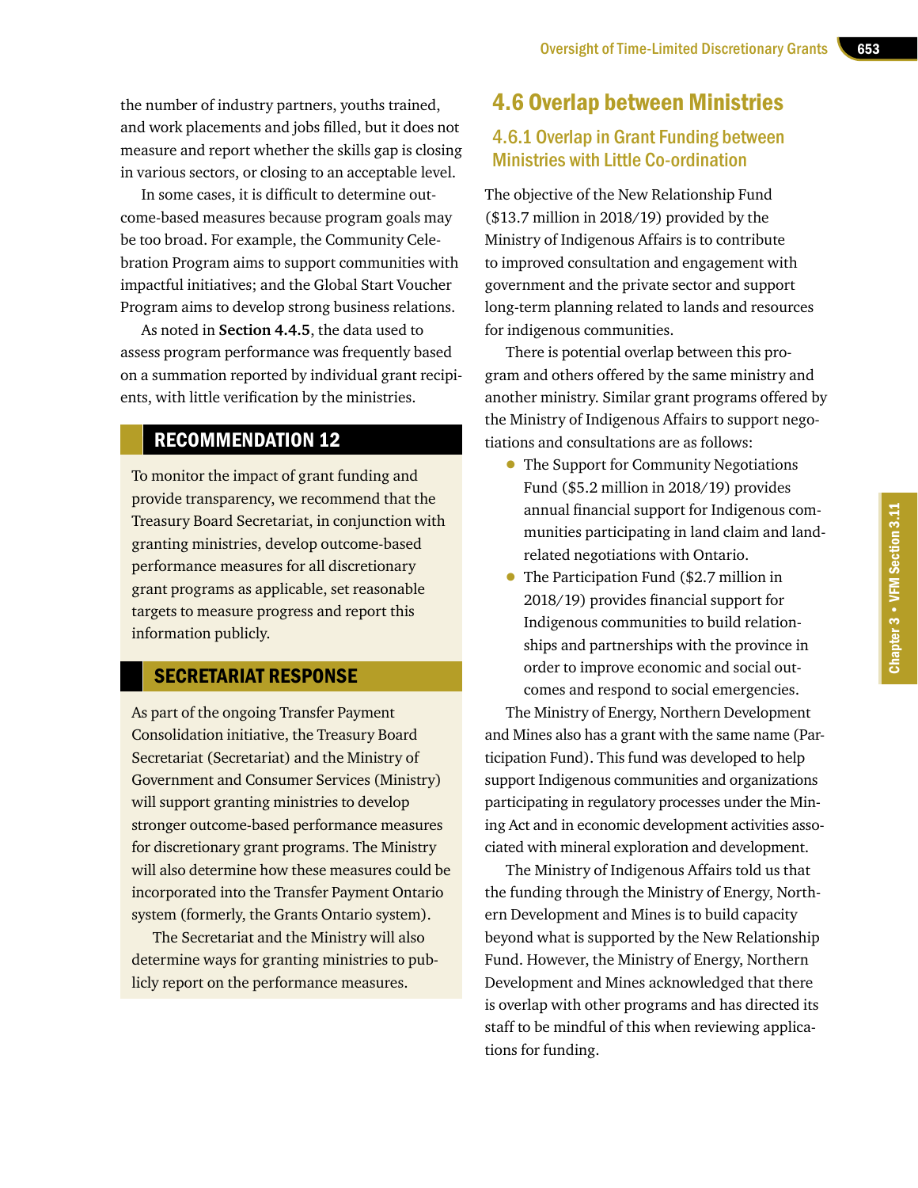the number of industry partners, youths trained, and work placements and jobs filled, but it does not measure and report whether the skills gap is closing in various sectors, or closing to an acceptable level.

In some cases, it is difficult to determine outcome-based measures because program goals may be too broad. For example, the Community Celebration Program aims to support communities with impactful initiatives; and the Global Start Voucher Program aims to develop strong business relations.

As noted in **Section 4.4.5**, the data used to assess program performance was frequently based on a summation reported by individual grant recipients, with little verification by the ministries.

## RECOMMENDATION 12

To monitor the impact of grant funding and provide transparency, we recommend that the Treasury Board Secretariat, in conjunction with granting ministries, develop outcome-based performance measures for all discretionary grant programs as applicable, set reasonable targets to measure progress and report this information publicly.

## SECRETARIAT RESPONSE

As part of the ongoing Transfer Payment Consolidation initiative, the Treasury Board Secretariat (Secretariat) and the Ministry of Government and Consumer Services (Ministry) will support granting ministries to develop stronger outcome-based performance measures for discretionary grant programs. The Ministry will also determine how these measures could be incorporated into the Transfer Payment Ontario system (formerly, the Grants Ontario system).

The Secretariat and the Ministry will also determine ways for granting ministries to publicly report on the performance measures.

## 4.6 Overlap between Ministries

### 4.6.1 Overlap in Grant Funding between Ministries with Little Co-ordination

The objective of the New Relationship Fund ($13.7 million in 2018/19) provided by the Ministry of Indigenous Affairs is to contribute to improved consultation and engagement with government and the private sector and support long-term planning related to lands and resources for indigenous communities.

There is potential overlap between this program and others offered by the same ministry and another ministry. Similar grant programs offered by the Ministry of Indigenous Affairs to support negotiations and consultations are as follows:

- The Support for Community Negotiations Fund ($5.2 million in 2018/19) provides annual financial support for Indigenous communities participating in land claim and land-related negotiations with Ontario.
- The Participation Fund ($2.7 million in 2018/19) provides financial support for Indigenous communities to build relationships and partnerships with the province in order to improve economic and social outcomes and respond to social emergencies.

The Ministry of Energy, Northern Development and Mines also has a grant with the same name (Participation Fund). This fund was developed to help support Indigenous communities and organizations participating in regulatory processes under the Mining Act and in economic development activities associated with mineral exploration and development.

The Ministry of Indigenous Affairs told us that the funding through the Ministry of Energy, Northern Development and Mines is to build capacity beyond what is supported by the New Relationship Fund. However, the Ministry of Energy, Northern Development and Mines acknowledged that there is overlap with other programs and has directed its staff to be mindful of this when reviewing applications for funding.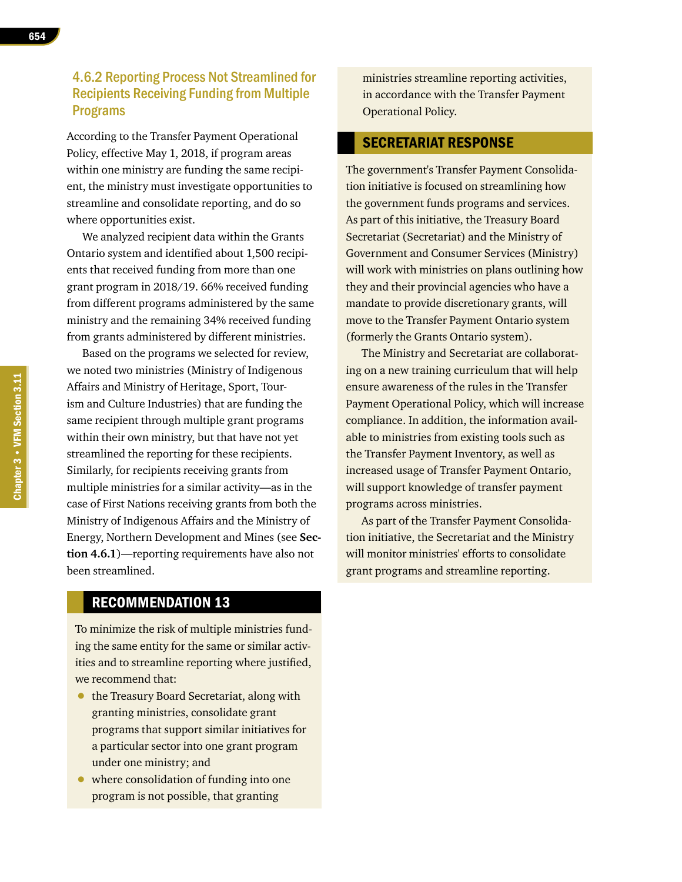### 4.6.2 Reporting Process Not Streamlined for Recipients Receiving Funding from Multiple Programs

According to the Transfer Payment Operational Policy, effective May 1, 2018, if program areas within one ministry are funding the same recipient, the ministry must investigate opportunities to streamline and consolidate reporting, and do so where opportunities exist.

We analyzed recipient data within the Grants Ontario system and identified about 1,500 recipients that received funding from more than one grant program in 2018/19. 66% received funding from different programs administered by the same ministry and the remaining 34% received funding from grants administered by different ministries.

Based on the programs we selected for review, we noted two ministries (Ministry of Indigenous Affairs and Ministry of Heritage, Sport, Tourism and Culture Industries) that are funding the same recipient through multiple grant programs within their own ministry, but that have not yet streamlined the reporting for these recipients. Similarly, for recipients receiving grants from multiple ministries for a similar activity—as in the case of First Nations receiving grants from both the Ministry of Indigenous Affairs and the Ministry of Energy, Northern Development and Mines (see **Section 4.6.1**)—reporting requirements have also not been streamlined.

## RECOMMENDATION 13

To minimize the risk of multiple ministries funding the same entity for the same or similar activities and to streamline reporting where justified, we recommend that:

- the Treasury Board Secretariat, along with granting ministries, consolidate grant programs that support similar initiatives for a particular sector into one grant program under one ministry; and
- where consolidation of funding into one program is not possible, that granting ministries streamline reporting activities, in accordance with the Transfer Payment Operational Policy.

## SECRETARIAT RESPONSE

The government's Transfer Payment Consolidation initiative is focused on streamlining how the government funds programs and services. As part of this initiative, the Treasury Board Secretariat (Secretariat) and the Ministry of Government and Consumer Services (Ministry) will work with ministries on plans outlining how they and their provincial agencies who have a mandate to provide discretionary grants, will move to the Transfer Payment Ontario system (formerly the Grants Ontario system).

The Ministry and Secretariat are collaborating on a new training curriculum that will help ensure awareness of the rules in the Transfer Payment Operational Policy, which will increase compliance. In addition, the information available to ministries from existing tools such as the Transfer Payment Inventory, as well as increased usage of Transfer Payment Ontario, will support knowledge of transfer payment programs across ministries.

As part of the Transfer Payment Consolidation initiative, the Secretariat and the Ministry will monitor ministries' efforts to consolidate grant programs and streamline reporting.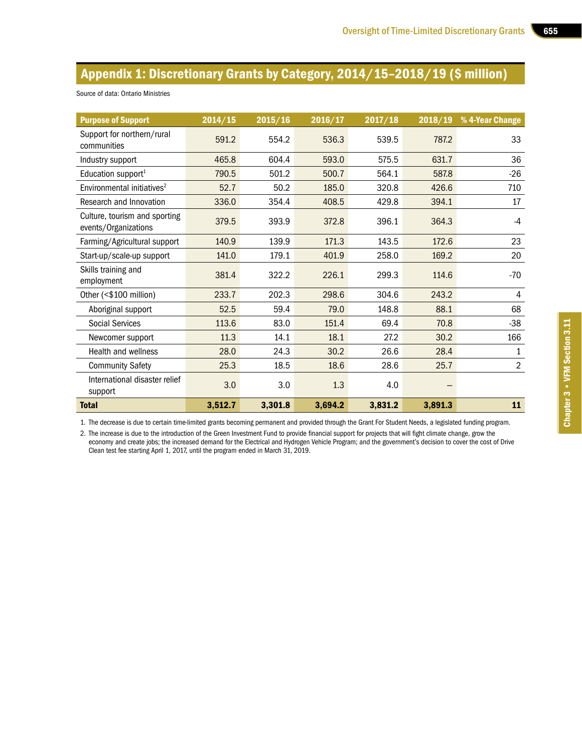## Appendix 1: Discretionary Grants by Category, 2014/15–2018/19 ($ million)

Source of data: Ontario Ministries

| Purpose of Support | 2014/15 | 2015/16 | 2016/17 | 2017/18 | 2018/19 | % 4-Year Change |
|---|---|---|---|---|---|---|
| Support for northern/rural communities | 591.2 | 554.2 | 536.3 | 539.5 | 787.2 | 33 |
| Industry support | 465.8 | 604.4 | 593.0 | 575.5 | 631.7 | 36 |
| Education support[1] | 790.5 | 501.2 | 500.7 | 564.1 | 587.8 | -26 |
| Environmental initiatives[2] | 52.7 | 50.2 | 185.0 | 320.8 | 426.6 | 710 |
| Research and Innovation | 336.0 | 354.4 | 408.5 | 429.8 | 394.1 | 17 |
| Culture, tourism and sporting events/Organizations | 379.5 | 393.9 | 372.8 | 396.1 | 364.3 | -4 |
| Farming/Agricultural support | 140.9 | 139.9 | 171.3 | 143.5 | 172.6 | 23 |
| Start-up/scale-up support | 141.0 | 179.1 | 401.9 | 258.0 | 169.2 | 20 |
| Skills training and employment | 381.4 | 322.2 | 226.1 | 299.3 | 114.6 | -70 |
| Other (<$100 million) | 233.7 | 202.3 | 298.6 | 304.6 | 243.2 | 4 |
| Aboriginal support | 52.5 | 59.4 | 79.0 | 148.8 | 88.1 | 68 |
| Social Services | 113.6 | 83.0 | 151.4 | 69.4 | 70.8 | -38 |
| Newcomer support | 11.3 | 14.1 | 18.1 | 27.2 | 30.2 | 166 |
| Health and wellness | 28.0 | 24.3 | 30.2 | 26.6 | 28.4 | 1 |
| Community Safety | 25.3 | 18.5 | 18.6 | 28.6 | 25.7 | 2 |
| International disaster relief support | 3.0 | 3.0 | 1.3 | 4.0 | – | |
| **Total** | **3,512.7** | **3,301.8** | **3,694.2** | **3,831.2** | **3,891.3** | **11** |

1. The decrease is due to certain time-limited grants becoming permanent and provided through the Grant For Student Needs, a legislated funding program.

2. The increase is due to the introduction of the Green Investment Fund to provide financial support for projects that will fight climate change, grow the economy and create jobs; the increased demand for the Electrical and Hydrogen Vehicle Program; and the government's decision to cover the cost of Drive Clean test fee starting April 1, 2017, until the program ended in March 31, 2019.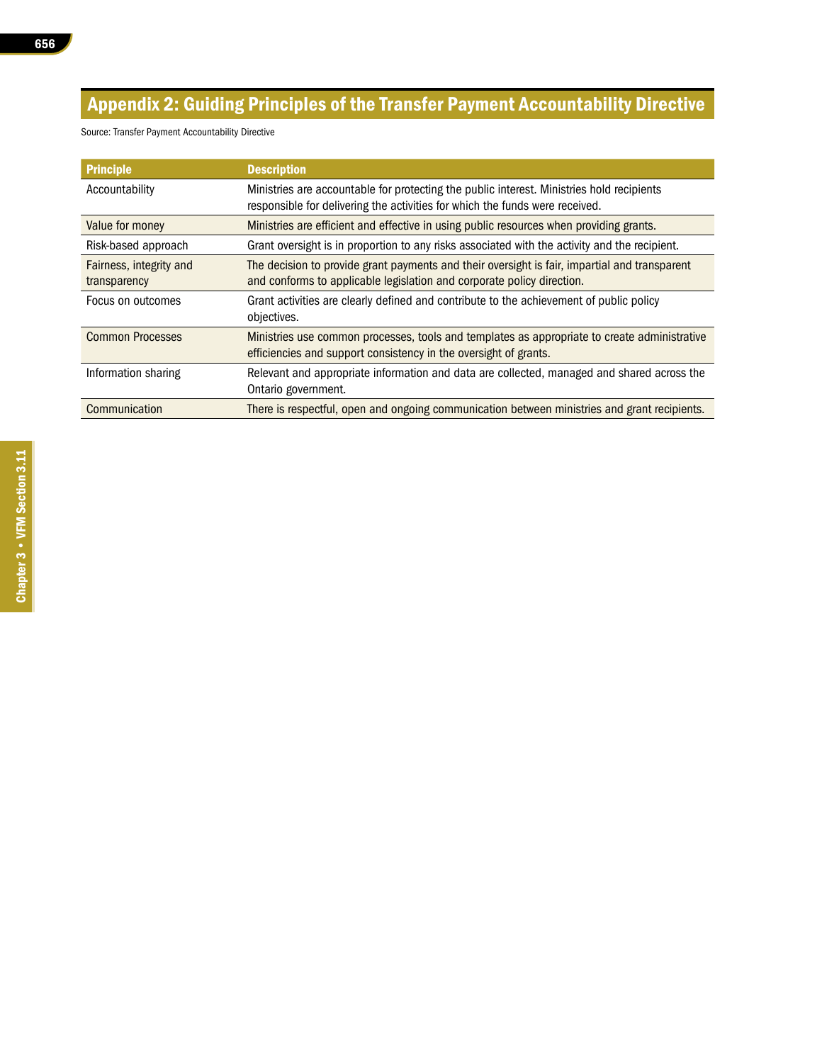## Appendix 2: Guiding Principles of the Transfer Payment Accountability Directive

Source: Transfer Payment Accountability Directive

| Principle | Description |
|---|---|
| Accountability | Ministries are accountable for protecting the public interest. Ministries hold recipients responsible for delivering the activities for which the funds were received. |
| Value for money | Ministries are efficient and effective in using public resources when providing grants. |
| Risk-based approach | Grant oversight is in proportion to any risks associated with the activity and the recipient. |
| Fairness, integrity and transparency | The decision to provide grant payments and their oversight is fair, impartial and transparent and conforms to applicable legislation and corporate policy direction. |
| Focus on outcomes | Grant activities are clearly defined and contribute to the achievement of public policy objectives. |
| Common Processes | Ministries use common processes, tools and templates as appropriate to create administrative efficiencies and support consistency in the oversight of grants. |
| Information sharing | Relevant and appropriate information and data are collected, managed and shared across the Ontario government. |
| Communication | There is respectful, open and ongoing communication between ministries and grant recipients. |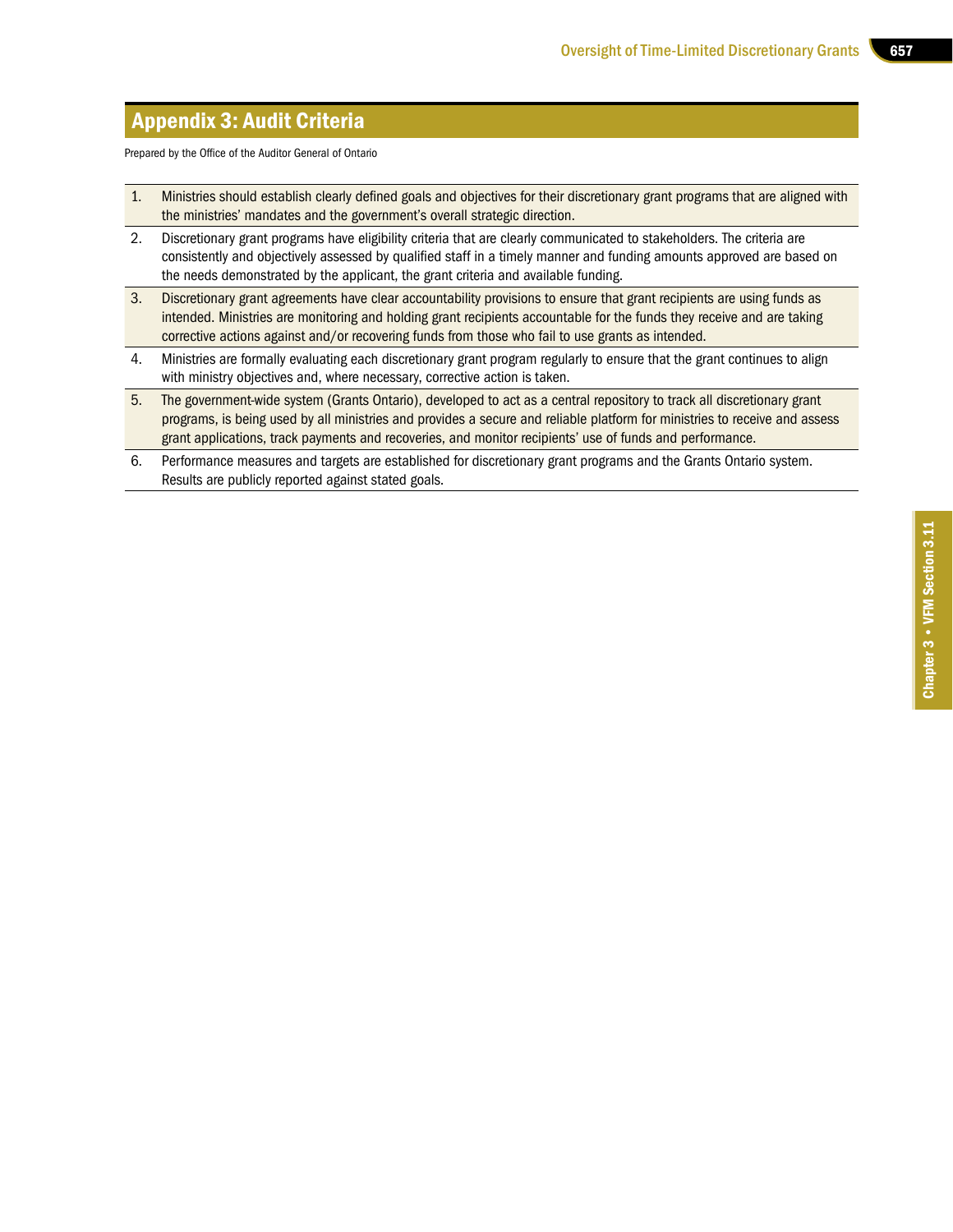## Appendix 3: Audit Criteria

Prepared by the Office of the Auditor General of Ontario

| | |
|---|---|
| 1. | Ministries should establish clearly defined goals and objectives for their discretionary grant programs that are aligned with the ministries' mandates and the government's overall strategic direction. |
| 2. | Discretionary grant programs have eligibility criteria that are clearly communicated to stakeholders. The criteria are consistently and objectively assessed by qualified staff in a timely manner and funding amounts approved are based on the needs demonstrated by the applicant, the grant criteria and available funding. |
| 3. | Discretionary grant agreements have clear accountability provisions to ensure that grant recipients are using funds as intended. Ministries are monitoring and holding grant recipients accountable for the funds they receive and are taking corrective actions against and/or recovering funds from those who fail to use grants as intended. |
| 4. | Ministries are formally evaluating each discretionary grant program regularly to ensure that the grant continues to align with ministry objectives and, where necessary, corrective action is taken. |
| 5. | The government-wide system (Grants Ontario), developed to act as a central repository to track all discretionary grant programs, is being used by all ministries and provides a secure and reliable platform for ministries to receive and assess grant applications, track payments and recoveries, and monitor recipients' use of funds and performance. |
| 6. | Performance measures and targets are established for discretionary grant programs and the Grants Ontario system. Results are publicly reported against stated goals. |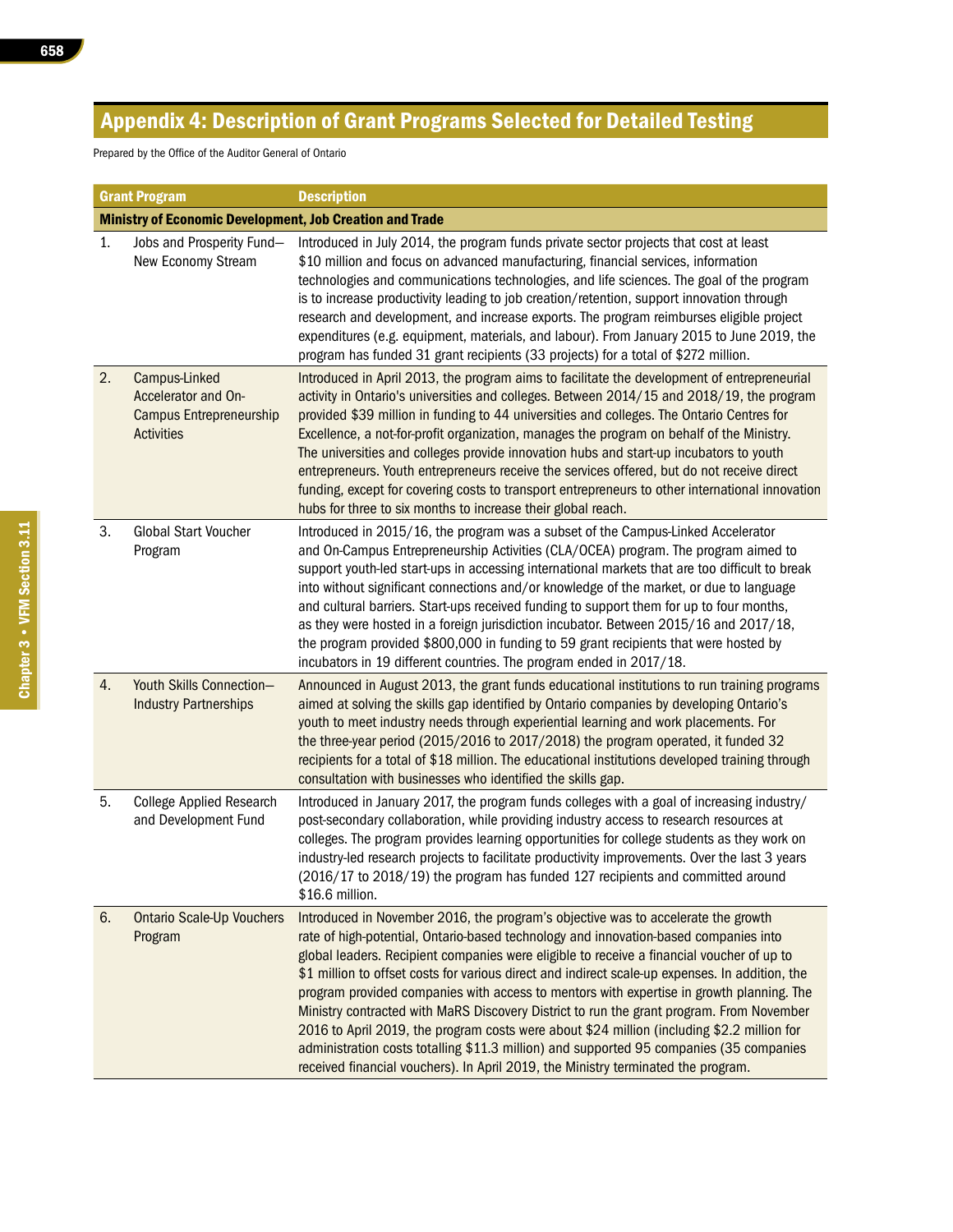## Appendix 4: Description of Grant Programs Selected for Detailed Testing

Prepared by the Office of the Auditor General of Ontario

| | Grant Program | Description |
|---|---|---|
| **Ministry of Economic Development, Job Creation and Trade** | | |
| 1. | Jobs and Prosperity Fund—New Economy Stream | Introduced in July 2014, the program funds private sector projects that cost at least $10 million and focus on advanced manufacturing, financial services, information technologies and communications technologies, and life sciences. The goal of the program is to increase productivity leading to job creation/retention, support innovation through research and development, and increase exports. The program reimburses eligible project expenditures (e.g. equipment, materials, and labour). From January 2015 to June 2019, the program has funded 31 grant recipients (33 projects) for a total of $272 million. |
| 2. | Campus-Linked Accelerator and On-Campus Entrepreneurship Activities | Introduced in April 2013, the program aims to facilitate the development of entrepreneurial activity in Ontario's universities and colleges. Between 2014/15 and 2018/19, the program provided $39 million in funding to 44 universities and colleges. The Ontario Centres for Excellence, a not-for-profit organization, manages the program on behalf of the Ministry. The universities and colleges provide innovation hubs and start-up incubators to youth entrepreneurs. Youth entrepreneurs receive the services offered, but do not receive direct funding, except for covering costs to transport entrepreneurs to other international innovation hubs for three to six months to increase their global reach. |
| 3. | Global Start Voucher Program | Introduced in 2015/16, the program was a subset of the Campus-Linked Accelerator and On-Campus Entrepreneurship Activities (CLA/OCEA) program. The program aimed to support youth-led start-ups in accessing international markets that are too difficult to break into without significant connections and/or knowledge of the market, or due to language and cultural barriers. Start-ups received funding to support them for up to four months, as they were hosted in a foreign jurisdiction incubator. Between 2015/16 and 2017/18, the program provided $800,000 in funding to 59 grant recipients that were hosted by incubators in 19 different countries. The program ended in 2017/18. |
| 4. | Youth Skills Connection—Industry Partnerships | Announced in August 2013, the grant funds educational institutions to run training programs aimed at solving the skills gap identified by Ontario companies by developing Ontario's youth to meet industry needs through experiential learning and work placements. For the three-year period (2015/2016 to 2017/2018) the program operated, it funded 32 recipients for a total of $18 million. The educational institutions developed training through consultation with businesses who identified the skills gap. |
| 5. | College Applied Research and Development Fund | Introduced in January 2017, the program funds colleges with a goal of increasing industry/post-secondary collaboration, while providing industry access to research resources at colleges. The program provides learning opportunities for college students as they work on industry-led research projects to facilitate productivity improvements. Over the last 3 years (2016/17 to 2018/19) the program has funded 127 recipients and committed around $16.6 million. |
| 6. | Ontario Scale-Up Vouchers Program | Introduced in November 2016, the program's objective was to accelerate the growth rate of high-potential, Ontario-based technology and innovation-based companies into global leaders. Recipient companies were eligible to receive a financial voucher of up to $1 million to offset costs for various direct and indirect scale-up expenses. In addition, the program provided companies with access to mentors with expertise in growth planning. The Ministry contracted with MaRS Discovery District to run the grant program. From November 2016 to April 2019, the program costs were about $24 million (including $2.2 million for administration costs totalling $11.3 million) and supported 95 companies (35 companies received financial vouchers). In April 2019, the Ministry terminated the program. |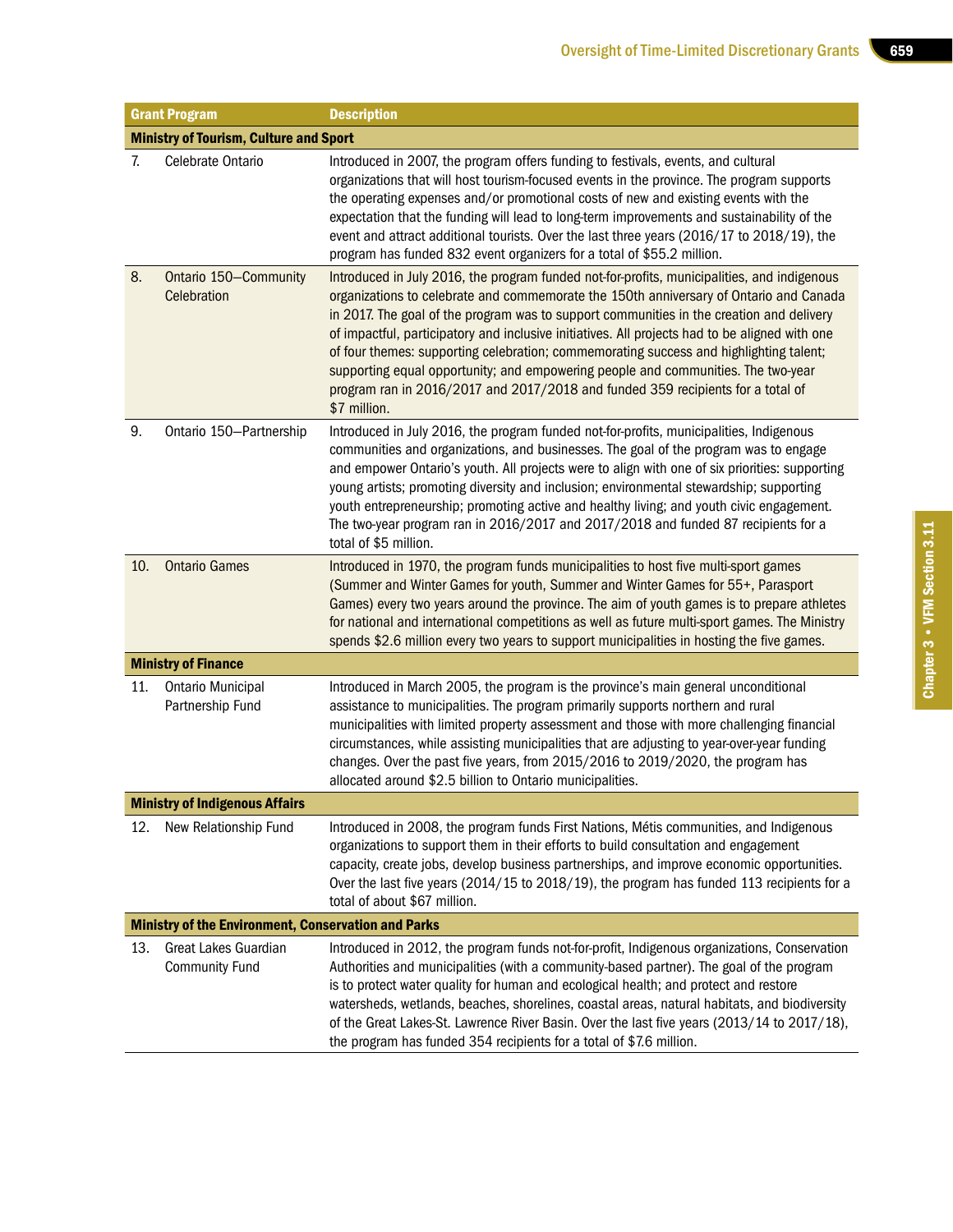| Grant Program | | Description |
|---|---|---|
| **Ministry of Tourism, Culture and Sport** | | |
| 7. | Celebrate Ontario | Introduced in 2007, the program offers funding to festivals, events, and cultural organizations that will host tourism-focused events in the province. The program supports the operating expenses and/or promotional costs of new and existing events with the expectation that the funding will lead to long-term improvements and sustainability of the event and attract additional tourists. Over the last three years (2016/17 to 2018/19), the program has funded 832 event organizers for a total of $55.2 million. |
| 8. | Ontario 150—Community Celebration | Introduced in July 2016, the program funded not-for-profits, municipalities, and indigenous organizations to celebrate and commemorate the 150th anniversary of Ontario and Canada in 2017. The goal of the program was to support communities in the creation and delivery of impactful, participatory and inclusive initiatives. All projects had to be aligned with one of four themes: supporting celebration; commemorating success and highlighting talent; supporting equal opportunity; and empowering people and communities. The two-year program ran in 2016/2017 and 2017/2018 and funded 359 recipients for a total of $7 million. |
| 9. | Ontario 150—Partnership | Introduced in July 2016, the program funded not-for-profits, municipalities, Indigenous communities and organizations, and businesses. The goal of the program was to engage and empower Ontario's youth. All projects were to align with one of six priorities: supporting young artists; promoting diversity and inclusion; environmental stewardship; supporting youth entrepreneurship; promoting active and healthy living; and youth civic engagement. The two-year program ran in 2016/2017 and 2017/2018 and funded 87 recipients for a total of $5 million. |
| 10. | Ontario Games | Introduced in 1970, the program funds municipalities to host five multi-sport games (Summer and Winter Games for youth, Summer and Winter Games for 55+, Parasport Games) every two years around the province. The aim of youth games is to prepare athletes for national and international competitions as well as future multi-sport games. The Ministry spends $2.6 million every two years to support municipalities in hosting the five games. |
| **Ministry of Finance** | | |
| 11. | Ontario Municipal Partnership Fund | Introduced in March 2005, the program is the province's main general unconditional assistance to municipalities. The program primarily supports northern and rural municipalities with limited property assessment and those with more challenging financial circumstances, while assisting municipalities that are adjusting to year-over-year funding changes. Over the past five years, from 2015/2016 to 2019/2020, the program has allocated around $2.5 billion to Ontario municipalities. |
| **Ministry of Indigenous Affairs** | | |
| 12. | New Relationship Fund | Introduced in 2008, the program funds First Nations, Métis communities, and Indigenous organizations to support them in their efforts to build consultation and engagement capacity, create jobs, develop business partnerships, and improve economic opportunities. Over the last five years (2014/15 to 2018/19), the program has funded 113 recipients for a total of about $67 million. |
| **Ministry of the Environment, Conservation and Parks** | | |
| 13. | Great Lakes Guardian Community Fund | Introduced in 2012, the program funds not-for-profit, Indigenous organizations, Conservation Authorities and municipalities (with a community-based partner). The goal of the program is to protect water quality for human and ecological health; and protect and restore watersheds, wetlands, beaches, shorelines, coastal areas, natural habitats, and biodiversity of the Great Lakes-St. Lawrence River Basin. Over the last five years (2013/14 to 2017/18), the program has funded 354 recipients for a total of $7.6 million. |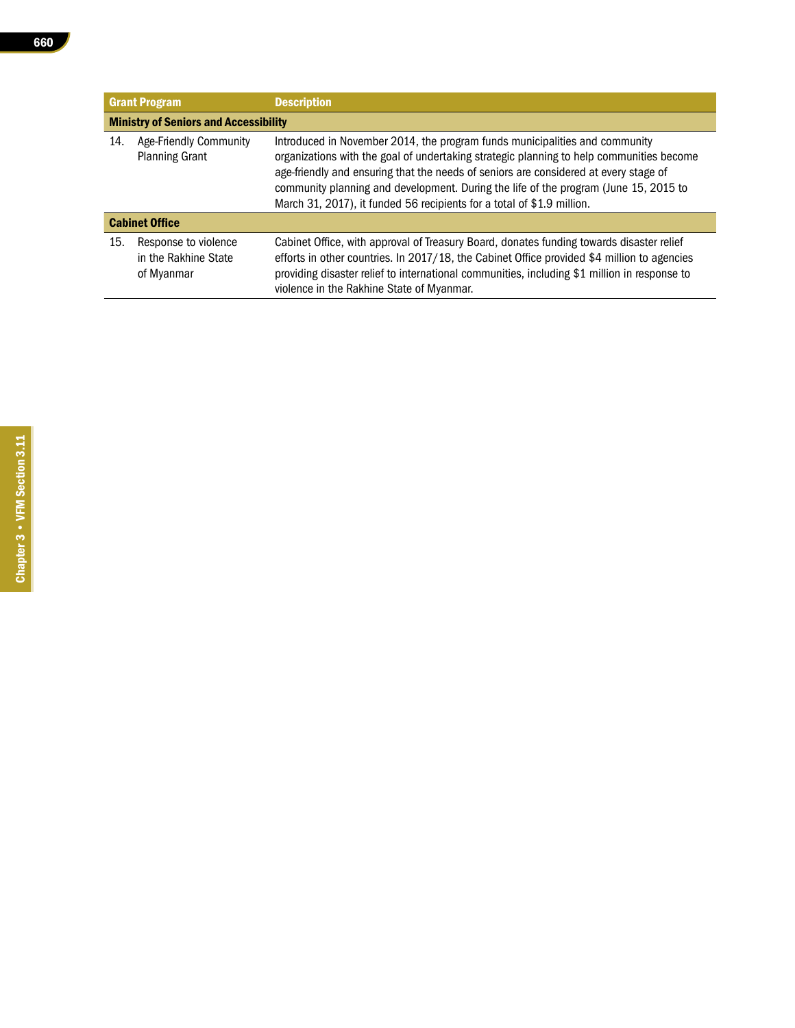| Grant Program | Description |
|---|---|
| **Ministry of Seniors and Accessibility** | |
| 14. Age-Friendly Community Planning Grant | Introduced in November 2014, the program funds municipalities and community organizations with the goal of undertaking strategic planning to help communities become age-friendly and ensuring that the needs of seniors are considered at every stage of community planning and development. During the life of the program (June 15, 2015 to March 31, 2017), it funded 56 recipients for a total of $1.9 million. |
| **Cabinet Office** | |
| 15. Response to violence in the Rakhine State of Myanmar | Cabinet Office, with approval of Treasury Board, donates funding towards disaster relief efforts in other countries. In 2017/18, the Cabinet Office provided $4 million to agencies providing disaster relief to international communities, including $1 million in response to violence in the Rakhine State of Myanmar. |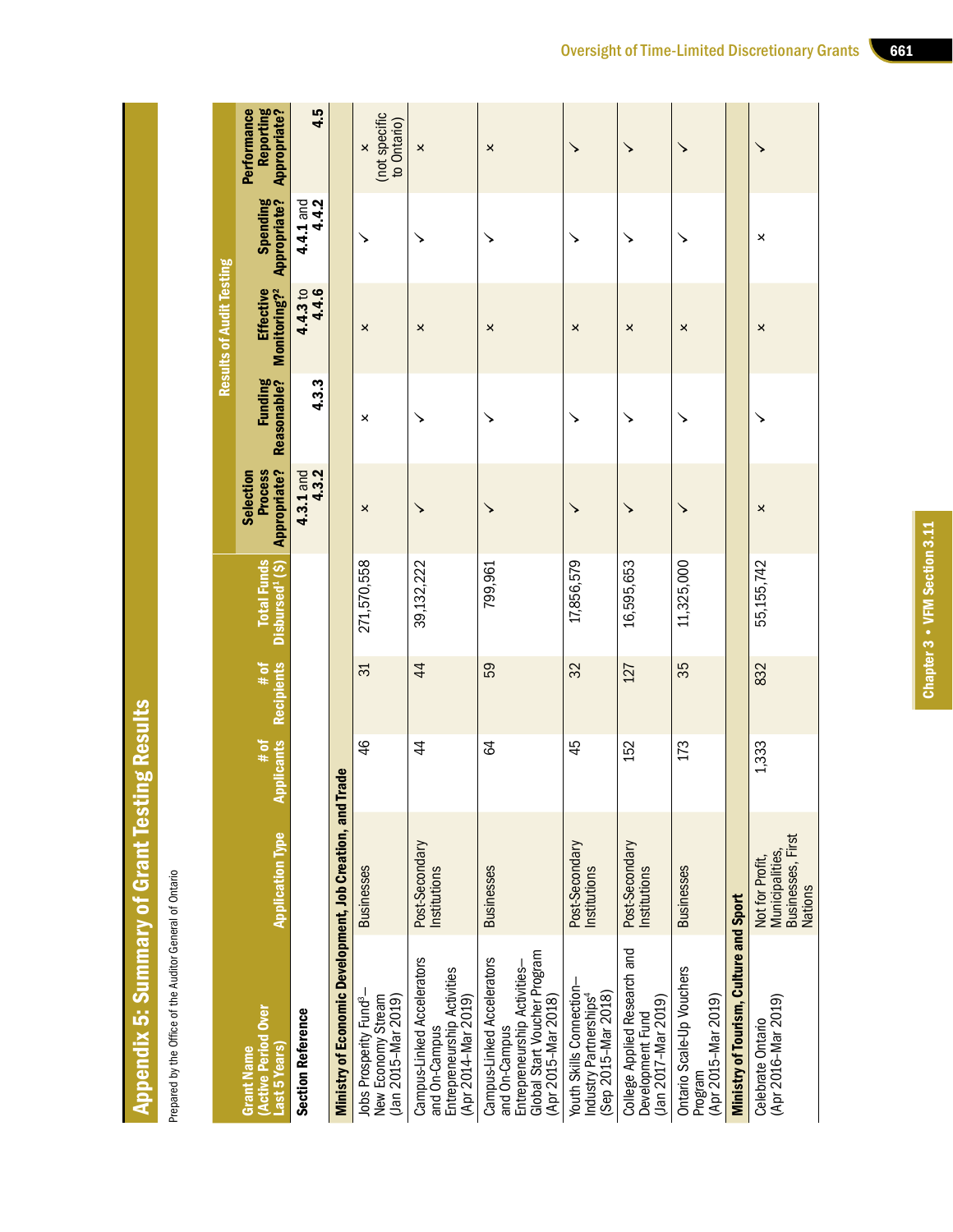## Appendix 5: Summary of Grant Testing Results

Prepared by the Office of the Auditor General of Ontario

| Grant Name (Active Period Over Last 5 Years) | Application Type | # of Applicants | # of Recipients | Total Funds Disbursed[1] ($) | Results of Audit Testing | | | | |
|---|---|---|---|---|---|---|---|---|---|
| | | | | | Selection Process Appropriate? | Funding Reasonable? | Effective Monitoring?[2] | Spending Appropriate? | Performance Reporting Appropriate? |
| **Section Reference** | | | | | **4.3.1** and **4.3.2** | **4.3.3** | **4.4.3** to **4.4.6** | **4.4.1** and **4.4.2** | **4.5** |
| **Ministry of Economic Development, Job Creation, and Trade** | | | | | | | | | |
| Jobs Prosperity Fund[3]—New Economy Stream (Jan 2015–Mar 2019) | Businesses | 46 | 31 | 271,570,558 | × | × | × | ✓ | × (not specific to Ontario) |
| Campus-Linked Accelerators and On-Campus Entrepreneurship Activities (Apr 2014–Mar 2019) | Post-Secondary Institutions | 44 | 44 | 39,132,222 | ✓ | ✓ | × | ✓ | × |
| Campus-Linked Accelerators and On-Campus Entrepreneurship Activities–Global Start Voucher Program (Apr 2015–Mar 2018) | Businesses | 64 | 59 | 799,961 | ✓ | ✓ | × | ✓ | × |
| Youth Skills Connection–Industry Partnerships[4] (Sep 2015–Mar 2018) | Post-Secondary Institutions | 45 | 32 | 17,856,579 | ✓ | ✓ | × | ✓ | ✓ |
| College Applied Research and Development Fund (Jan 2017–Mar 2019) | Post-Secondary Institutions | 152 | 127 | 16,595,653 | ✓ | ✓ | × | ✓ | ✓ |
| Ontario Scale-Up Vouchers Program (Apr 2015–Mar 2019) | Businesses | 173 | 35 | 11,325,000 | ✓ | ✓ | × | ✓ | ✓ |
| **Ministry of Tourism, Culture and Sport** | | | | | | | | | |
| Celebrate Ontario (Apr 2016–Mar 2019) | Not for Profit, Municipalities, Businesses, First Nations | 1,333 | 832 | 55,155,742 | × | ✓ | × | × | ✓ |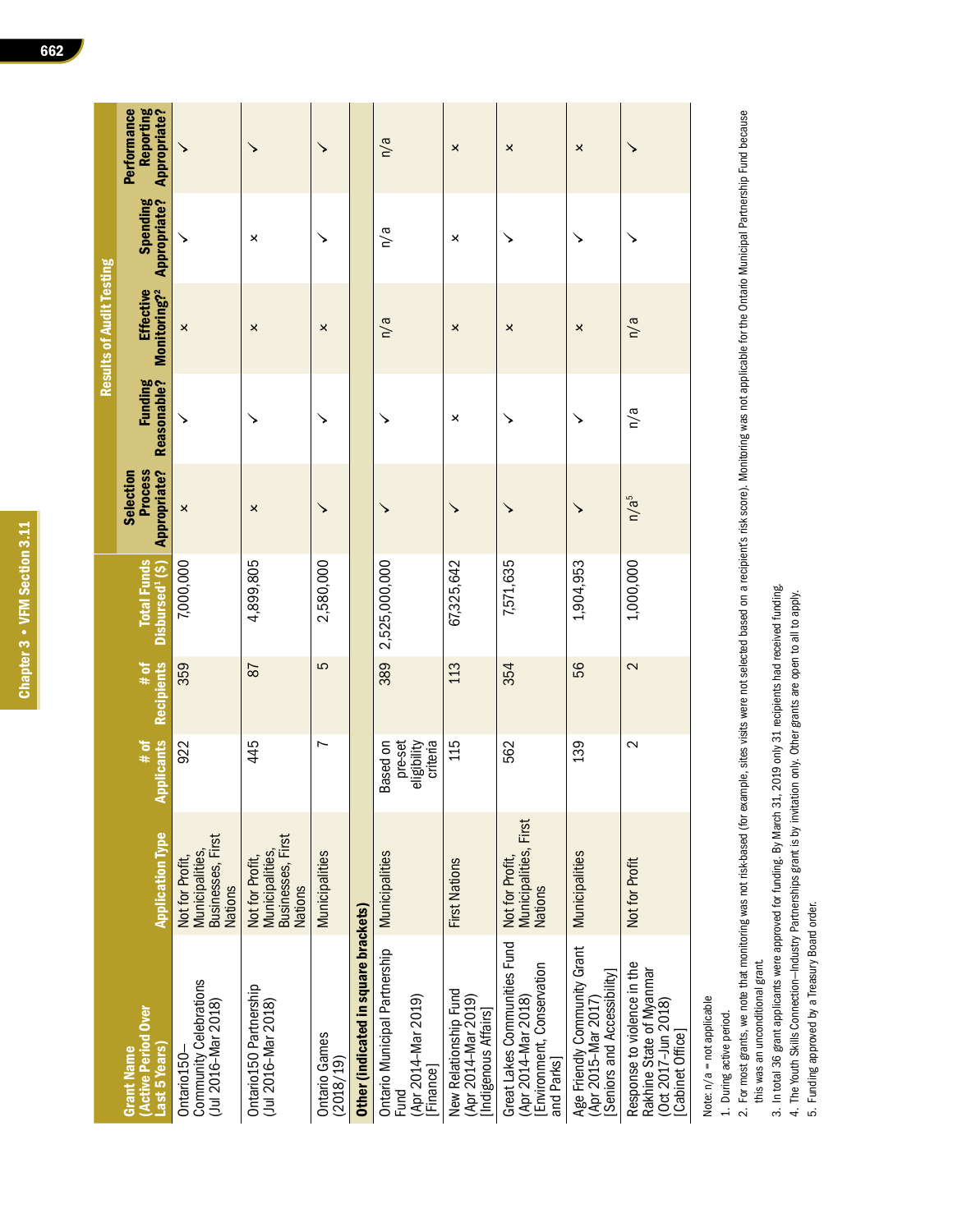| Grant Name (Active Period Over Last 5 Years) | Application Type | # of Applicants | # of Recipients | Total Funds Disbursed[1] ($) | Results of Audit Testing | | | | |
|---|---|---|---|---|---|---|---|---|---|
| | | | | | Selection Process Appropriate? | Funding Reasonable? | Effective Monitoring?[2] | Spending Appropriate? | Performance Reporting Appropriate? |
| Ontario150–Community Celebrations (Jul 2016–Mar 2018) | Not for Profit, Municipalities, Businesses, First Nations | 922 | 359 | 7,000,000 | × | ✓ | × | ✓ | ✓ |
| Ontario150 Partnership (Jul 2016–Mar 2018) | Not for Profit, Municipalities, Businesses, First Nations | 445 | 87 | 4,899,805 | × | ✓ | × | × | ✓ |
| Ontario Games (2018/19) | Municipalities | 7 | 5 | 2,580,000 | ✓ | ✓ | × | ✓ | ✓ |
| **Other (indicated in square brackets)** | | | | | | | | | |
| Ontario Municipal Partnership Fund (Apr 2014–Mar 2019) [Finance] | Municipalities | Based on pre-set eligibility criteria | 389 | 2,525,000,000 | ✓ | ✓ | n/a | n/a | n/a |
| New Relationship Fund (Apr 2014–Mar 2019) [Indigenous Affairs] | First Nations | 115 | 113 | 67,325,642 | ✓ | × | × | × | × |
| Great Lakes Communities Fund (Apr 2014–Mar 2018) [Environment, Conservation and Parks] | Not for Profit, Municipalities, First Nations | 562 | 354 | 7,571,635 | ✓ | ✓ | × | ✓ | × |
| Age Friendly Community Grant (Apr 2015–Mar 2017) [Seniors and Accessibility] | Municipalities | 139 | 56 | 1,904,953 | ✓ | ✓ | × | ✓ | × |
| Response to violence in the Rakhine State of Myanmar (Oct 2017–Jun 2018) [Cabinet Office] | Not for Profit | 2 | 2 | 1,000,000 | n/a[5] | n/a | n/a | ✓ | ✓ |

Note: n/a = not applicable

1. During active period.
2. For most grants, we note that monitoring was not risk-based (for example, sites visits were not selected based on a recipient's risk score). Monitoring was not applicable for the Ontario Municipal Partnership Fund because this was an unconditional grant.
3. In total 36 grant applicants were approved for funding. By March 31, 2019 only 31 recipients had received funding.
4. The Youth Skills Connection—Industry Partnerships grant is by invitation only. Other grants are open to all to apply.
5. Funding approved by a Treasury Board order.